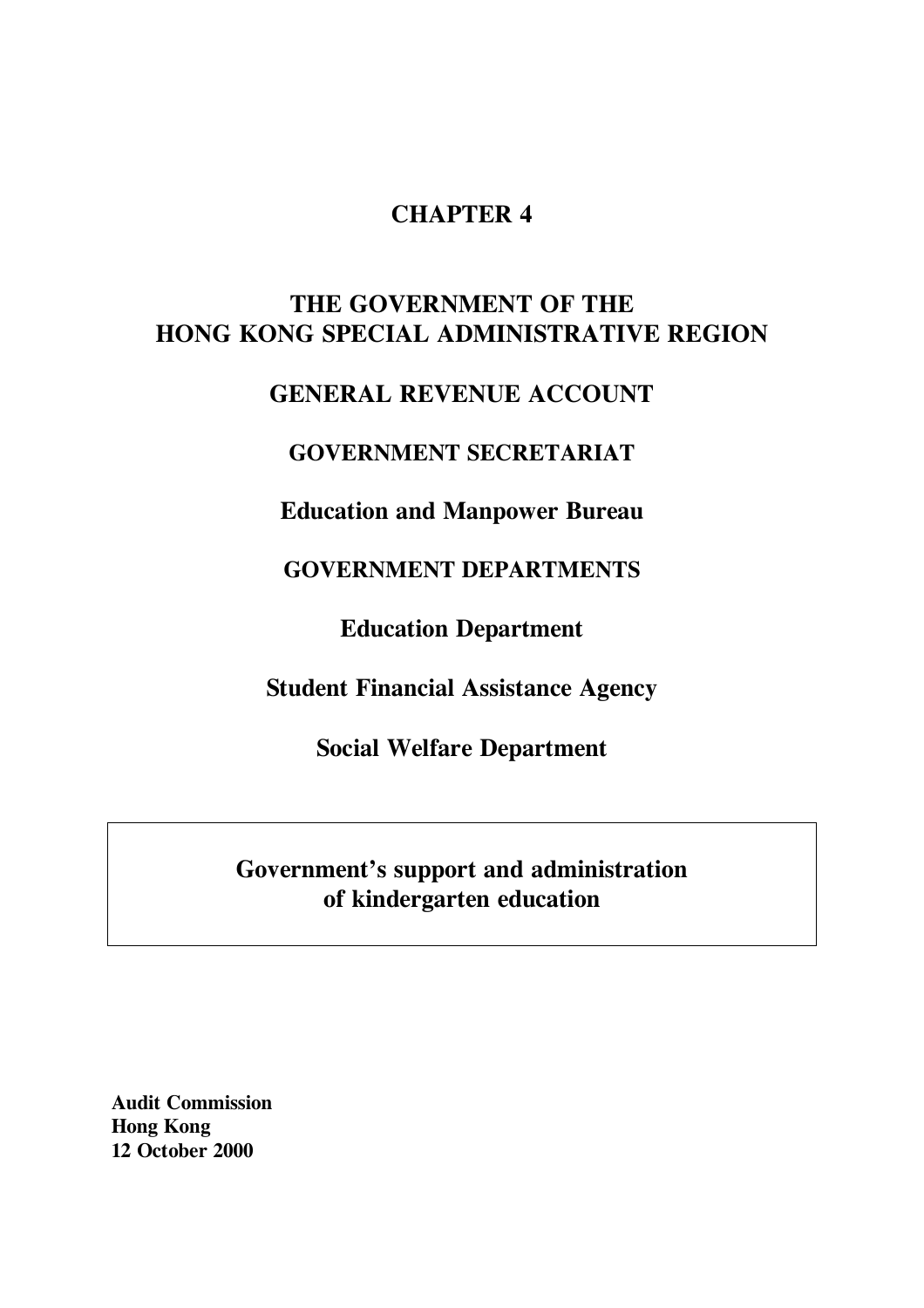# CHAPTER 4

## THE GOVERNMENT OF THE HONG KONG SPECIAL ADMINISTRATIVE REGION

## GENERAL REVENUE ACCOUNT

### GOVERNMENT SECRETARIAT

### Education and Manpower Bureau

### GOVERNMENT DEPARTMENTS

### Education Department

### Student Financial Assistance Agency

### Social Welfare Department

**Government's support and administration of kindergarten education**

**Audit Commission**
**Hong Kong**
**12 October 2000**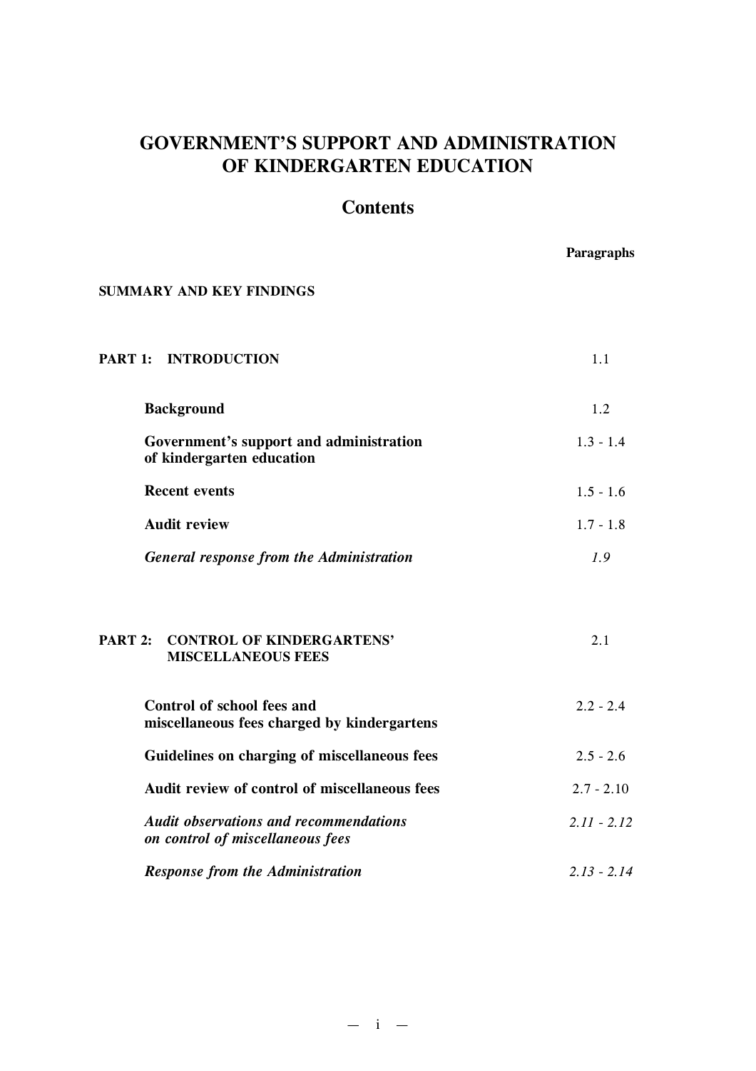# GOVERNMENT'S SUPPORT AND ADMINISTRATION OF KINDERGARTEN EDUCATION

## Contents

| | Paragraphs |
|---|---|
| **SUMMARY AND KEY FINDINGS** | |
| **PART 1: INTRODUCTION** | 1.1 |
| **Background** | 1.2 |
| **Government's support and administration of kindergarten education** | 1.3 - 1.4 |
| **Recent events** | 1.5 - 1.6 |
| **Audit review** | 1.7 - 1.8 |
| ***General response from the Administration*** | *1.9* |
| **PART 2: CONTROL OF KINDERGARTENS' MISCELLANEOUS FEES** | 2.1 |
| **Control of school fees and miscellaneous fees charged by kindergartens** | 2.2 - 2.4 |
| **Guidelines on charging of miscellaneous fees** | 2.5 - 2.6 |
| **Audit review of control of miscellaneous fees** | 2.7 - 2.10 |
| ***Audit observations and recommendations on control of miscellaneous fees*** | *2.11 - 2.12* |
| ***Response from the Administration*** | *2.13 - 2.14* |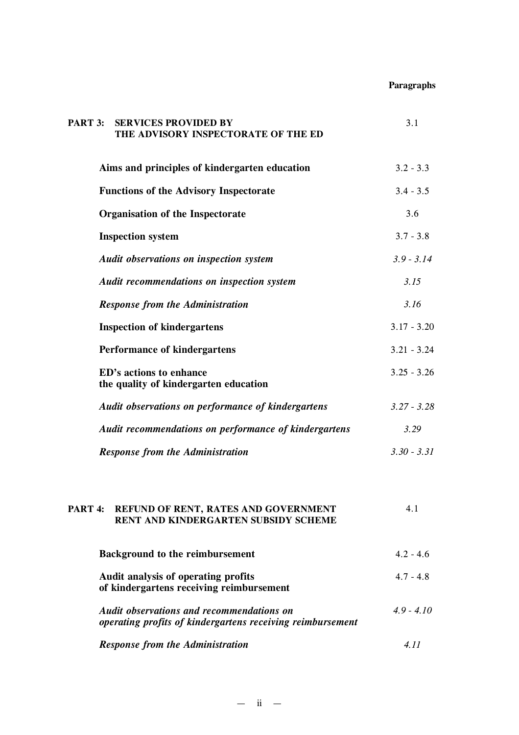| | Paragraphs |
|---|---|
| **PART 3: SERVICES PROVIDED BY THE ADVISORY INSPECTORATE OF THE ED** | 3.1 |
| **Aims and principles of kindergarten education** | 3.2 - 3.3 |
| **Functions of the Advisory Inspectorate** | 3.4 - 3.5 |
| **Organisation of the Inspectorate** | 3.6 |
| **Inspection system** | 3.7 - 3.8 |
| ***Audit observations on inspection system*** | *3.9 - 3.14* |
| ***Audit recommendations on inspection system*** | *3.15* |
| ***Response from the Administration*** | *3.16* |
| **Inspection of kindergartens** | 3.17 - 3.20 |
| **Performance of kindergartens** | 3.21 - 3.24 |
| **ED's actions to enhance the quality of kindergarten education** | 3.25 - 3.26 |
| ***Audit observations on performance of kindergartens*** | *3.27 - 3.28* |
| ***Audit recommendations on performance of kindergartens*** | *3.29* |
| ***Response from the Administration*** | *3.30 - 3.31* |
| **PART 4: REFUND OF RENT, RATES AND GOVERNMENT RENT AND KINDERGARTEN SUBSIDY SCHEME** | 4.1 |
| **Background to the reimbursement** | 4.2 - 4.6 |
| **Audit analysis of operating profits of kindergartens receiving reimbursement** | 4.7 - 4.8 |
| ***Audit observations and recommendations on operating profits of kindergartens receiving reimbursement*** | *4.9 - 4.10* |
| ***Response from the Administration*** | *4.11* |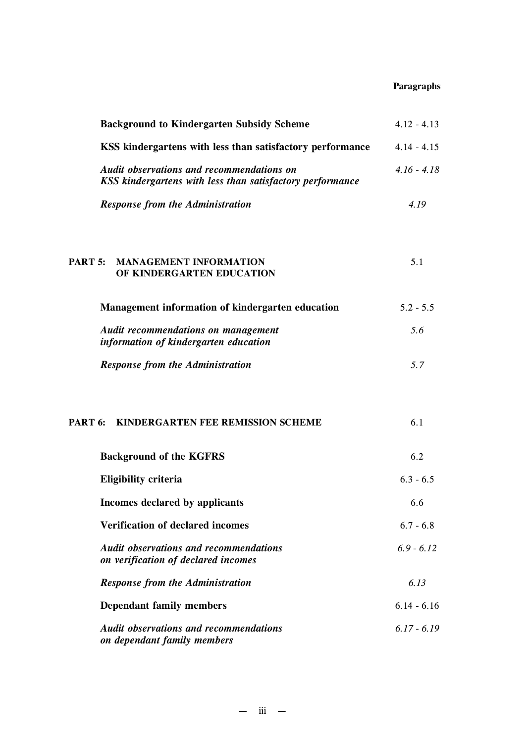| | Paragraphs |
|---|---|
| **Background to Kindergarten Subsidy Scheme** | 4.12 - 4.13 |
| **KSS kindergartens with less than satisfactory performance** | 4.14 - 4.15 |
| ***Audit observations and recommendations on KSS kindergartens with less than satisfactory performance*** | *4.16 - 4.18* |
| ***Response from the Administration*** | *4.19* |
| **PART 5: MANAGEMENT INFORMATION OF KINDERGARTEN EDUCATION** | 5.1 |
| **Management information of kindergarten education** | 5.2 - 5.5 |
| ***Audit recommendations on management information of kindergarten education*** | *5.6* |
| ***Response from the Administration*** | *5.7* |
| **PART 6: KINDERGARTEN FEE REMISSION SCHEME** | 6.1 |
| **Background of the KGFRS** | 6.2 |
| **Eligibility criteria** | 6.3 - 6.5 |
| **Incomes declared by applicants** | 6.6 |
| **Verification of declared incomes** | 6.7 - 6.8 |
| ***Audit observations and recommendations on verification of declared incomes*** | *6.9 - 6.12* |
| ***Response from the Administration*** | *6.13* |
| **Dependant family members** | 6.14 - 6.16 |
| ***Audit observations and recommendations on dependant family members*** | *6.17 - 6.19* |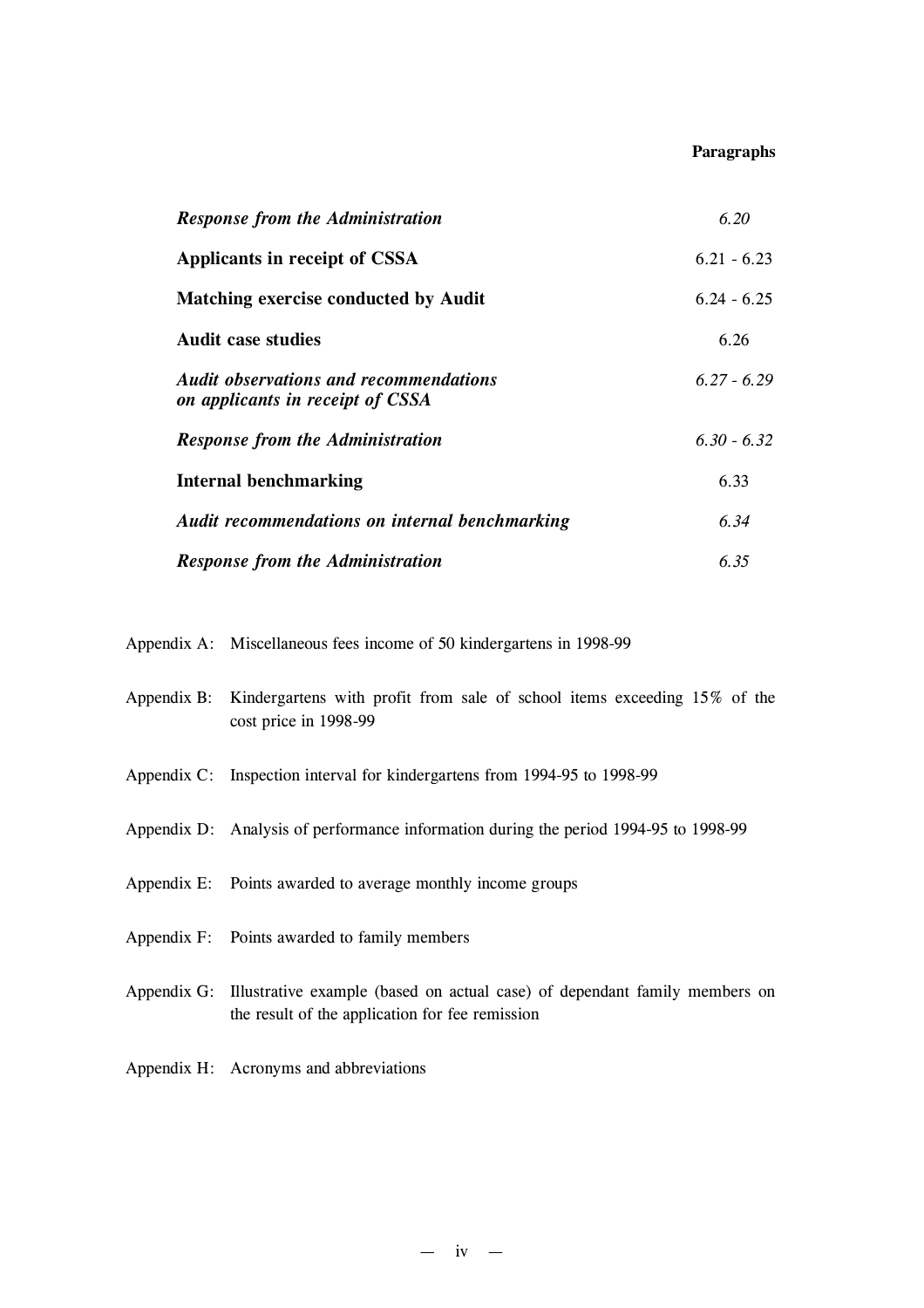| | Paragraphs |
|---|---|
| ***Response from the Administration*** | *6.20* |
| **Applicants in receipt of CSSA** | 6.21 - 6.23 |
| **Matching exercise conducted by Audit** | 6.24 - 6.25 |
| **Audit case studies** | 6.26 |
| ***Audit observations and recommendations on applicants in receipt of CSSA*** | *6.27 - 6.29* |
| ***Response from the Administration*** | *6.30 - 6.32* |
| **Internal benchmarking** | 6.33 |
| ***Audit recommendations on internal benchmarking*** | *6.34* |
| ***Response from the Administration*** | *6.35* |

Appendix A: Miscellaneous fees income of 50 kindergartens in 1998-99

Appendix B: Kindergartens with profit from sale of school items exceeding 15% of the cost price in 1998-99

Appendix C: Inspection interval for kindergartens from 1994-95 to 1998-99

Appendix D: Analysis of performance information during the period 1994-95 to 1998-99

Appendix E: Points awarded to average monthly income groups

Appendix F: Points awarded to family members

Appendix G: Illustrative example (based on actual case) of dependant family members on the result of the application for fee remission

Appendix H: Acronyms and abbreviations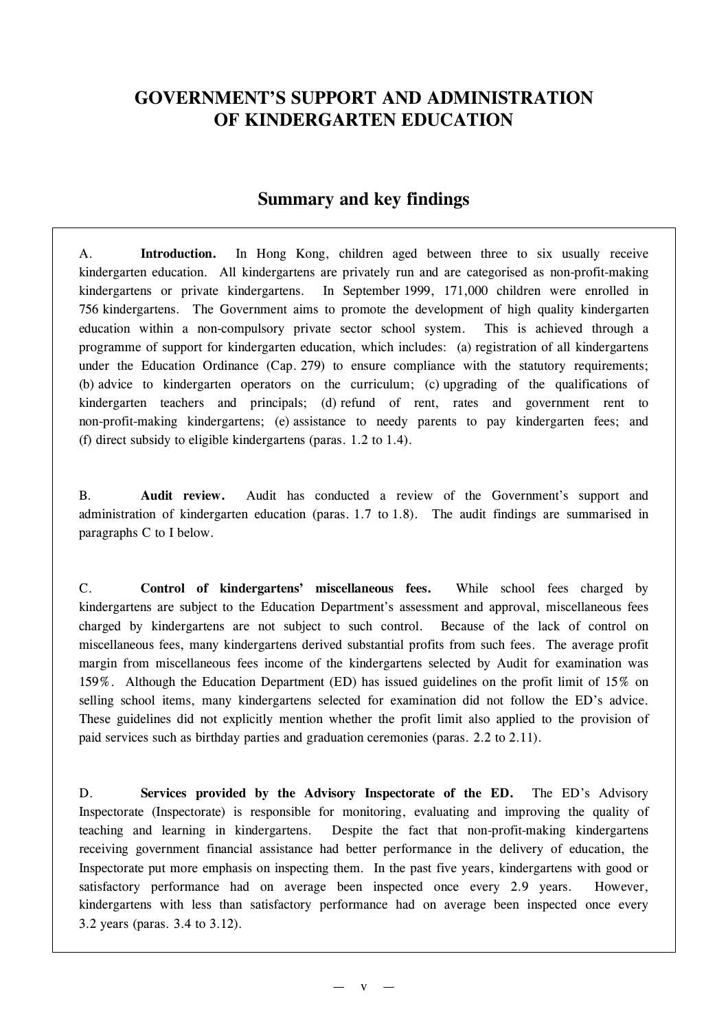# GOVERNMENT'S SUPPORT AND ADMINISTRATION OF KINDERGARTEN EDUCATION

## Summary and key findings

A. **Introduction.** In Hong Kong, children aged between three to six usually receive kindergarten education. All kindergartens are privately run and are categorised as non-profit-making kindergartens or private kindergartens. In September 1999, 171,000 children were enrolled in 756 kindergartens. The Government aims to promote the development of high quality kindergarten education within a non-compulsory private sector school system. This is achieved through a programme of support for kindergarten education, which includes: (a) registration of all kindergartens under the Education Ordinance (Cap. 279) to ensure compliance with the statutory requirements; (b) advice to kindergarten operators on the curriculum; (c) upgrading of the qualifications of kindergarten teachers and principals; (d) refund of rent, rates and government rent to non-profit-making kindergartens; (e) assistance to needy parents to pay kindergarten fees; and (f) direct subsidy to eligible kindergartens (paras. 1.2 to 1.4).

B. **Audit review.** Audit has conducted a review of the Government's support and administration of kindergarten education (paras. 1.7 to 1.8). The audit findings are summarised in paragraphs C to I below.

C. **Control of kindergartens' miscellaneous fees.** While school fees charged by kindergartens are subject to the Education Department's assessment and approval, miscellaneous fees charged by kindergartens are not subject to such control. Because of the lack of control on miscellaneous fees, many kindergartens derived substantial profits from such fees. The average profit margin from miscellaneous fees income of the kindergartens selected by Audit for examination was 159%. Although the Education Department (ED) has issued guidelines on the profit limit of 15% on selling school items, many kindergartens selected for examination did not follow the ED's advice. These guidelines did not explicitly mention whether the profit limit also applied to the provision of paid services such as birthday parties and graduation ceremonies (paras. 2.2 to 2.11).

D. **Services provided by the Advisory Inspectorate of the ED.** The ED's Advisory Inspectorate (Inspectorate) is responsible for monitoring, evaluating and improving the quality of teaching and learning in kindergartens. Despite the fact that non-profit-making kindergartens receiving government financial assistance had better performance in the delivery of education, the Inspectorate put more emphasis on inspecting them. In the past five years, kindergartens with good or satisfactory performance had on average been inspected once every 2.9 years. However, kindergartens with less than satisfactory performance had on average been inspected once every 3.2 years (paras. 3.4 to 3.12).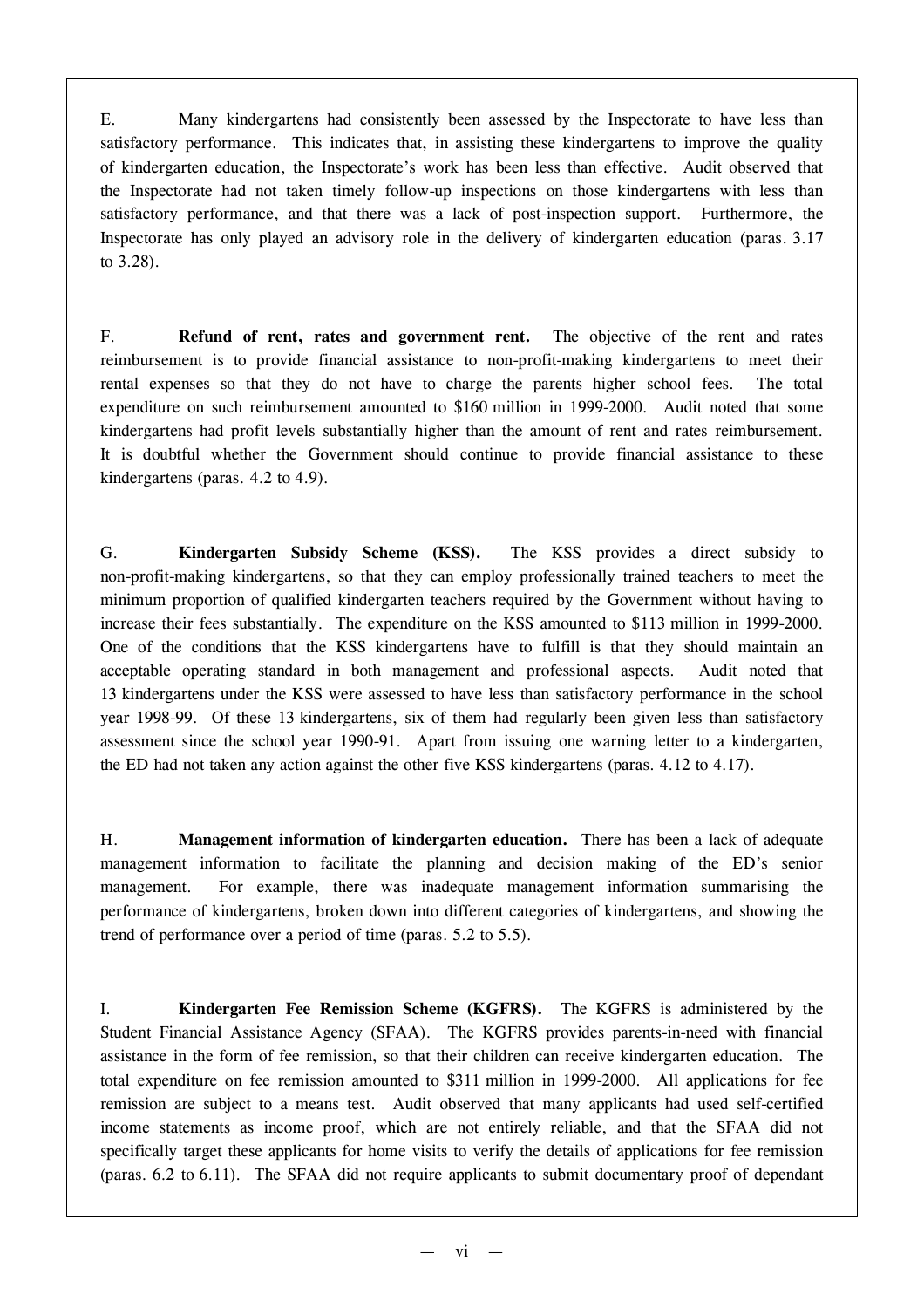E. Many kindergartens had consistently been assessed by the Inspectorate to have less than satisfactory performance. This indicates that, in assisting these kindergartens to improve the quality of kindergarten education, the Inspectorate's work has been less than effective. Audit observed that the Inspectorate had not taken timely follow-up inspections on those kindergartens with less than satisfactory performance, and that there was a lack of post-inspection support. Furthermore, the Inspectorate has only played an advisory role in the delivery of kindergarten education (paras. 3.17 to 3.28).

F. **Refund of rent, rates and government rent.** The objective of the rent and rates reimbursement is to provide financial assistance to non-profit-making kindergartens to meet their rental expenses so that they do not have to charge the parents higher school fees. The total expenditure on such reimbursement amounted to $160 million in 1999-2000. Audit noted that some kindergartens had profit levels substantially higher than the amount of rent and rates reimbursement. It is doubtful whether the Government should continue to provide financial assistance to these kindergartens (paras. 4.2 to 4.9).

G. **Kindergarten Subsidy Scheme (KSS).** The KSS provides a direct subsidy to non-profit-making kindergartens, so that they can employ professionally trained teachers to meet the minimum proportion of qualified kindergarten teachers required by the Government without having to increase their fees substantially. The expenditure on the KSS amounted to $113 million in 1999-2000. One of the conditions that the KSS kindergartens have to fulfill is that they should maintain an acceptable operating standard in both management and professional aspects. Audit noted that 13 kindergartens under the KSS were assessed to have less than satisfactory performance in the school year 1998-99. Of these 13 kindergartens, six of them had regularly been given less than satisfactory assessment since the school year 1990-91. Apart from issuing one warning letter to a kindergarten, the ED had not taken any action against the other five KSS kindergartens (paras. 4.12 to 4.17).

H. **Management information of kindergarten education.** There has been a lack of adequate management information to facilitate the planning and decision making of the ED's senior management. For example, there was inadequate management information summarising the performance of kindergartens, broken down into different categories of kindergartens, and showing the trend of performance over a period of time (paras. 5.2 to 5.5).

I. **Kindergarten Fee Remission Scheme (KGFRS).** The KGFRS is administered by the Student Financial Assistance Agency (SFAA). The KGFRS provides parents-in-need with financial assistance in the form of fee remission, so that their children can receive kindergarten education. The total expenditure on fee remission amounted to $311 million in 1999-2000. All applications for fee remission are subject to a means test. Audit observed that many applicants had used self-certified income statements as income proof, which are not entirely reliable, and that the SFAA did not specifically target these applicants for home visits to verify the details of applications for fee remission (paras. 6.2 to 6.11). The SFAA did not require applicants to submit documentary proof of dependant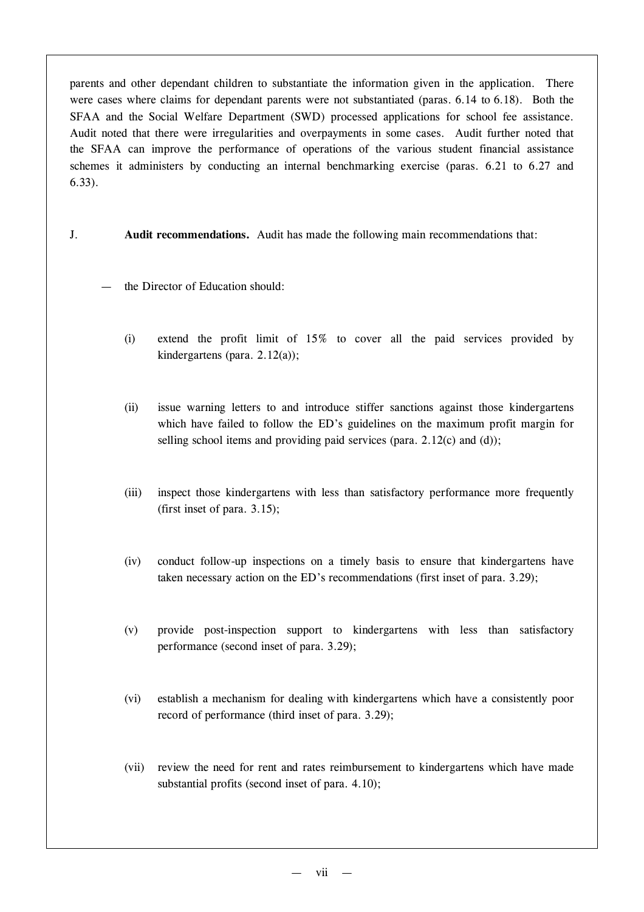parents and other dependant children to substantiate the information given in the application. There were cases where claims for dependant parents were not substantiated (paras. 6.14 to 6.18). Both the SFAA and the Social Welfare Department (SWD) processed applications for school fee assistance. Audit noted that there were irregularities and overpayments in some cases. Audit further noted that the SFAA can improve the performance of operations of the various student financial assistance schemes it administers by conducting an internal benchmarking exercise (paras. 6.21 to 6.27 and 6.33).

J. **Audit recommendations.** Audit has made the following main recommendations that:

— the Director of Education should:

(i) extend the profit limit of 15% to cover all the paid services provided by kindergartens (para. 2.12(a));

(ii) issue warning letters to and introduce stiffer sanctions against those kindergartens which have failed to follow the ED's guidelines on the maximum profit margin for selling school items and providing paid services (para. 2.12(c) and (d));

(iii) inspect those kindergartens with less than satisfactory performance more frequently (first inset of para. 3.15);

(iv) conduct follow-up inspections on a timely basis to ensure that kindergartens have taken necessary action on the ED's recommendations (first inset of para. 3.29);

(v) provide post-inspection support to kindergartens with less than satisfactory performance (second inset of para. 3.29);

(vi) establish a mechanism for dealing with kindergartens which have a consistently poor record of performance (third inset of para. 3.29);

(vii) review the need for rent and rates reimbursement to kindergartens which have made substantial profits (second inset of para. 4.10);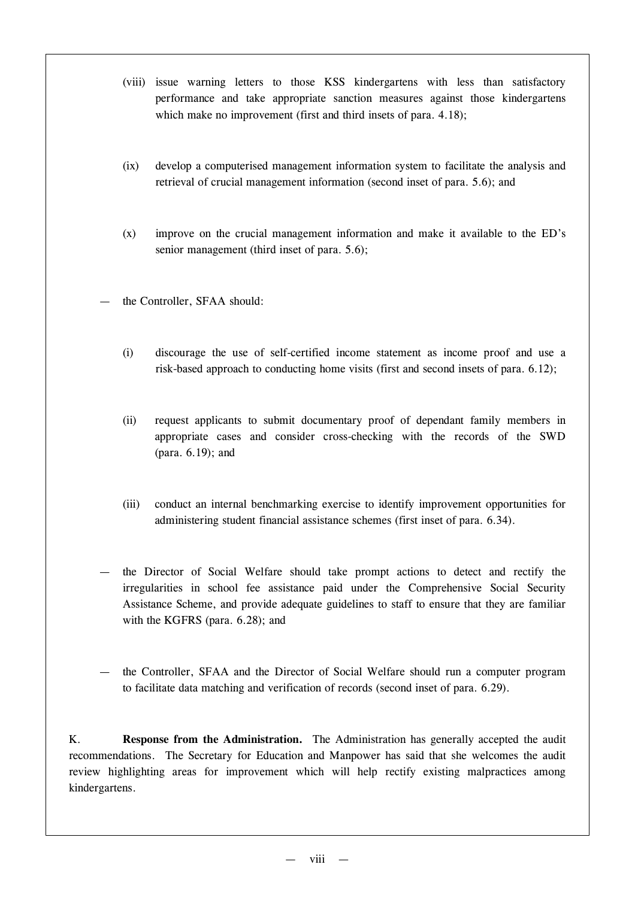(viii) issue warning letters to those KSS kindergartens with less than satisfactory performance and take appropriate sanction measures against those kindergartens which make no improvement (first and third insets of para. 4.18);

(ix) develop a computerised management information system to facilitate the analysis and retrieval of crucial management information (second inset of para. 5.6); and

(x) improve on the crucial management information and make it available to the ED's senior management (third inset of para. 5.6);

— the Controller, SFAA should:

(i) discourage the use of self-certified income statement as income proof and use a risk-based approach to conducting home visits (first and second insets of para. 6.12);

(ii) request applicants to submit documentary proof of dependant family members in appropriate cases and consider cross-checking with the records of the SWD (para. 6.19); and

(iii) conduct an internal benchmarking exercise to identify improvement opportunities for administering student financial assistance schemes (first inset of para. 6.34).

— the Director of Social Welfare should take prompt actions to detect and rectify the irregularities in school fee assistance paid under the Comprehensive Social Security Assistance Scheme, and provide adequate guidelines to staff to ensure that they are familiar with the KGFRS (para. 6.28); and

— the Controller, SFAA and the Director of Social Welfare should run a computer program to facilitate data matching and verification of records (second inset of para. 6.29).

K. **Response from the Administration.** The Administration has generally accepted the audit recommendations. The Secretary for Education and Manpower has said that she welcomes the audit review highlighting areas for improvement which will help rectify existing malpractices among kindergartens.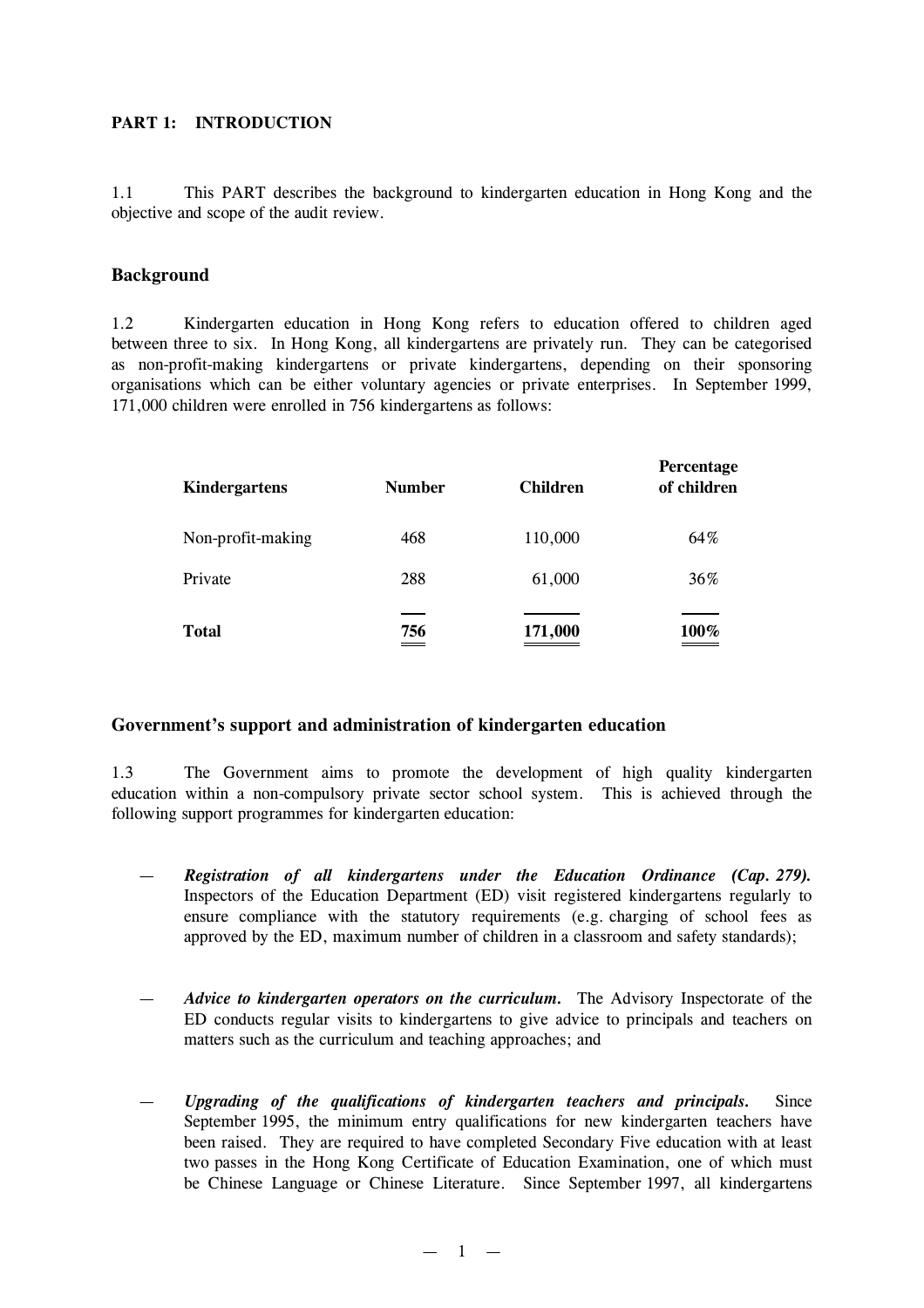## PART 1: INTRODUCTION

1.1 This PART describes the background to kindergarten education in Hong Kong and the objective and scope of the audit review.

### Background

1.2 Kindergarten education in Hong Kong refers to education offered to children aged between three to six. In Hong Kong, all kindergartens are privately run. They can be categorised as non-profit-making kindergartens or private kindergartens, depending on their sponsoring organisations which can be either voluntary agencies or private enterprises. In September 1999, 171,000 children were enrolled in 756 kindergartens as follows:

| Kindergartens | Number | Children | Percentage of children |
|---|---|---|---|
| Non-profit-making | 468 | 110,000 | 64% |
| Private | 288 | 61,000 | 36% |
| **Total** | **756** | **171,000** | **100%** |

### Government's support and administration of kindergarten education

1.3 The Government aims to promote the development of high quality kindergarten education within a non-compulsory private sector school system. This is achieved through the following support programmes for kindergarten education:

— ***Registration of all kindergartens under the Education Ordinance (Cap. 279).*** Inspectors of the Education Department (ED) visit registered kindergartens regularly to ensure compliance with the statutory requirements (e.g. charging of school fees as approved by the ED, maximum number of children in a classroom and safety standards);

— ***Advice to kindergarten operators on the curriculum.*** The Advisory Inspectorate of the ED conducts regular visits to kindergartens to give advice to principals and teachers on matters such as the curriculum and teaching approaches; and

— ***Upgrading of the qualifications of kindergarten teachers and principals.*** Since September 1995, the minimum entry qualifications for new kindergarten teachers have been raised. They are required to have completed Secondary Five education with at least two passes in the Hong Kong Certificate of Education Examination, one of which must be Chinese Language or Chinese Literature. Since September 1997, all kindergartens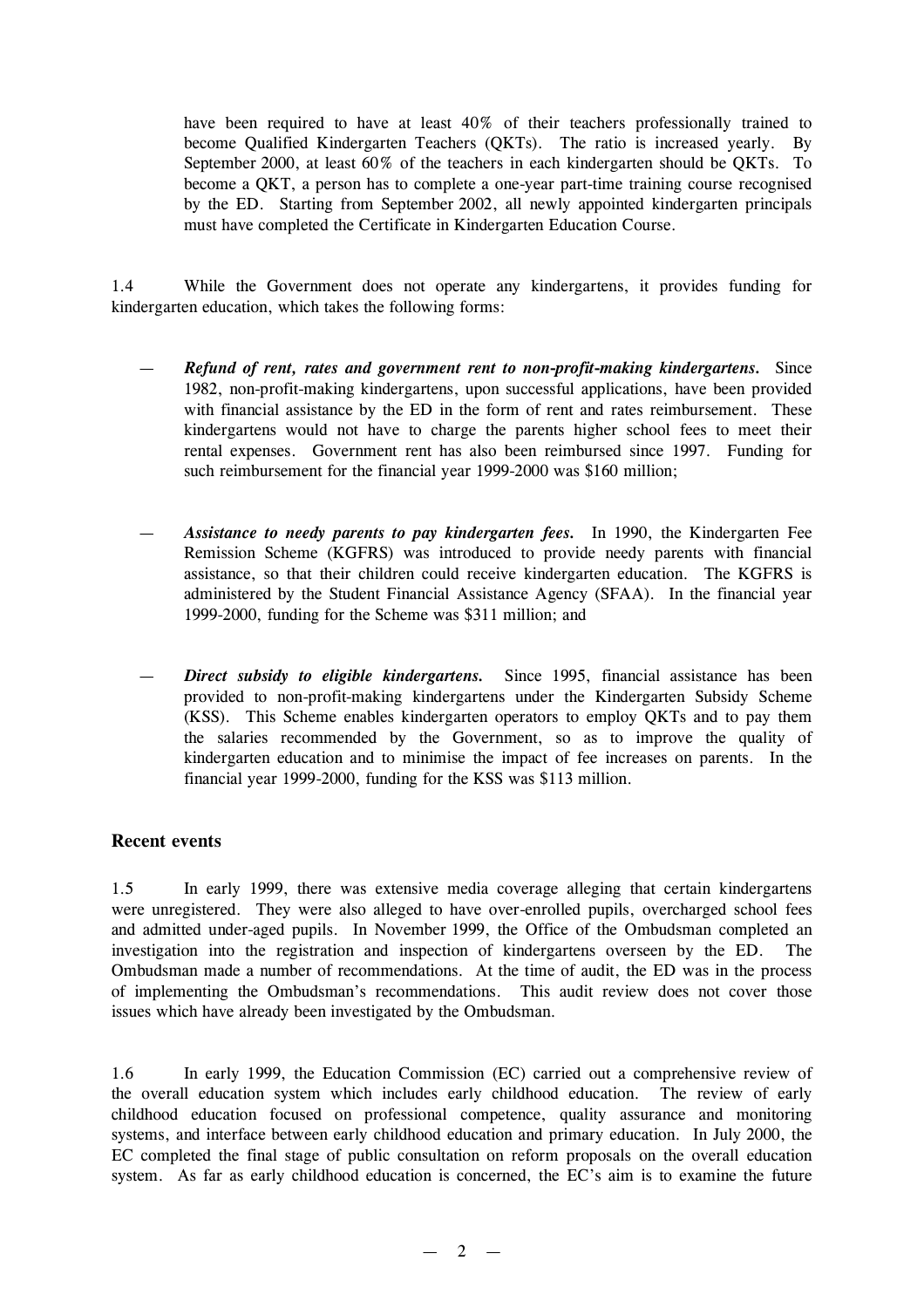have been required to have at least 40% of their teachers professionally trained to become Qualified Kindergarten Teachers (QKTs). The ratio is increased yearly. By September 2000, at least 60% of the teachers in each kindergarten should be QKTs. To become a QKT, a person has to complete a one-year part-time training course recognised by the ED. Starting from September 2002, all newly appointed kindergarten principals must have completed the Certificate in Kindergarten Education Course.

1.4 While the Government does not operate any kindergartens, it provides funding for kindergarten education, which takes the following forms:

— ***Refund of rent, rates and government rent to non-profit-making kindergartens.*** Since 1982, non-profit-making kindergartens, upon successful applications, have been provided with financial assistance by the ED in the form of rent and rates reimbursement. These kindergartens would not have to charge the parents higher school fees to meet their rental expenses. Government rent has also been reimbursed since 1997. Funding for such reimbursement for the financial year 1999-2000 was $160 million;

— ***Assistance to needy parents to pay kindergarten fees.*** In 1990, the Kindergarten Fee Remission Scheme (KGFRS) was introduced to provide needy parents with financial assistance, so that their children could receive kindergarten education. The KGFRS is administered by the Student Financial Assistance Agency (SFAA). In the financial year 1999-2000, funding for the Scheme was $311 million; and

— ***Direct subsidy to eligible kindergartens.*** Since 1995, financial assistance has been provided to non-profit-making kindergartens under the Kindergarten Subsidy Scheme (KSS). This Scheme enables kindergarten operators to employ QKTs and to pay them the salaries recommended by the Government, so as to improve the quality of kindergarten education and to minimise the impact of fee increases on parents. In the financial year 1999-2000, funding for the KSS was $113 million.

## Recent events

1.5 In early 1999, there was extensive media coverage alleging that certain kindergartens were unregistered. They were also alleged to have over-enrolled pupils, overcharged school fees and admitted under-aged pupils. In November 1999, the Office of the Ombudsman completed an investigation into the registration and inspection of kindergartens overseen by the ED. The Ombudsman made a number of recommendations. At the time of audit, the ED was in the process of implementing the Ombudsman's recommendations. This audit review does not cover those issues which have already been investigated by the Ombudsman.

1.6 In early 1999, the Education Commission (EC) carried out a comprehensive review of the overall education system which includes early childhood education. The review of early childhood education focused on professional competence, quality assurance and monitoring systems, and interface between early childhood education and primary education. In July 2000, the EC completed the final stage of public consultation on reform proposals on the overall education system. As far as early childhood education is concerned, the EC's aim is to examine the future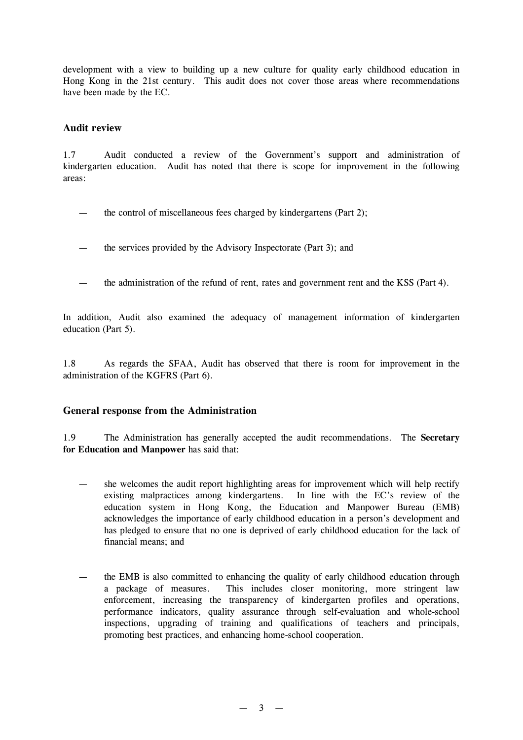development with a view to building up a new culture for quality early childhood education in Hong Kong in the 21st century. This audit does not cover those areas where recommendations have been made by the EC.

### Audit review

1.7 Audit conducted a review of the Government's support and administration of kindergarten education. Audit has noted that there is scope for improvement in the following areas:

- the control of miscellaneous fees charged by kindergartens (Part 2);
- the services provided by the Advisory Inspectorate (Part 3); and
- the administration of the refund of rent, rates and government rent and the KSS (Part 4).

In addition, Audit also examined the adequacy of management information of kindergarten education (Part 5).

1.8 As regards the SFAA, Audit has observed that there is room for improvement in the administration of the KGFRS (Part 6).

### General response from the Administration

1.9 The Administration has generally accepted the audit recommendations. The **Secretary for Education and Manpower** has said that:

- she welcomes the audit report highlighting areas for improvement which will help rectify existing malpractices among kindergartens. In line with the EC's review of the education system in Hong Kong, the Education and Manpower Bureau (EMB) acknowledges the importance of early childhood education in a person's development and has pledged to ensure that no one is deprived of early childhood education for the lack of financial means; and
- the EMB is also committed to enhancing the quality of early childhood education through a package of measures. This includes closer monitoring, more stringent law enforcement, increasing the transparency of kindergarten profiles and operations, performance indicators, quality assurance through self-evaluation and whole-school inspections, upgrading of training and qualifications of teachers and principals, promoting best practices, and enhancing home-school cooperation.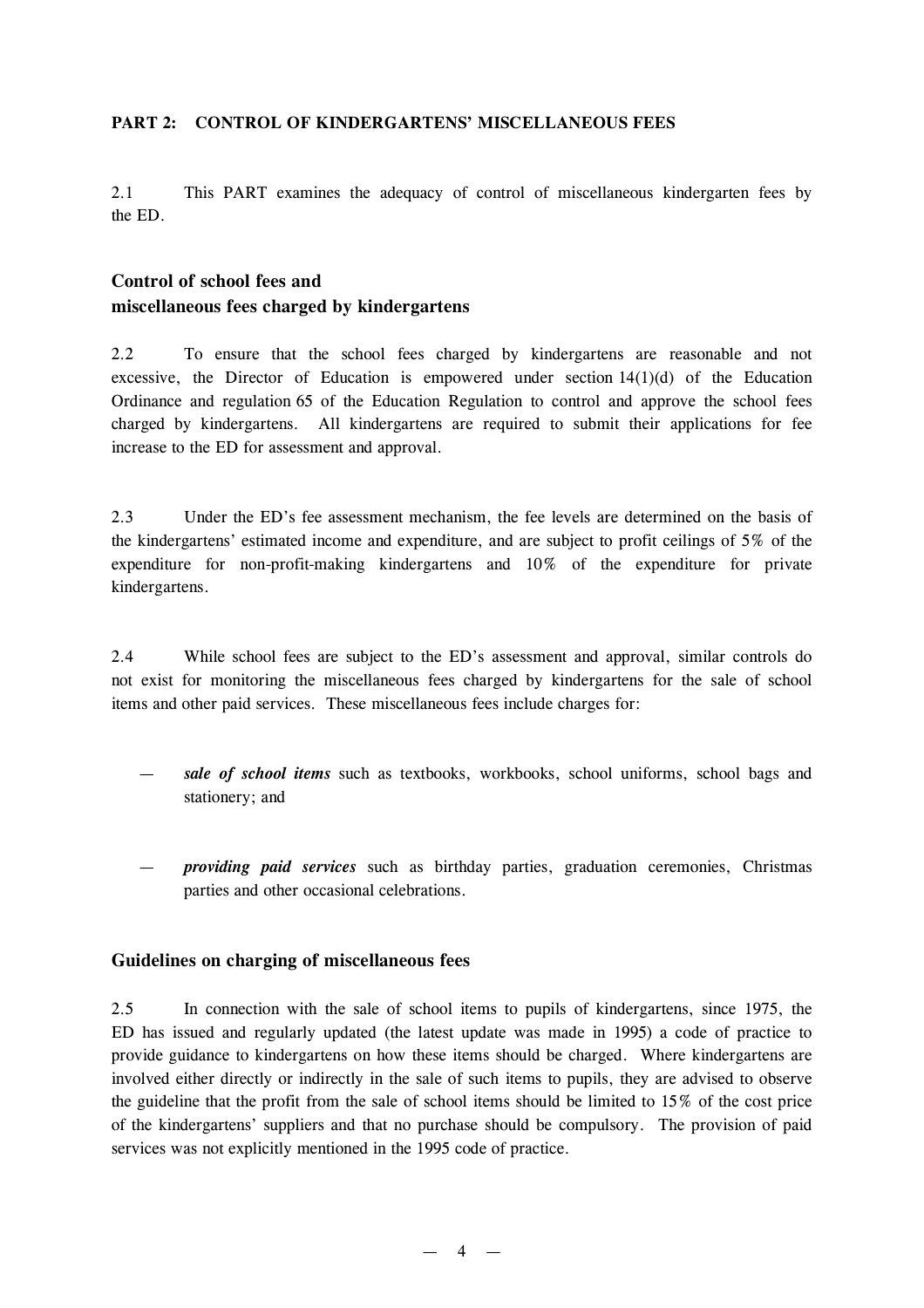## PART 2: CONTROL OF KINDERGARTENS' MISCELLANEOUS FEES

2.1 This PART examines the adequacy of control of miscellaneous kindergarten fees by the ED.

### Control of school fees and miscellaneous fees charged by kindergartens

2.2 To ensure that the school fees charged by kindergartens are reasonable and not excessive, the Director of Education is empowered under section 14(1)(d) of the Education Ordinance and regulation 65 of the Education Regulation to control and approve the school fees charged by kindergartens. All kindergartens are required to submit their applications for fee increase to the ED for assessment and approval.

2.3 Under the ED's fee assessment mechanism, the fee levels are determined on the basis of the kindergartens' estimated income and expenditure, and are subject to profit ceilings of 5% of the expenditure for non-profit-making kindergartens and 10% of the expenditure for private kindergartens.

2.4 While school fees are subject to the ED's assessment and approval, similar controls do not exist for monitoring the miscellaneous fees charged by kindergartens for the sale of school items and other paid services. These miscellaneous fees include charges for:

— ***sale of school items*** such as textbooks, workbooks, school uniforms, school bags and stationery; and

— ***providing paid services*** such as birthday parties, graduation ceremonies, Christmas parties and other occasional celebrations.

### Guidelines on charging of miscellaneous fees

2.5 In connection with the sale of school items to pupils of kindergartens, since 1975, the ED has issued and regularly updated (the latest update was made in 1995) a code of practice to provide guidance to kindergartens on how these items should be charged. Where kindergartens are involved either directly or indirectly in the sale of such items to pupils, they are advised to observe the guideline that the profit from the sale of school items should be limited to 15% of the cost price of the kindergartens' suppliers and that no purchase should be compulsory. The provision of paid services was not explicitly mentioned in the 1995 code of practice.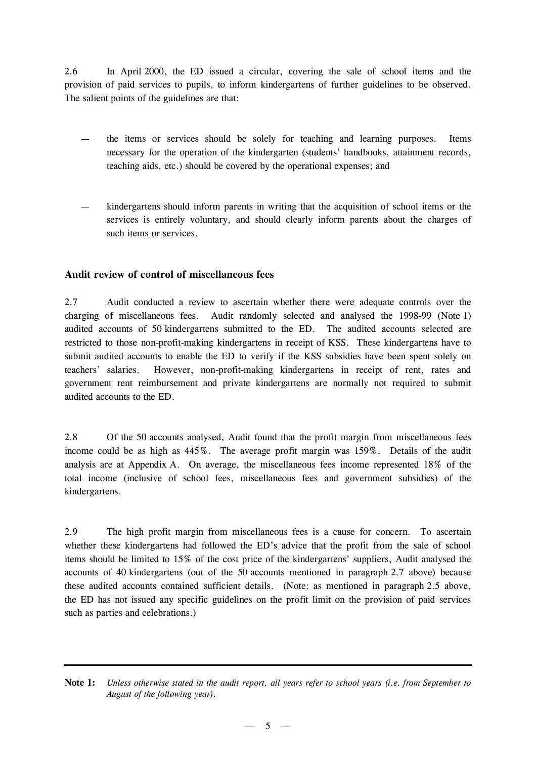2.6 In April 2000, the ED issued a circular, covering the sale of school items and the provision of paid services to pupils, to inform kindergartens of further guidelines to be observed. The salient points of the guidelines are that:

— the items or services should be solely for teaching and learning purposes. Items necessary for the operation of the kindergarten (students' handbooks, attainment records, teaching aids, etc.) should be covered by the operational expenses; and

— kindergartens should inform parents in writing that the acquisition of school items or the services is entirely voluntary, and should clearly inform parents about the charges of such items or services.

### Audit review of control of miscellaneous fees

2.7 Audit conducted a review to ascertain whether there were adequate controls over the charging of miscellaneous fees. Audit randomly selected and analysed the 1998-99 (Note 1) audited accounts of 50 kindergartens submitted to the ED. The audited accounts selected are restricted to those non-profit-making kindergartens in receipt of KSS. These kindergartens have to submit audited accounts to enable the ED to verify if the KSS subsidies have been spent solely on teachers' salaries. However, non-profit-making kindergartens in receipt of rent, rates and government rent reimbursement and private kindergartens are normally not required to submit audited accounts to the ED.

2.8 Of the 50 accounts analysed, Audit found that the profit margin from miscellaneous fees income could be as high as 445%. The average profit margin was 159%. Details of the audit analysis are at Appendix A. On average, the miscellaneous fees income represented 18% of the total income (inclusive of school fees, miscellaneous fees and government subsidies) of the kindergartens.

2.9 The high profit margin from miscellaneous fees is a cause for concern. To ascertain whether these kindergartens had followed the ED's advice that the profit from the sale of school items should be limited to 15% of the cost price of the kindergartens' suppliers, Audit analysed the accounts of 40 kindergartens (out of the 50 accounts mentioned in paragraph 2.7 above) because these audited accounts contained sufficient details. (Note: as mentioned in paragraph 2.5 above, the ED has not issued any specific guidelines on the profit limit on the provision of paid services such as parties and celebrations.)

---

**Note 1:** *Unless otherwise stated in the audit report, all years refer to school years (i.e. from September to August of the following year).*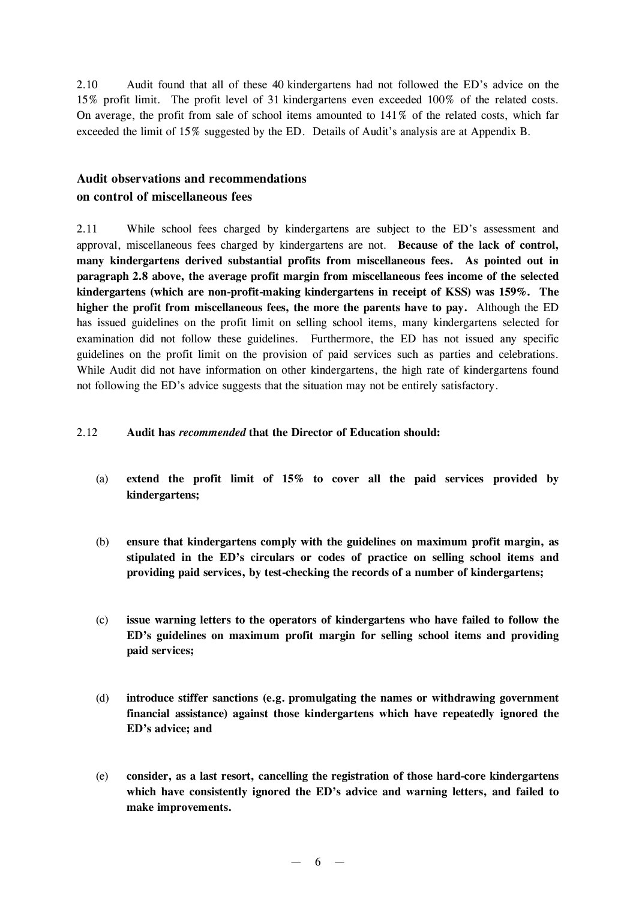2.10 Audit found that all of these 40 kindergartens had not followed the ED's advice on the 15% profit limit. The profit level of 31 kindergartens even exceeded 100% of the related costs. On average, the profit from sale of school items amounted to 141% of the related costs, which far exceeded the limit of 15% suggested by the ED. Details of Audit's analysis are at Appendix B.

### Audit observations and recommendations on control of miscellaneous fees

2.11 While school fees charged by kindergartens are subject to the ED's assessment and approval, miscellaneous fees charged by kindergartens are not. **Because of the lack of control, many kindergartens derived substantial profits from miscellaneous fees. As pointed out in paragraph 2.8 above, the average profit margin from miscellaneous fees income of the selected kindergartens (which are non-profit-making kindergartens in receipt of KSS) was 159%. The higher the profit from miscellaneous fees, the more the parents have to pay.** Although the ED has issued guidelines on the profit limit on selling school items, many kindergartens selected for examination did not follow these guidelines. Furthermore, the ED has not issued any specific guidelines on the profit limit on the provision of paid services such as parties and celebrations. While Audit did not have information on other kindergartens, the high rate of kindergartens found not following the ED's advice suggests that the situation may not be entirely satisfactory.

2.12 **Audit has *recommended* that the Director of Education should:**

(a) **extend the profit limit of 15% to cover all the paid services provided by kindergartens;**

(b) **ensure that kindergartens comply with the guidelines on maximum profit margin, as stipulated in the ED's circulars or codes of practice on selling school items and providing paid services, by test-checking the records of a number of kindergartens;**

(c) **issue warning letters to the operators of kindergartens who have failed to follow the ED's guidelines on maximum profit margin for selling school items and providing paid services;**

(d) **introduce stiffer sanctions (e.g. promulgating the names or withdrawing government financial assistance) against those kindergartens which have repeatedly ignored the ED's advice; and**

(e) **consider, as a last resort, cancelling the registration of those hard-core kindergartens which have consistently ignored the ED's advice and warning letters, and failed to make improvements.**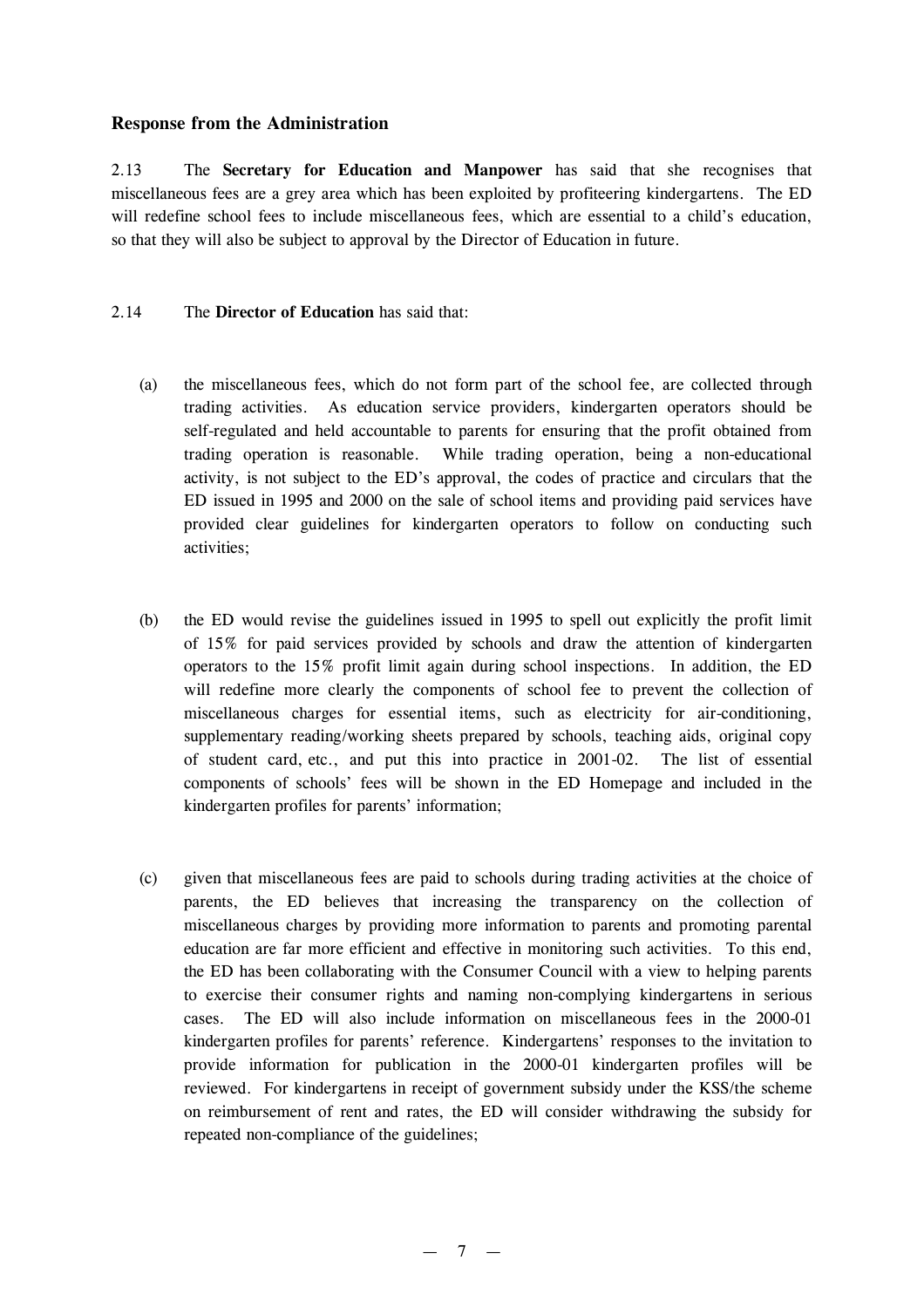### Response from the Administration

2.13 The **Secretary for Education and Manpower** has said that she recognises that miscellaneous fees are a grey area which has been exploited by profiteering kindergartens. The ED will redefine school fees to include miscellaneous fees, which are essential to a child's education, so that they will also be subject to approval by the Director of Education in future.

2.14 The **Director of Education** has said that:

(a) the miscellaneous fees, which do not form part of the school fee, are collected through trading activities. As education service providers, kindergarten operators should be self-regulated and held accountable to parents for ensuring that the profit obtained from trading operation is reasonable. While trading operation, being a non-educational activity, is not subject to the ED's approval, the codes of practice and circulars that the ED issued in 1995 and 2000 on the sale of school items and providing paid services have provided clear guidelines for kindergarten operators to follow on conducting such activities;

(b) the ED would revise the guidelines issued in 1995 to spell out explicitly the profit limit of 15% for paid services provided by schools and draw the attention of kindergarten operators to the 15% profit limit again during school inspections. In addition, the ED will redefine more clearly the components of school fee to prevent the collection of miscellaneous charges for essential items, such as electricity for air-conditioning, supplementary reading/working sheets prepared by schools, teaching aids, original copy of student card, etc., and put this into practice in 2001-02. The list of essential components of schools' fees will be shown in the ED Homepage and included in the kindergarten profiles for parents' information;

(c) given that miscellaneous fees are paid to schools during trading activities at the choice of parents, the ED believes that increasing the transparency on the collection of miscellaneous charges by providing more information to parents and promoting parental education are far more efficient and effective in monitoring such activities. To this end, the ED has been collaborating with the Consumer Council with a view to helping parents to exercise their consumer rights and naming non-complying kindergartens in serious cases. The ED will also include information on miscellaneous fees in the 2000-01 kindergarten profiles for parents' reference. Kindergartens' responses to the invitation to provide information for publication in the 2000-01 kindergarten profiles will be reviewed. For kindergartens in receipt of government subsidy under the KSS/the scheme on reimbursement of rent and rates, the ED will consider withdrawing the subsidy for repeated non-compliance of the guidelines;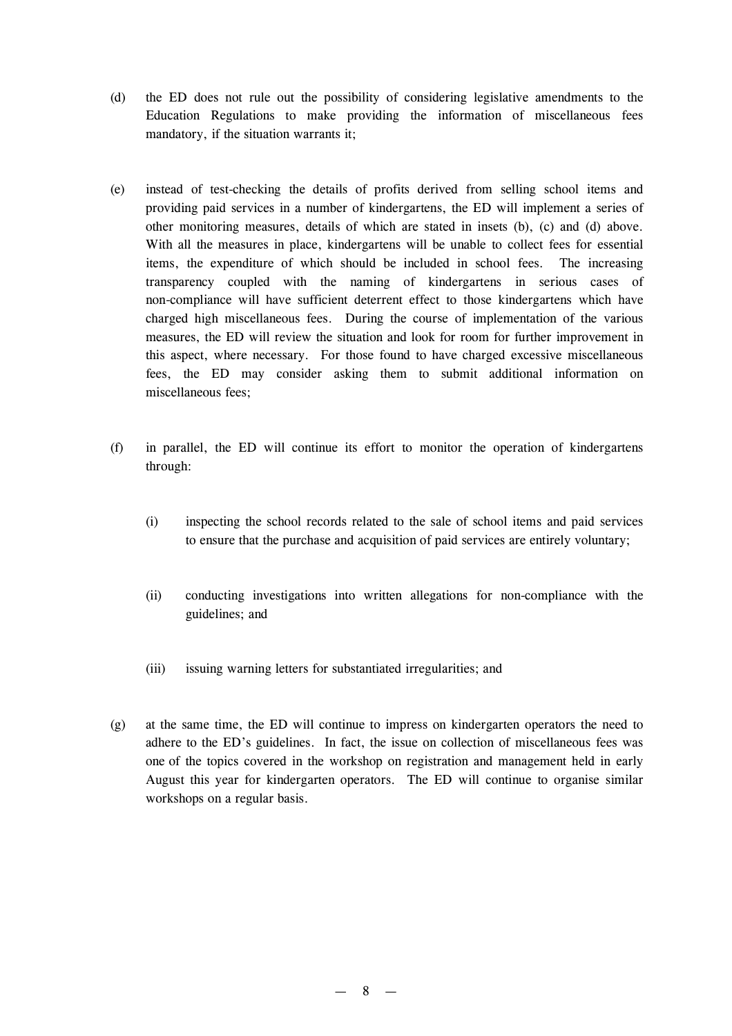(d) the ED does not rule out the possibility of considering legislative amendments to the Education Regulations to make providing the information of miscellaneous fees mandatory, if the situation warrants it;

(e) instead of test-checking the details of profits derived from selling school items and providing paid services in a number of kindergartens, the ED will implement a series of other monitoring measures, details of which are stated in insets (b), (c) and (d) above. With all the measures in place, kindergartens will be unable to collect fees for essential items, the expenditure of which should be included in school fees. The increasing transparency coupled with the naming of kindergartens in serious cases of non-compliance will have sufficient deterrent effect to those kindergartens which have charged high miscellaneous fees. During the course of implementation of the various measures, the ED will review the situation and look for room for further improvement in this aspect, where necessary. For those found to have charged excessive miscellaneous fees, the ED may consider asking them to submit additional information on miscellaneous fees;

(f) in parallel, the ED will continue its effort to monitor the operation of kindergartens through:

   (i) inspecting the school records related to the sale of school items and paid services to ensure that the purchase and acquisition of paid services are entirely voluntary;

   (ii) conducting investigations into written allegations for non-compliance with the guidelines; and

   (iii) issuing warning letters for substantiated irregularities; and

(g) at the same time, the ED will continue to impress on kindergarten operators the need to adhere to the ED's guidelines. In fact, the issue on collection of miscellaneous fees was one of the topics covered in the workshop on registration and management held in early August this year for kindergarten operators. The ED will continue to organise similar workshops on a regular basis.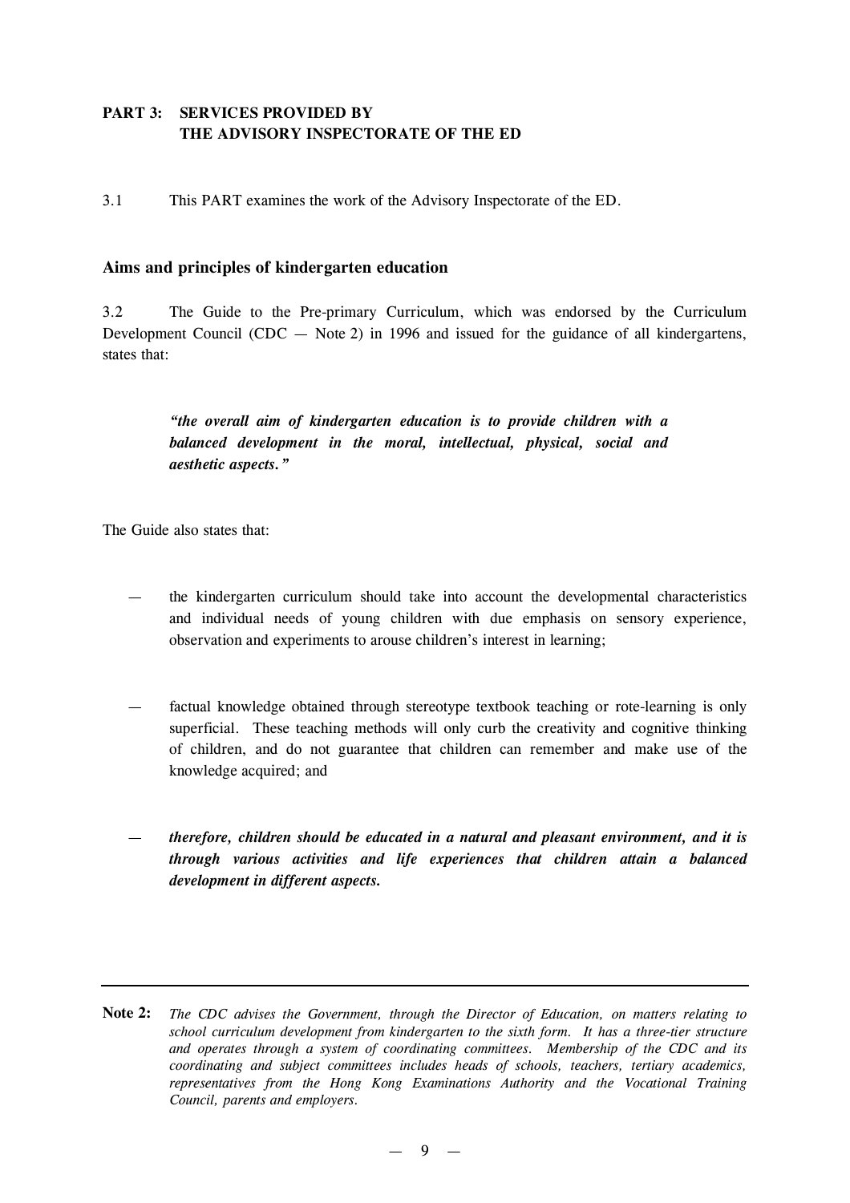## PART 3: SERVICES PROVIDED BY THE ADVISORY INSPECTORATE OF THE ED

3.1 This PART examines the work of the Advisory Inspectorate of the ED.

### Aims and principles of kindergarten education

3.2 The Guide to the Pre-primary Curriculum, which was endorsed by the Curriculum Development Council (CDC — Note 2) in 1996 and issued for the guidance of all kindergartens, states that:

> ***"the overall aim of kindergarten education is to provide children with a balanced development in the moral, intellectual, physical, social and aesthetic aspects."***

The Guide also states that:

— the kindergarten curriculum should take into account the developmental characteristics and individual needs of young children with due emphasis on sensory experience, observation and experiments to arouse children's interest in learning;

— factual knowledge obtained through stereotype textbook teaching or rote-learning is only superficial. These teaching methods will only curb the creativity and cognitive thinking of children, and do not guarantee that children can remember and make use of the knowledge acquired; and

— ***therefore, children should be educated in a natural and pleasant environment, and it is through various activities and life experiences that children attain a balanced development in different aspects.***

---

**Note 2:** *The CDC advises the Government, through the Director of Education, on matters relating to school curriculum development from kindergarten to the sixth form. It has a three-tier structure and operates through a system of coordinating committees. Membership of the CDC and its coordinating and subject committees includes heads of schools, teachers, tertiary academics, representatives from the Hong Kong Examinations Authority and the Vocational Training Council, parents and employers.*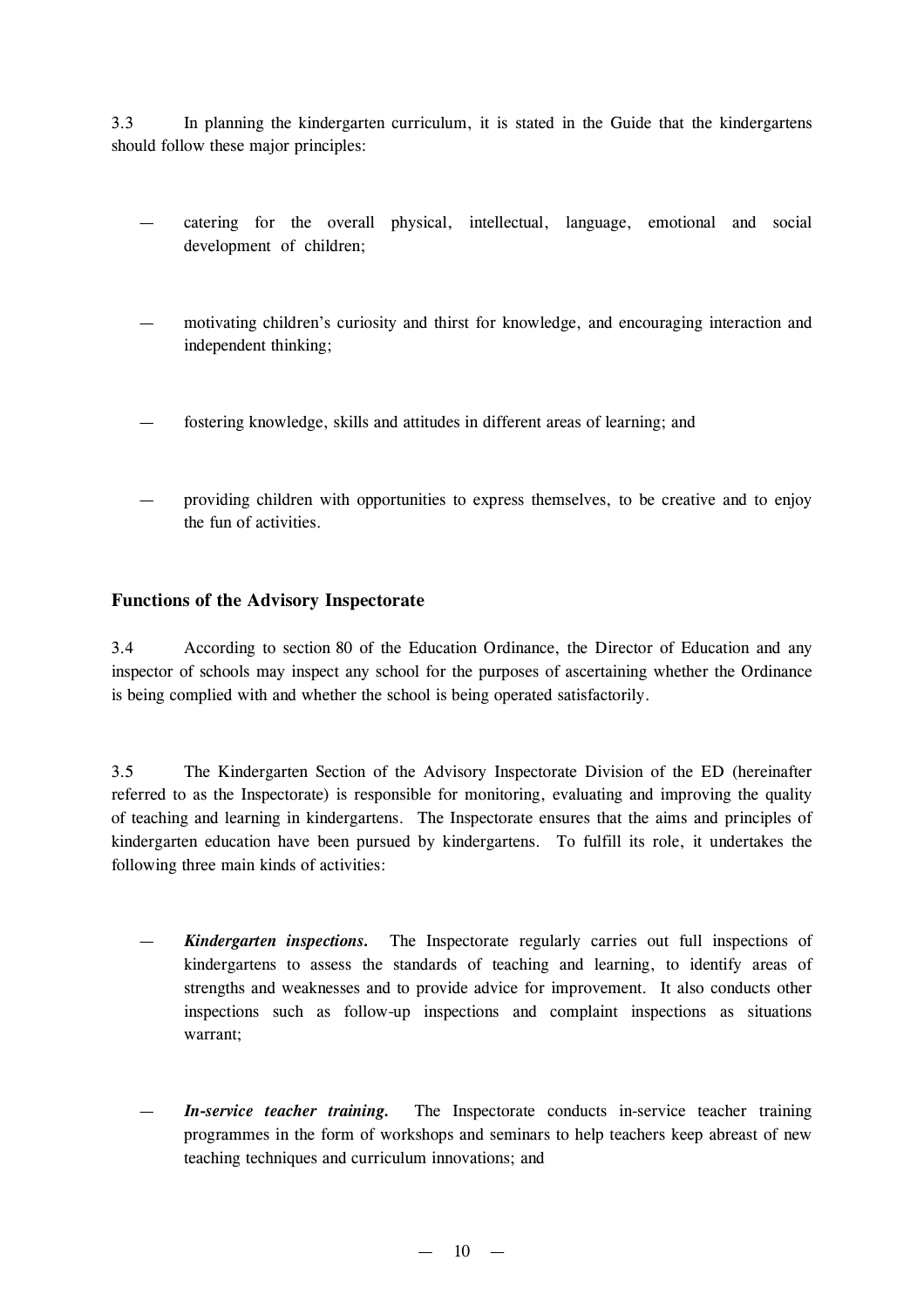3.3 In planning the kindergarten curriculum, it is stated in the Guide that the kindergartens should follow these major principles:

— catering for the overall physical, intellectual, language, emotional and social development of children;

— motivating children's curiosity and thirst for knowledge, and encouraging interaction and independent thinking;

— fostering knowledge, skills and attitudes in different areas of learning; and

— providing children with opportunities to express themselves, to be creative and to enjoy the fun of activities.

**Functions of the Advisory Inspectorate**

3.4 According to section 80 of the Education Ordinance, the Director of Education and any inspector of schools may inspect any school for the purposes of ascertaining whether the Ordinance is being complied with and whether the school is being operated satisfactorily.

3.5 The Kindergarten Section of the Advisory Inspectorate Division of the ED (hereinafter referred to as the Inspectorate) is responsible for monitoring, evaluating and improving the quality of teaching and learning in kindergartens. The Inspectorate ensures that the aims and principles of kindergarten education have been pursued by kindergartens. To fulfill its role, it undertakes the following three main kinds of activities:

— ***Kindergarten inspections.*** The Inspectorate regularly carries out full inspections of kindergartens to assess the standards of teaching and learning, to identify areas of strengths and weaknesses and to provide advice for improvement. It also conducts other inspections such as follow-up inspections and complaint inspections as situations warrant;

— ***In-service teacher training.*** The Inspectorate conducts in-service teacher training programmes in the form of workshops and seminars to help teachers keep abreast of new teaching techniques and curriculum innovations; and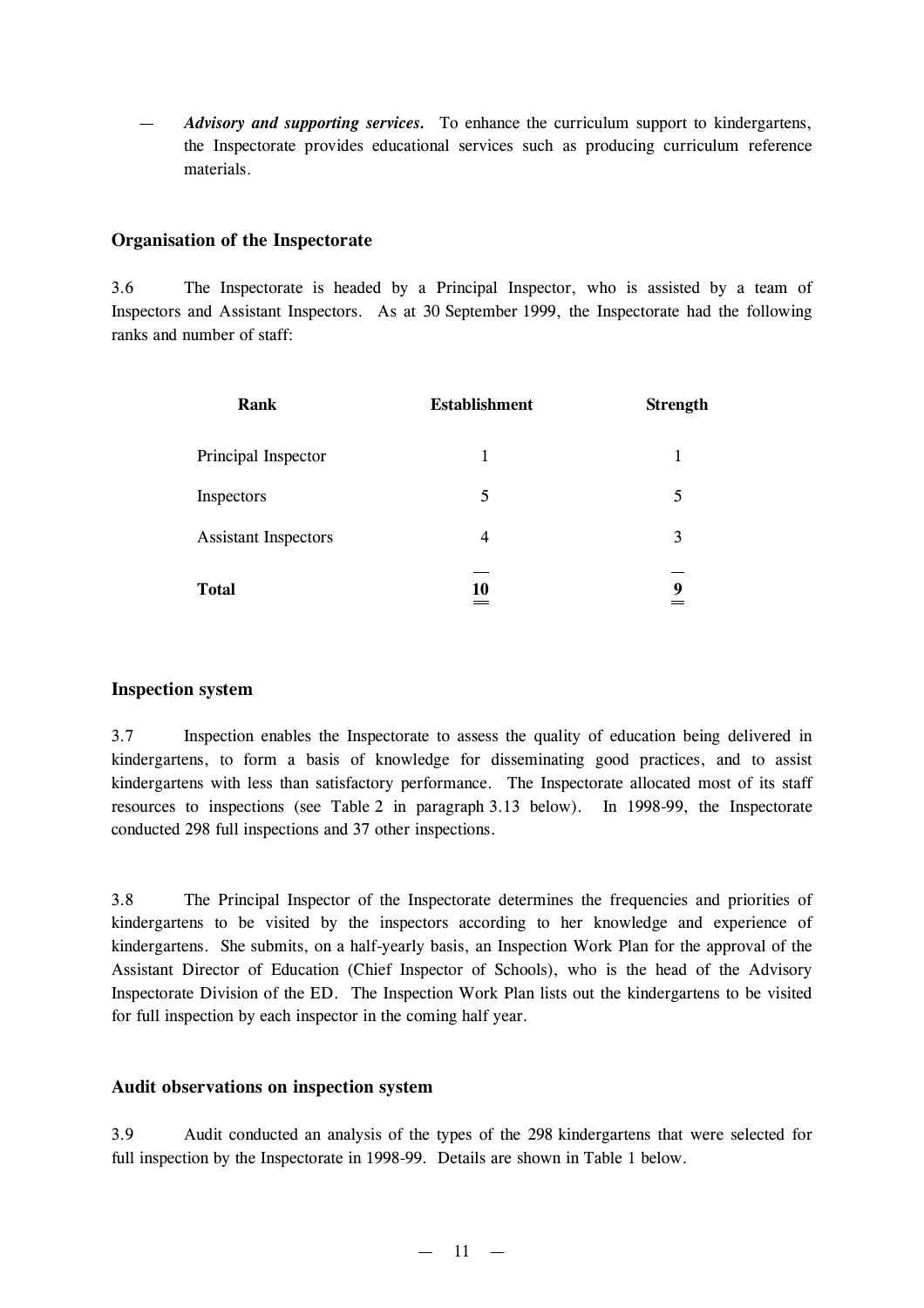— ***Advisory and supporting services.*** To enhance the curriculum support to kindergartens, the Inspectorate provides educational services such as producing curriculum reference materials.

### Organisation of the Inspectorate

3.6 The Inspectorate is headed by a Principal Inspector, who is assisted by a team of Inspectors and Assistant Inspectors. As at 30 September 1999, the Inspectorate had the following ranks and number of staff:

| Rank | Establishment | Strength |
|---|---|---|
| Principal Inspector | 1 | 1 |
| Inspectors | 5 | 5 |
| Assistant Inspectors | 4 | 3 |
| **Total** | **10** | **9** |

### Inspection system

3.7 Inspection enables the Inspectorate to assess the quality of education being delivered in kindergartens, to form a basis of knowledge for disseminating good practices, and to assist kindergartens with less than satisfactory performance. The Inspectorate allocated most of its staff resources to inspections (see Table 2 in paragraph 3.13 below). In 1998-99, the Inspectorate conducted 298 full inspections and 37 other inspections.

3.8 The Principal Inspector of the Inspectorate determines the frequencies and priorities of kindergartens to be visited by the inspectors according to her knowledge and experience of kindergartens. She submits, on a half-yearly basis, an Inspection Work Plan for the approval of the Assistant Director of Education (Chief Inspector of Schools), who is the head of the Advisory Inspectorate Division of the ED. The Inspection Work Plan lists out the kindergartens to be visited for full inspection by each inspector in the coming half year.

### Audit observations on inspection system

3.9 Audit conducted an analysis of the types of the 298 kindergartens that were selected for full inspection by the Inspectorate in 1998-99. Details are shown in Table 1 below.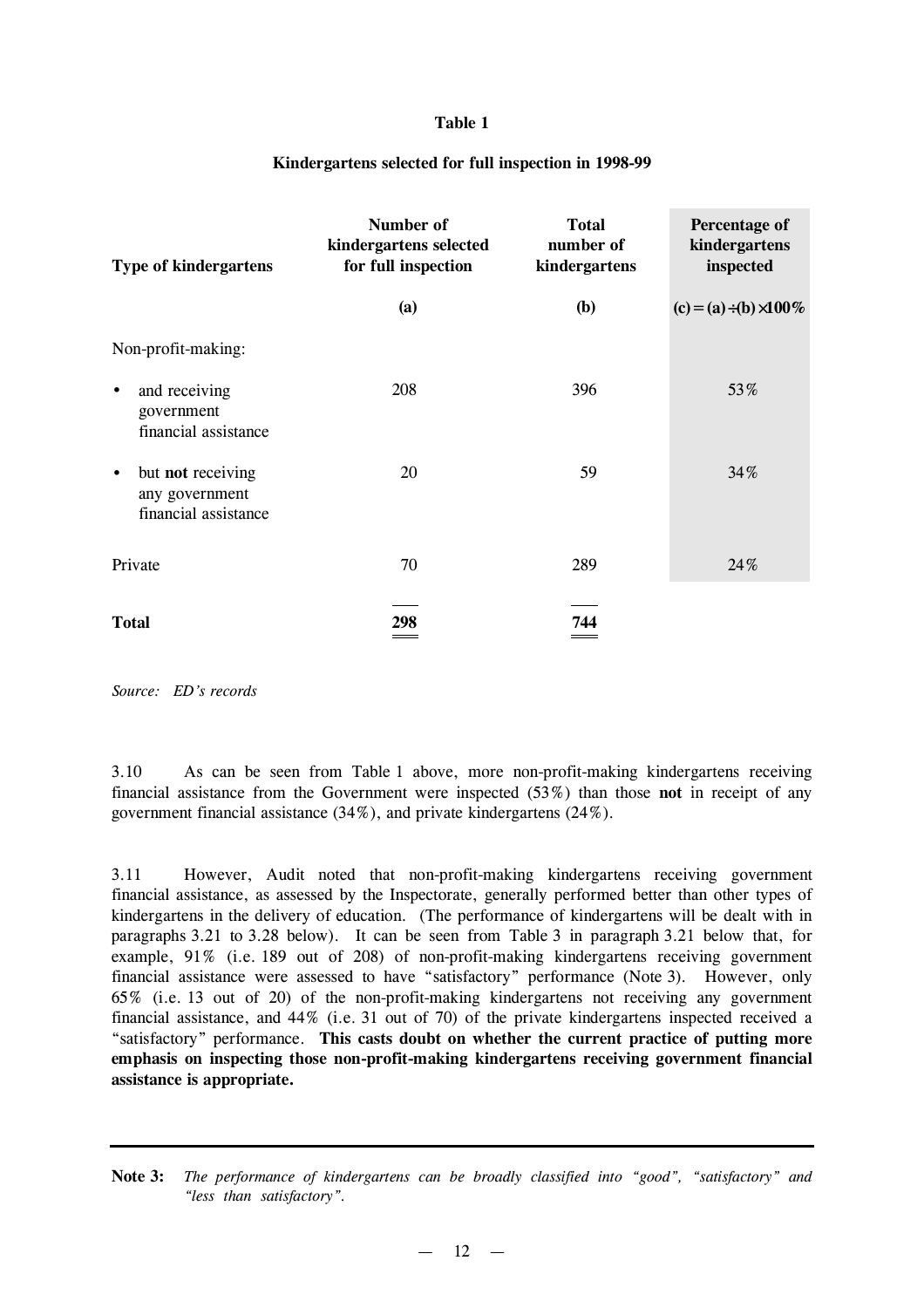**Table 1**

**Kindergartens selected for full inspection in 1998-99**

| Type of kindergartens | Number of kindergartens selected for full inspection | Total number of kindergartens | Percentage of kindergartens inspected |
|---|---|---|---|
| | (a) | (b) | (c) = (a) ÷ (b) × 100% |
| Non-profit-making: | | | |
| • and receiving government financial assistance | 208 | 396 | 53% |
| • but **not** receiving any government financial assistance | 20 | 59 | 34% |
| Private | 70 | 289 | 24% |
| **Total** | **298** | **744** | |

*Source: ED's records*

3.10 As can be seen from Table 1 above, more non-profit-making kindergartens receiving financial assistance from the Government were inspected (53%) than those **not** in receipt of any government financial assistance (34%), and private kindergartens (24%).

3.11 However, Audit noted that non-profit-making kindergartens receiving government financial assistance, as assessed by the Inspectorate, generally performed better than other types of kindergartens in the delivery of education. (The performance of kindergartens will be dealt with in paragraphs 3.21 to 3.28 below). It can be seen from Table 3 in paragraph 3.21 below that, for example, 91% (i.e. 189 out of 208) of non-profit-making kindergartens receiving government financial assistance were assessed to have "satisfactory" performance (Note 3). However, only 65% (i.e. 13 out of 20) of the non-profit-making kindergartens not receiving any government financial assistance, and 44% (i.e. 31 out of 70) of the private kindergartens inspected received a "satisfactory" performance. **This casts doubt on whether the current practice of putting more emphasis on inspecting those non-profit-making kindergartens receiving government financial assistance is appropriate.**

---

**Note 3:** *The performance of kindergartens can be broadly classified into "good", "satisfactory" and "less than satisfactory".*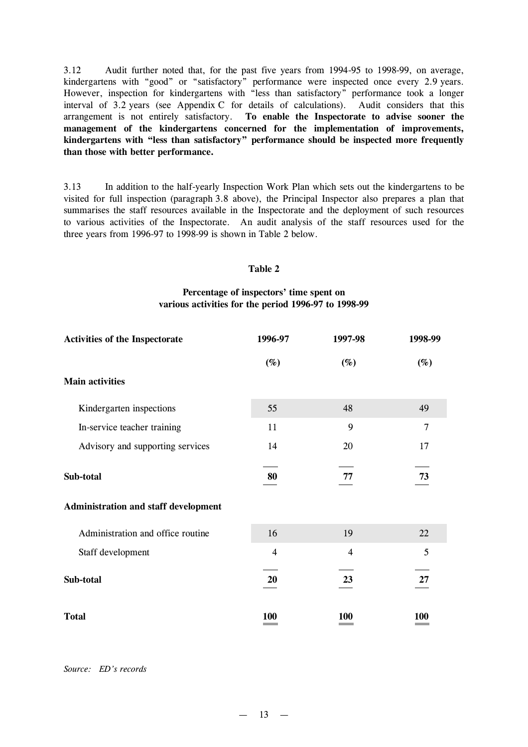3.12 Audit further noted that, for the past five years from 1994-95 to 1998-99, on average, kindergartens with "good" or "satisfactory" performance were inspected once every 2.9 years. However, inspection for kindergartens with "less than satisfactory" performance took a longer interval of 3.2 years (see Appendix C for details of calculations). Audit considers that this arrangement is not entirely satisfactory. **To enable the Inspectorate to advise sooner the management of the kindergartens concerned for the implementation of improvements, kindergartens with "less than satisfactory" performance should be inspected more frequently than those with better performance.**

3.13 In addition to the half-yearly Inspection Work Plan which sets out the kindergartens to be visited for full inspection (paragraph 3.8 above), the Principal Inspector also prepares a plan that summarises the staff resources available in the Inspectorate and the deployment of such resources to various activities of the Inspectorate. An audit analysis of the staff resources used for the three years from 1996-97 to 1998-99 is shown in Table 2 below.

**Table 2**

**Percentage of inspectors' time spent on various activities for the period 1996-97 to 1998-99**

| Activities of the Inspectorate | 1996-97 | 1997-98 | 1998-99 |
|---|---|---|---|
| | (%) | (%) | (%) |
| **Main activities** | | | |
| Kindergarten inspections | 55 | 48 | 49 |
| In-service teacher training | 11 | 9 | 7 |
| Advisory and supporting services | 14 | 20 | 17 |
| **Sub-total** | **80** | **77** | **73** |
| **Administration and staff development** | | | |
| Administration and office routine | 16 | 19 | 22 |
| Staff development | 4 | 4 | 5 |
| **Sub-total** | **20** | **23** | **27** |
| **Total** | **100** | **100** | **100** |

*Source: ED's records*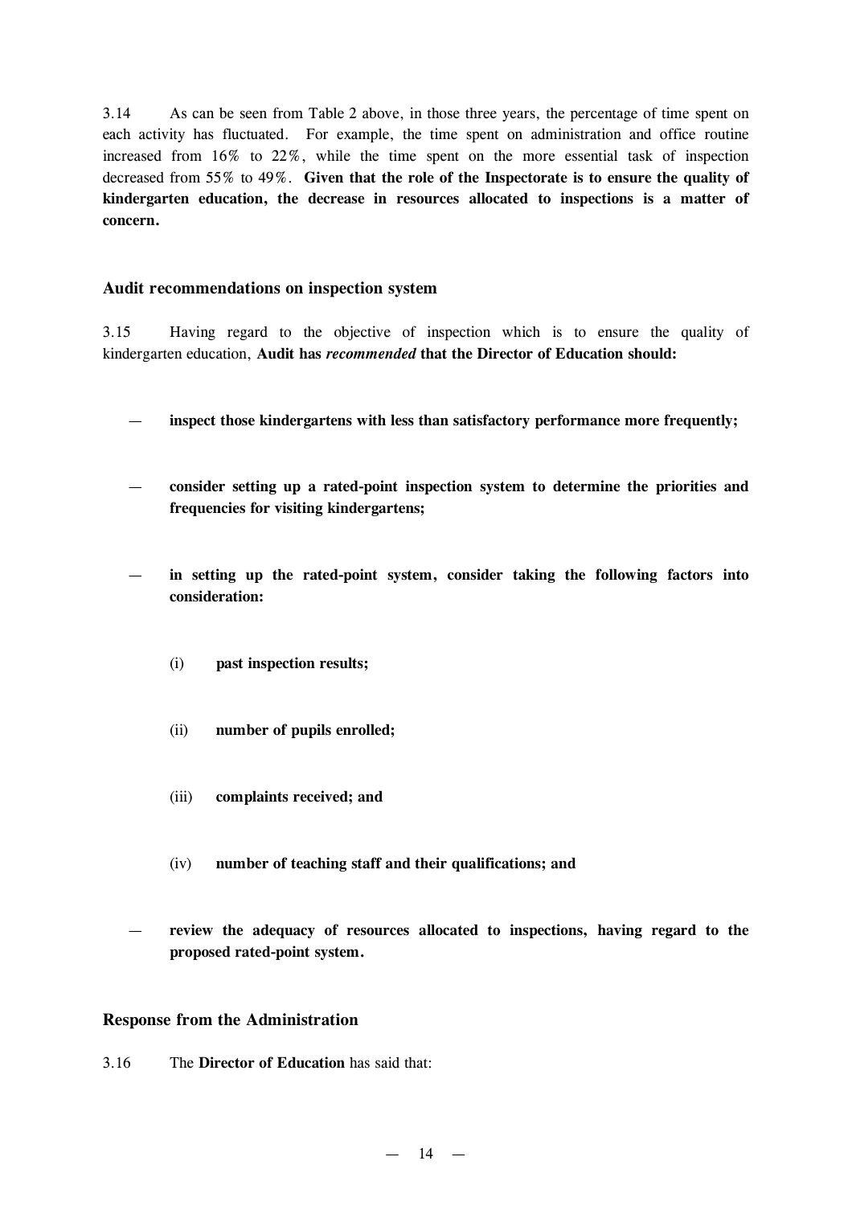3.14 As can be seen from Table 2 above, in those three years, the percentage of time spent on each activity has fluctuated. For example, the time spent on administration and office routine increased from 16% to 22%, while the time spent on the more essential task of inspection decreased from 55% to 49%. **Given that the role of the Inspectorate is to ensure the quality of kindergarten education, the decrease in resources allocated to inspections is a matter of concern.**

### Audit recommendations on inspection system

3.15 Having regard to the objective of inspection which is to ensure the quality of kindergarten education, **Audit has *recommended* that the Director of Education should:**

— **inspect those kindergartens with less than satisfactory performance more frequently;**

— **consider setting up a rated-point inspection system to determine the priorities and frequencies for visiting kindergartens;**

— **in setting up the rated-point system, consider taking the following factors into consideration:**

  (i) **past inspection results;**

  (ii) **number of pupils enrolled;**

  (iii) **complaints received; and**

  (iv) **number of teaching staff and their qualifications; and**

— **review the adequacy of resources allocated to inspections, having regard to the proposed rated-point system.**

### Response from the Administration

3.16 The **Director of Education** has said that: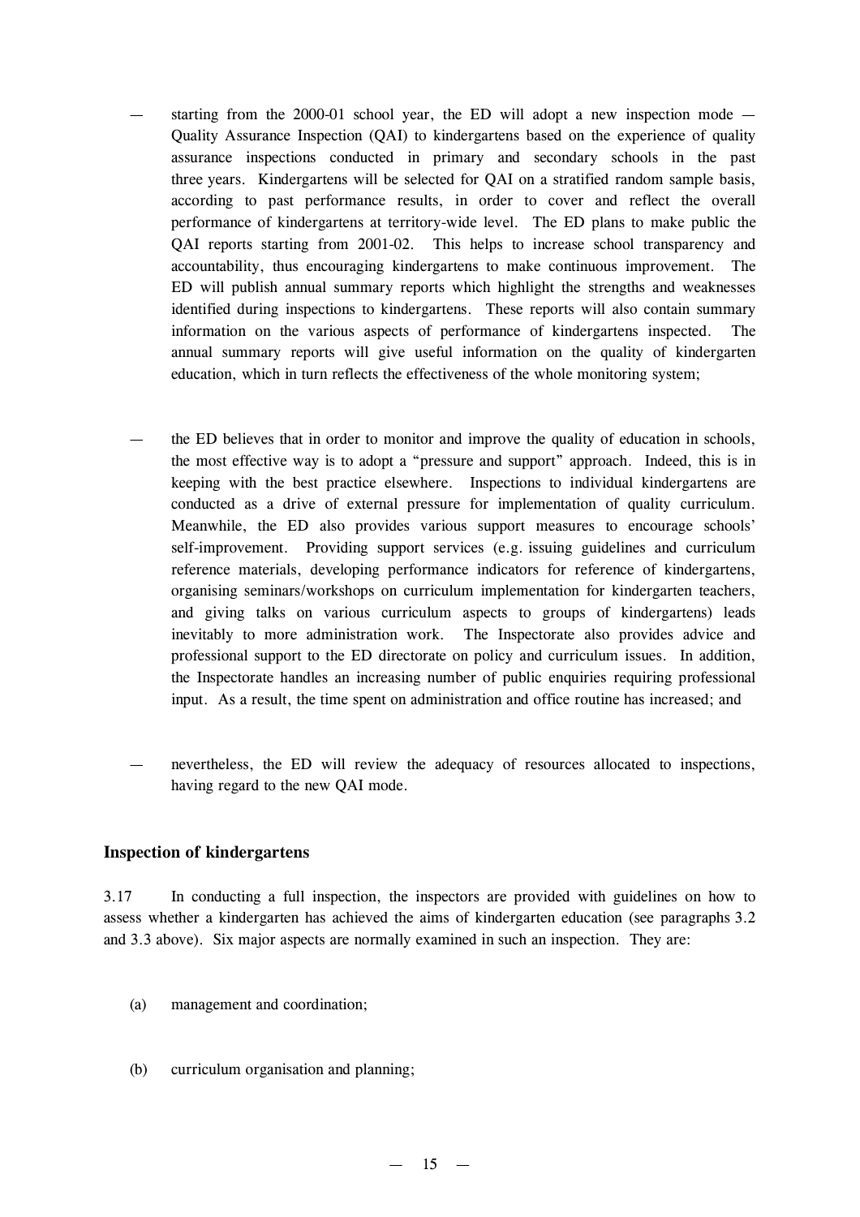- starting from the 2000-01 school year, the ED will adopt a new inspection mode — Quality Assurance Inspection (QAI) to kindergartens based on the experience of quality assurance inspections conducted in primary and secondary schools in the past three years. Kindergartens will be selected for QAI on a stratified random sample basis, according to past performance results, in order to cover and reflect the overall performance of kindergartens at territory-wide level. The ED plans to make public the QAI reports starting from 2001-02. This helps to increase school transparency and accountability, thus encouraging kindergartens to make continuous improvement. The ED will publish annual summary reports which highlight the strengths and weaknesses identified during inspections to kindergartens. These reports will also contain summary information on the various aspects of performance of kindergartens inspected. The annual summary reports will give useful information on the quality of kindergarten education, which in turn reflects the effectiveness of the whole monitoring system;

- the ED believes that in order to monitor and improve the quality of education in schools, the most effective way is to adopt a "pressure and support" approach. Indeed, this is in keeping with the best practice elsewhere. Inspections to individual kindergartens are conducted as a drive of external pressure for implementation of quality curriculum. Meanwhile, the ED also provides various support measures to encourage schools' self-improvement. Providing support services (e.g. issuing guidelines and curriculum reference materials, developing performance indicators for reference of kindergartens, organising seminars/workshops on curriculum implementation for kindergarten teachers, and giving talks on various curriculum aspects to groups of kindergartens) leads inevitably to more administration work. The Inspectorate also provides advice and professional support to the ED directorate on policy and curriculum issues. In addition, the Inspectorate handles an increasing number of public enquiries requiring professional input. As a result, the time spent on administration and office routine has increased; and

- nevertheless, the ED will review the adequacy of resources allocated to inspections, having regard to the new QAI mode.

### Inspection of kindergartens

3.17 In conducting a full inspection, the inspectors are provided with guidelines on how to assess whether a kindergarten has achieved the aims of kindergarten education (see paragraphs 3.2 and 3.3 above). Six major aspects are normally examined in such an inspection. They are:

(a) management and coordination;

(b) curriculum organisation and planning;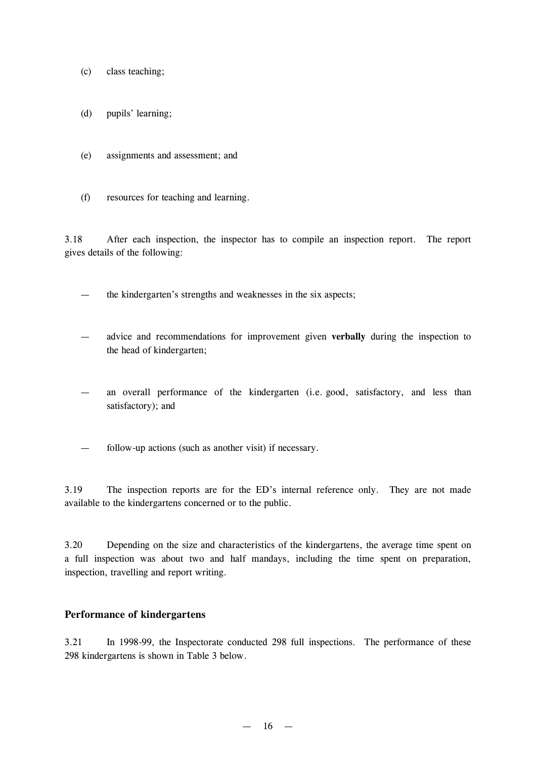(c) class teaching;

(d) pupils' learning;

(e) assignments and assessment; and

(f) resources for teaching and learning.

3.18 After each inspection, the inspector has to compile an inspection report. The report gives details of the following:

— the kindergarten's strengths and weaknesses in the six aspects;

— advice and recommendations for improvement given **verbally** during the inspection to the head of kindergarten;

— an overall performance of the kindergarten (i.e. good, satisfactory, and less than satisfactory); and

— follow-up actions (such as another visit) if necessary.

3.19 The inspection reports are for the ED's internal reference only. They are not made available to the kindergartens concerned or to the public.

3.20 Depending on the size and characteristics of the kindergartens, the average time spent on a full inspection was about two and half mandays, including the time spent on preparation, inspection, travelling and report writing.

### Performance of kindergartens

3.21 In 1998-99, the Inspectorate conducted 298 full inspections. The performance of these 298 kindergartens is shown in Table 3 below.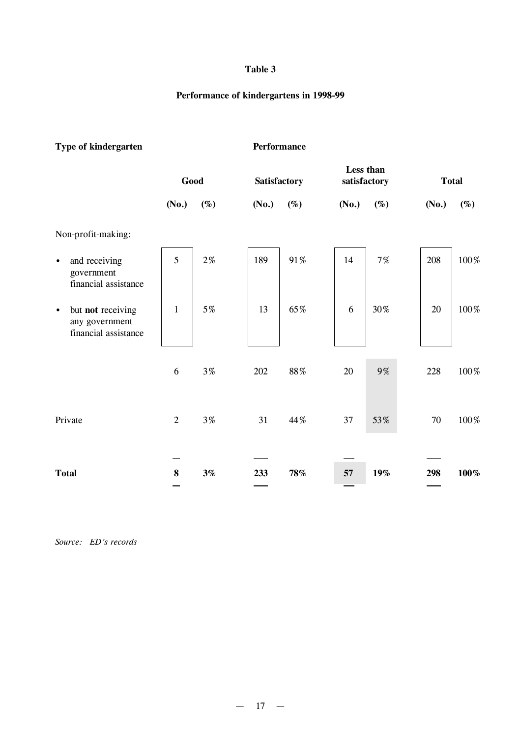**Table 3**

**Performance of kindergartens in 1998-99**

| Type of kindergarten | Performance | | | | | | | |
|---|---|---|---|---|---|---|---|---|
| | Good | | Satisfactory | | Less than satisfactory | | Total | |
| | (No.) | (%) | (No.) | (%) | (No.) | (%) | (No.) | (%) |
| Non-profit-making: | | | | | | | | |
| • and receiving government financial assistance | 5 | 2% | 189 | 91% | 14 | 7% | 208 | 100% |
| • but **not** receiving any government financial assistance | 1 | 5% | 13 | 65% | 6 | 30% | 20 | 100% |
| | 6 | 3% | 202 | 88% | 20 | 9% | 228 | 100% |
| Private | 2 | 3% | 31 | 44% | 37 | 53% | 70 | 100% |
| **Total** | **8** | **3%** | **233** | **78%** | **57** | **19%** | **298** | **100%** |

*Source: ED's records*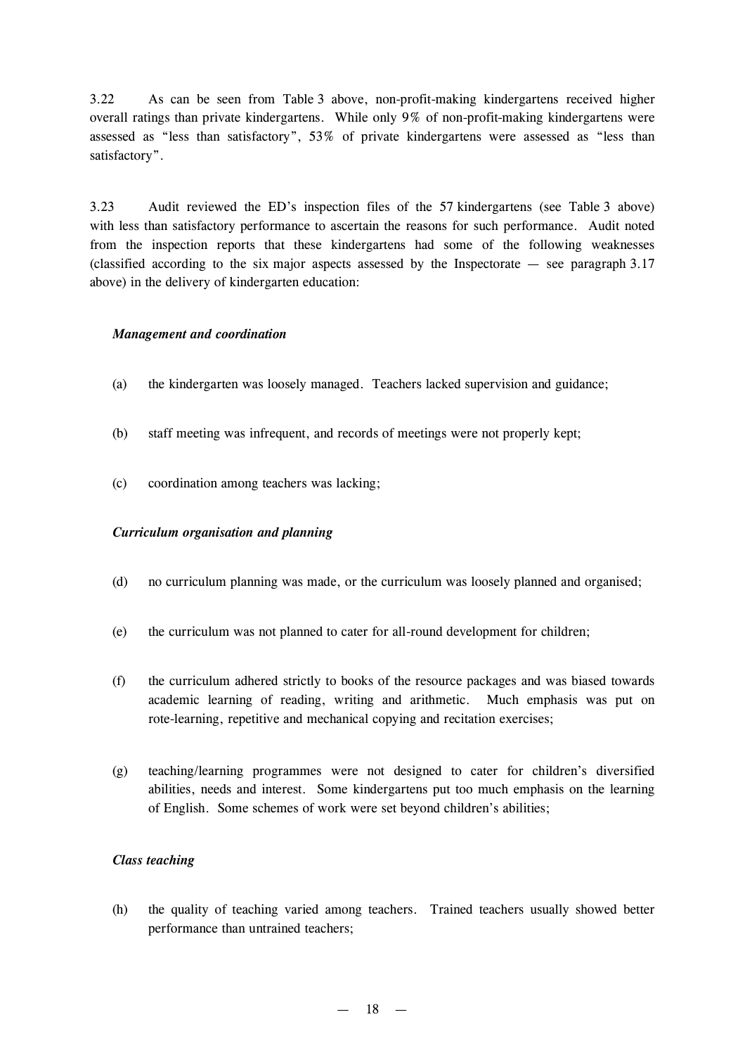3.22 As can be seen from Table 3 above, non-profit-making kindergartens received higher overall ratings than private kindergartens. While only 9% of non-profit-making kindergartens were assessed as "less than satisfactory", 53% of private kindergartens were assessed as "less than satisfactory".

3.23 Audit reviewed the ED's inspection files of the 57 kindergartens (see Table 3 above) with less than satisfactory performance to ascertain the reasons for such performance. Audit noted from the inspection reports that these kindergartens had some of the following weaknesses (classified according to the six major aspects assessed by the Inspectorate — see paragraph 3.17 above) in the delivery of kindergarten education:

***Management and coordination***

(a) the kindergarten was loosely managed. Teachers lacked supervision and guidance;

(b) staff meeting was infrequent, and records of meetings were not properly kept;

(c) coordination among teachers was lacking;

***Curriculum organisation and planning***

(d) no curriculum planning was made, or the curriculum was loosely planned and organised;

(e) the curriculum was not planned to cater for all-round development for children;

(f) the curriculum adhered strictly to books of the resource packages and was biased towards academic learning of reading, writing and arithmetic. Much emphasis was put on rote-learning, repetitive and mechanical copying and recitation exercises;

(g) teaching/learning programmes were not designed to cater for children's diversified abilities, needs and interest. Some kindergartens put too much emphasis on the learning of English. Some schemes of work were set beyond children's abilities;

***Class teaching***

(h) the quality of teaching varied among teachers. Trained teachers usually showed better performance than untrained teachers;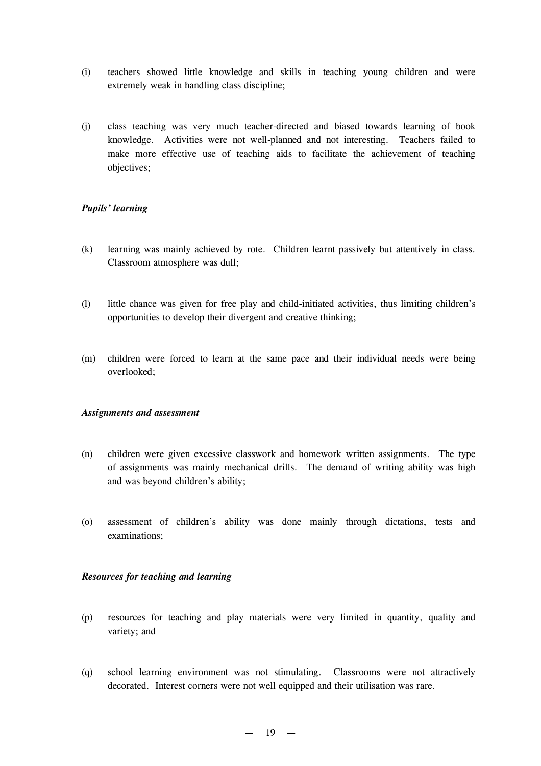(i) teachers showed little knowledge and skills in teaching young children and were extremely weak in handling class discipline;

(j) class teaching was very much teacher-directed and biased towards learning of book knowledge. Activities were not well-planned and not interesting. Teachers failed to make more effective use of teaching aids to facilitate the achievement of teaching objectives;

***Pupils' learning***

(k) learning was mainly achieved by rote. Children learnt passively but attentively in class. Classroom atmosphere was dull;

(l) little chance was given for free play and child-initiated activities, thus limiting children's opportunities to develop their divergent and creative thinking;

(m) children were forced to learn at the same pace and their individual needs were being overlooked;

***Assignments and assessment***

(n) children were given excessive classwork and homework written assignments. The type of assignments was mainly mechanical drills. The demand of writing ability was high and was beyond children's ability;

(o) assessment of children's ability was done mainly through dictations, tests and examinations;

***Resources for teaching and learning***

(p) resources for teaching and play materials were very limited in quantity, quality and variety; and

(q) school learning environment was not stimulating. Classrooms were not attractively decorated. Interest corners were not well equipped and their utilisation was rare.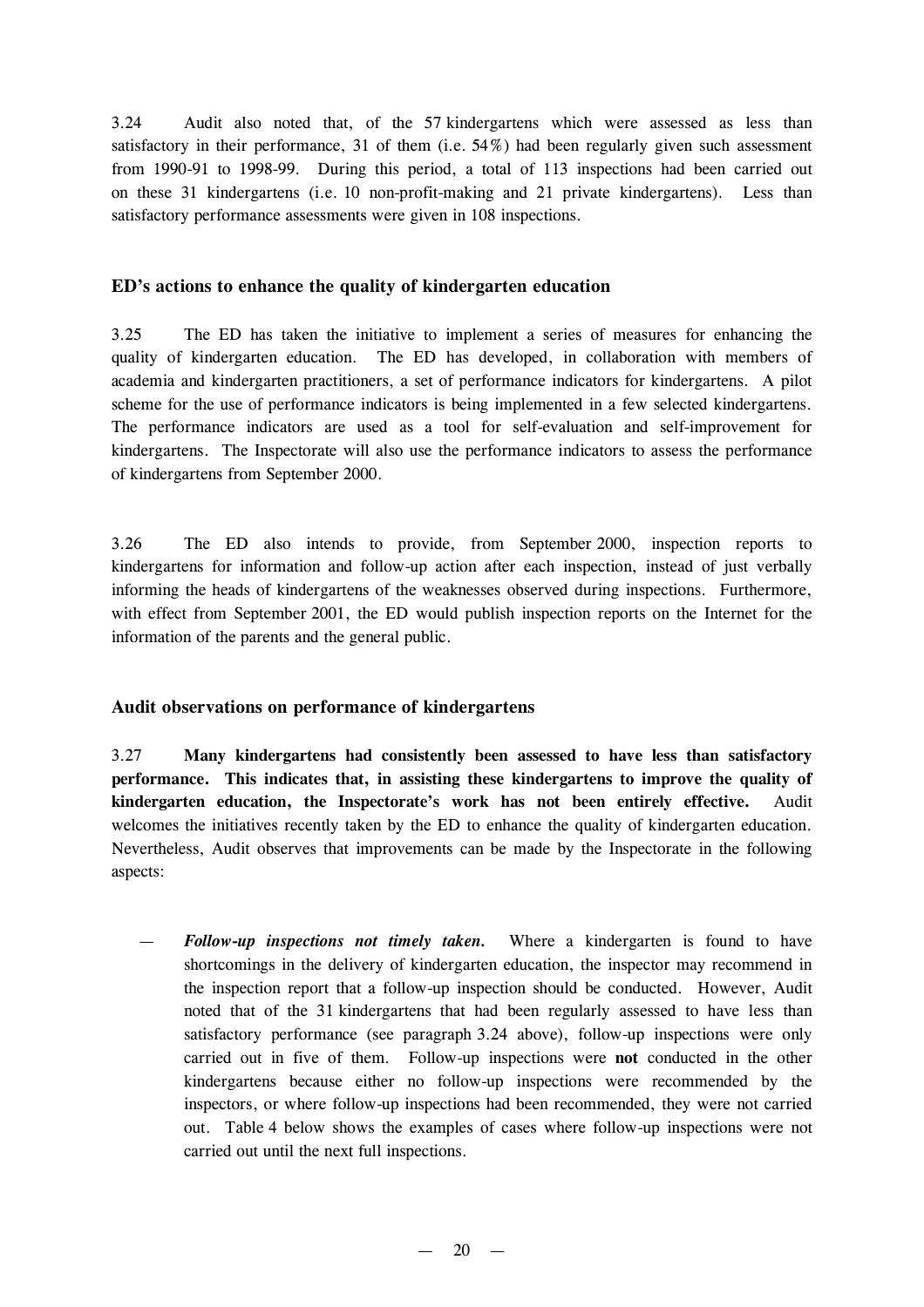3.24 Audit also noted that, of the 57 kindergartens which were assessed as less than satisfactory in their performance, 31 of them (i.e. 54%) had been regularly given such assessment from 1990-91 to 1998-99. During this period, a total of 113 inspections had been carried out on these 31 kindergartens (i.e. 10 non-profit-making and 21 private kindergartens). Less than satisfactory performance assessments were given in 108 inspections.

### ED's actions to enhance the quality of kindergarten education

3.25 The ED has taken the initiative to implement a series of measures for enhancing the quality of kindergarten education. The ED has developed, in collaboration with members of academia and kindergarten practitioners, a set of performance indicators for kindergartens. A pilot scheme for the use of performance indicators is being implemented in a few selected kindergartens. The performance indicators are used as a tool for self-evaluation and self-improvement for kindergartens. The Inspectorate will also use the performance indicators to assess the performance of kindergartens from September 2000.

3.26 The ED also intends to provide, from September 2000, inspection reports to kindergartens for information and follow-up action after each inspection, instead of just verbally informing the heads of kindergartens of the weaknesses observed during inspections. Furthermore, with effect from September 2001, the ED would publish inspection reports on the Internet for the information of the parents and the general public.

### Audit observations on performance of kindergartens

3.27 **Many kindergartens had consistently been assessed to have less than satisfactory performance. This indicates that, in assisting these kindergartens to improve the quality of kindergarten education, the Inspectorate's work has not been entirely effective.** Audit welcomes the initiatives recently taken by the ED to enhance the quality of kindergarten education. Nevertheless, Audit observes that improvements can be made by the Inspectorate in the following aspects:

— ***Follow-up inspections not timely taken.*** Where a kindergarten is found to have shortcomings in the delivery of kindergarten education, the inspector may recommend in the inspection report that a follow-up inspection should be conducted. However, Audit noted that of the 31 kindergartens that had been regularly assessed to have less than satisfactory performance (see paragraph 3.24 above), follow-up inspections were only carried out in five of them. Follow-up inspections were **not** conducted in the other kindergartens because either no follow-up inspections were recommended by the inspectors, or where follow-up inspections had been recommended, they were not carried out. Table 4 below shows the examples of cases where follow-up inspections were not carried out until the next full inspections.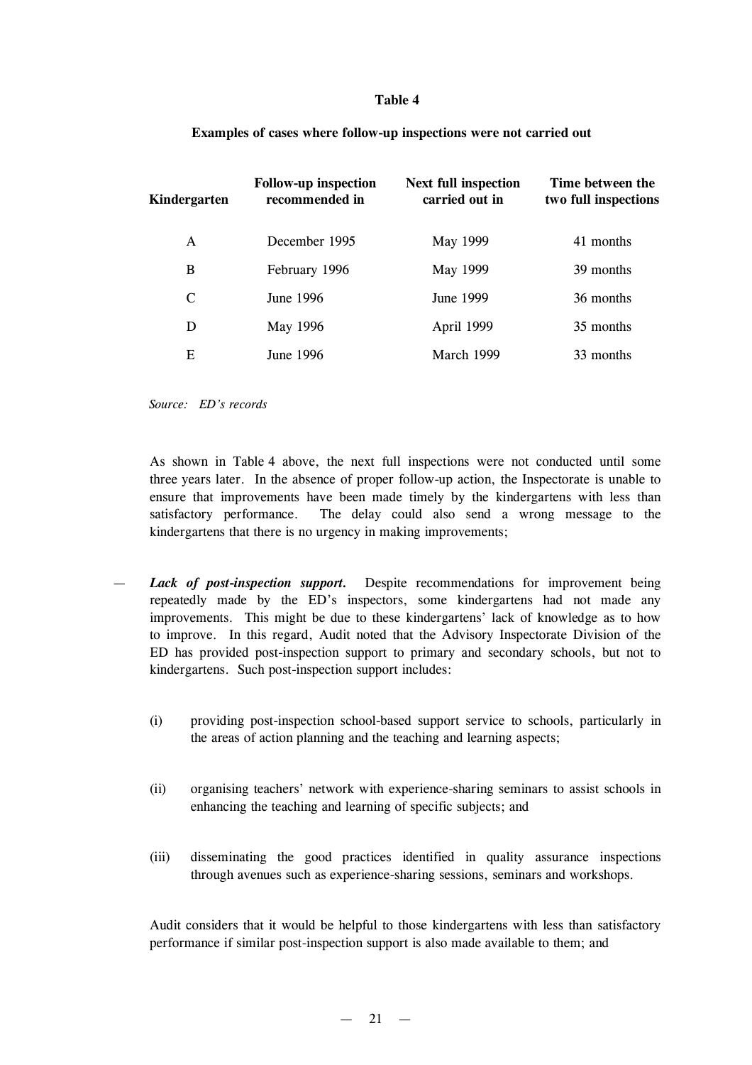**Table 4**

**Examples of cases where follow-up inspections were not carried out**

| Kindergarten | Follow-up inspection recommended in | Next full inspection carried out in | Time between the two full inspections |
|---|---|---|---|
| A | December 1995 | May 1999 | 41 months |
| B | February 1996 | May 1999 | 39 months |
| C | June 1996 | June 1999 | 36 months |
| D | May 1996 | April 1999 | 35 months |
| E | June 1996 | March 1999 | 33 months |

*Source: ED's records*

As shown in Table 4 above, the next full inspections were not conducted until some three years later. In the absence of proper follow-up action, the Inspectorate is unable to ensure that improvements have been made timely by the kindergartens with less than satisfactory performance. The delay could also send a wrong message to the kindergartens that there is no urgency in making improvements;

— ***Lack of post-inspection support.*** Despite recommendations for improvement being repeatedly made by the ED's inspectors, some kindergartens had not made any improvements. This might be due to these kindergartens' lack of knowledge as to how to improve. In this regard, Audit noted that the Advisory Inspectorate Division of the ED has provided post-inspection support to primary and secondary schools, but not to kindergartens. Such post-inspection support includes:

(i) providing post-inspection school-based support service to schools, particularly in the areas of action planning and the teaching and learning aspects;

(ii) organising teachers' network with experience-sharing seminars to assist schools in enhancing the teaching and learning of specific subjects; and

(iii) disseminating the good practices identified in quality assurance inspections through avenues such as experience-sharing sessions, seminars and workshops.

Audit considers that it would be helpful to those kindergartens with less than satisfactory performance if similar post-inspection support is also made available to them; and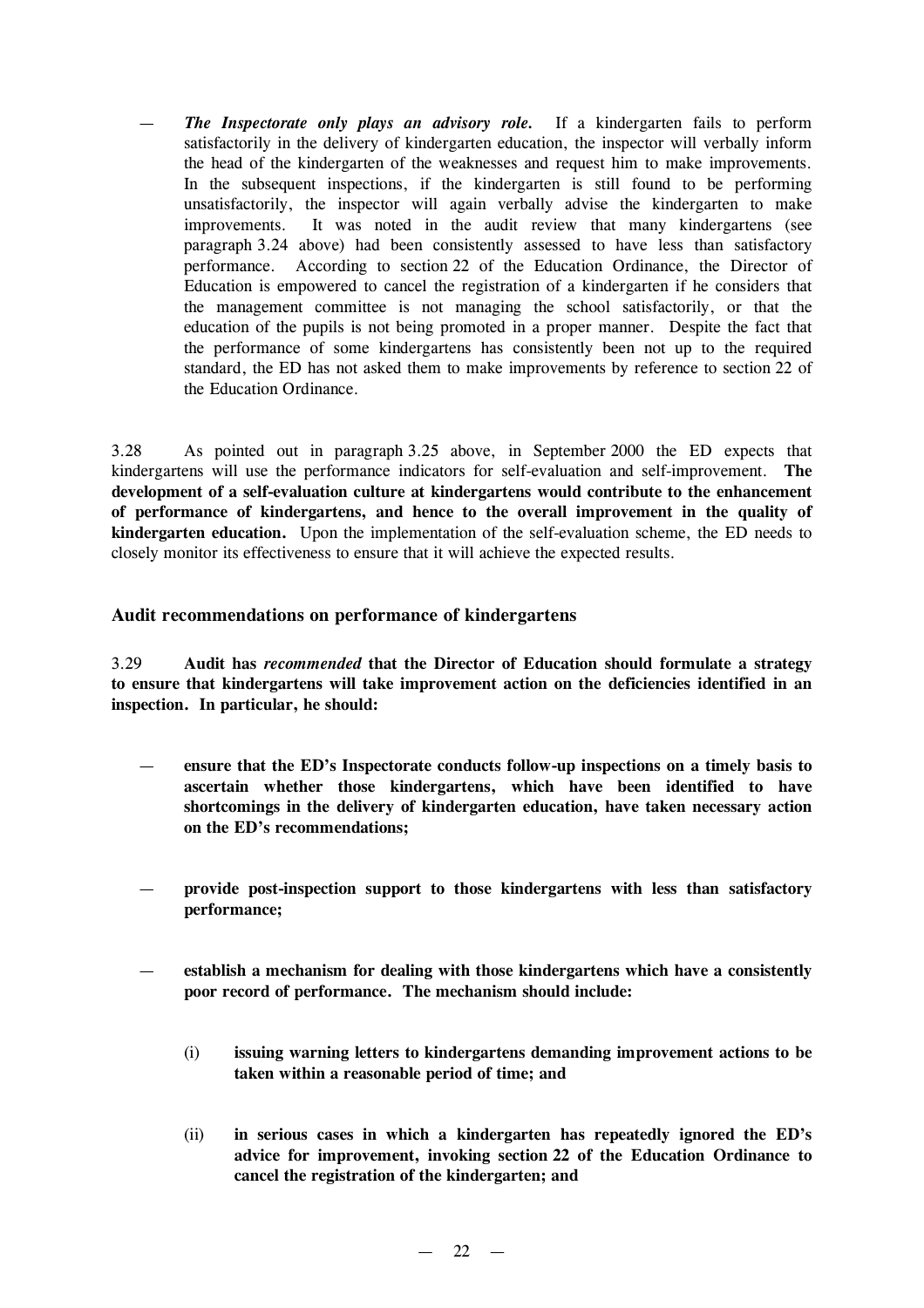— ***The Inspectorate only plays an advisory role.*** If a kindergarten fails to perform satisfactorily in the delivery of kindergarten education, the inspector will verbally inform the head of the kindergarten of the weaknesses and request him to make improvements. In the subsequent inspections, if the kindergarten is still found to be performing unsatisfactorily, the inspector will again verbally advise the kindergarten to make improvements. It was noted in the audit review that many kindergartens (see paragraph 3.24 above) had been consistently assessed to have less than satisfactory performance. According to section 22 of the Education Ordinance, the Director of Education is empowered to cancel the registration of a kindergarten if he considers that the management committee is not managing the school satisfactorily, or that the education of the pupils is not being promoted in a proper manner. Despite the fact that the performance of some kindergartens has consistently been not up to the required standard, the ED has not asked them to make improvements by reference to section 22 of the Education Ordinance.

3.28 As pointed out in paragraph 3.25 above, in September 2000 the ED expects that kindergartens will use the performance indicators for self-evaluation and self-improvement. **The development of a self-evaluation culture at kindergartens would contribute to the enhancement of performance of kindergartens, and hence to the overall improvement in the quality of kindergarten education.** Upon the implementation of the self-evaluation scheme, the ED needs to closely monitor its effectiveness to ensure that it will achieve the expected results.

### Audit recommendations on performance of kindergartens

3.29 **Audit has *recommended* that the Director of Education should formulate a strategy to ensure that kindergartens will take improvement action on the deficiencies identified in an inspection. In particular, he should:**

— **ensure that the ED's Inspectorate conducts follow-up inspections on a timely basis to ascertain whether those kindergartens, which have been identified to have shortcomings in the delivery of kindergarten education, have taken necessary action on the ED's recommendations;**

— **provide post-inspection support to those kindergartens with less than satisfactory performance;**

— **establish a mechanism for dealing with those kindergartens which have a consistently poor record of performance. The mechanism should include:**

(i) **issuing warning letters to kindergartens demanding improvement actions to be taken within a reasonable period of time; and**

(ii) **in serious cases in which a kindergarten has repeatedly ignored the ED's advice for improvement, invoking section 22 of the Education Ordinance to cancel the registration of the kindergarten; and**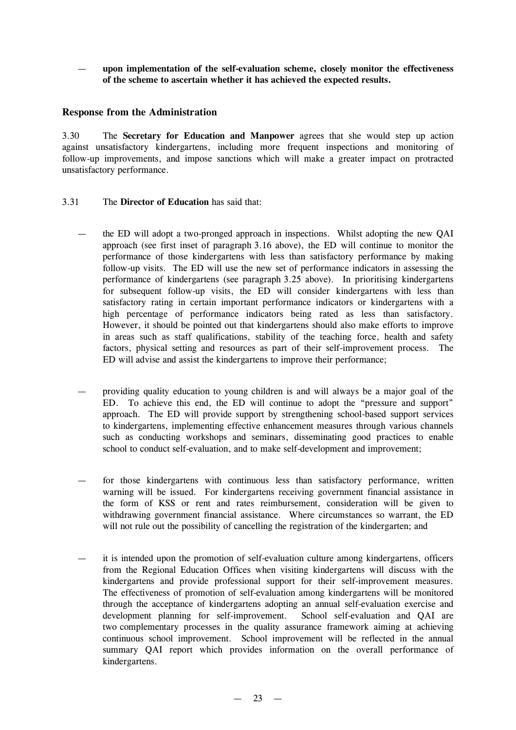— **upon implementation of the self-evaluation scheme, closely monitor the effectiveness of the scheme to ascertain whether it has achieved the expected results.**

### Response from the Administration

3.30 The **Secretary for Education and Manpower** agrees that she would step up action against unsatisfactory kindergartens, including more frequent inspections and monitoring of follow-up improvements, and impose sanctions which will make a greater impact on protracted unsatisfactory performance.

3.31 The **Director of Education** has said that:

— the ED will adopt a two-pronged approach in inspections. Whilst adopting the new QAI approach (see first inset of paragraph 3.16 above), the ED will continue to monitor the performance of those kindergartens with less than satisfactory performance by making follow-up visits. The ED will use the new set of performance indicators in assessing the performance of kindergartens (see paragraph 3.25 above). In prioritising kindergartens for subsequent follow-up visits, the ED will consider kindergartens with less than satisfactory rating in certain important performance indicators or kindergartens with a high percentage of performance indicators being rated as less than satisfactory. However, it should be pointed out that kindergartens should also make efforts to improve in areas such as staff qualifications, stability of the teaching force, health and safety factors, physical setting and resources as part of their self-improvement process. The ED will advise and assist the kindergartens to improve their performance;

— providing quality education to young children is and will always be a major goal of the ED. To achieve this end, the ED will continue to adopt the "pressure and support" approach. The ED will provide support by strengthening school-based support services to kindergartens, implementing effective enhancement measures through various channels such as conducting workshops and seminars, disseminating good practices to enable school to conduct self-evaluation, and to make self-development and improvement;

— for those kindergartens with continuous less than satisfactory performance, written warning will be issued. For kindergartens receiving government financial assistance in the form of KSS or rent and rates reimbursement, consideration will be given to withdrawing government financial assistance. Where circumstances so warrant, the ED will not rule out the possibility of cancelling the registration of the kindergarten; and

— it is intended upon the promotion of self-evaluation culture among kindergartens, officers from the Regional Education Offices when visiting kindergartens will discuss with the kindergartens and provide professional support for their self-improvement measures. The effectiveness of promotion of self-evaluation among kindergartens will be monitored through the acceptance of kindergartens adopting an annual self-evaluation exercise and development planning for self-improvement. School self-evaluation and QAI are two complementary processes in the quality assurance framework aiming at achieving continuous school improvement. School improvement will be reflected in the annual summary QAI report which provides information on the overall performance of kindergartens.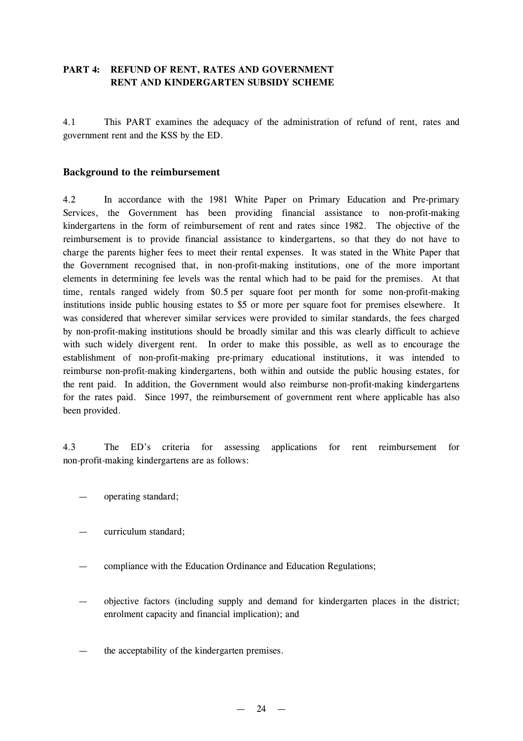## PART 4: REFUND OF RENT, RATES AND GOVERNMENT RENT AND KINDERGARTEN SUBSIDY SCHEME

4.1 This PART examines the adequacy of the administration of refund of rent, rates and government rent and the KSS by the ED.

### Background to the reimbursement

4.2 In accordance with the 1981 White Paper on Primary Education and Pre-primary Services, the Government has been providing financial assistance to non-profit-making kindergartens in the form of reimbursement of rent and rates since 1982. The objective of the reimbursement is to provide financial assistance to kindergartens, so that they do not have to charge the parents higher fees to meet their rental expenses. It was stated in the White Paper that the Government recognised that, in non-profit-making institutions, one of the more important elements in determining fee levels was the rental which had to be paid for the premises. At that time, rentals ranged widely from $0.5 per square foot per month for some non-profit-making institutions inside public housing estates to $5 or more per square foot for premises elsewhere. It was considered that wherever similar services were provided to similar standards, the fees charged by non-profit-making institutions should be broadly similar and this was clearly difficult to achieve with such widely divergent rent. In order to make this possible, as well as to encourage the establishment of non-profit-making pre-primary educational institutions, it was intended to reimburse non-profit-making kindergartens, both within and outside the public housing estates, for the rent paid. In addition, the Government would also reimburse non-profit-making kindergartens for the rates paid. Since 1997, the reimbursement of government rent where applicable has also been provided.

4.3 The ED's criteria for assessing applications for rent reimbursement for non-profit-making kindergartens are as follows:

- operating standard;
- curriculum standard;
- compliance with the Education Ordinance and Education Regulations;
- objective factors (including supply and demand for kindergarten places in the district; enrolment capacity and financial implication); and
- the acceptability of the kindergarten premises.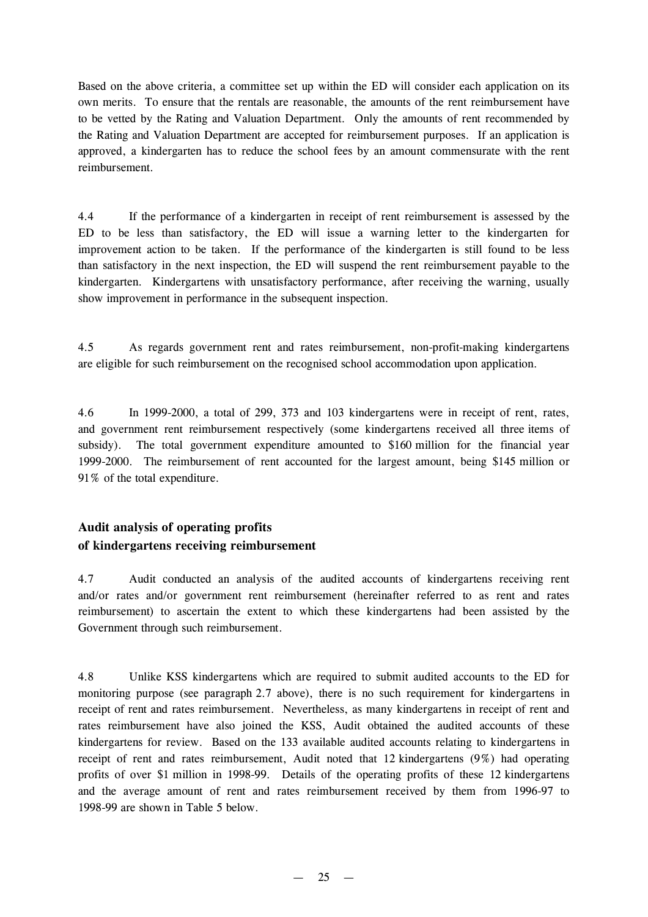Based on the above criteria, a committee set up within the ED will consider each application on its own merits. To ensure that the rentals are reasonable, the amounts of the rent reimbursement have to be vetted by the Rating and Valuation Department. Only the amounts of rent recommended by the Rating and Valuation Department are accepted for reimbursement purposes. If an application is approved, a kindergarten has to reduce the school fees by an amount commensurate with the rent reimbursement.

4.4 If the performance of a kindergarten in receipt of rent reimbursement is assessed by the ED to be less than satisfactory, the ED will issue a warning letter to the kindergarten for improvement action to be taken. If the performance of the kindergarten is still found to be less than satisfactory in the next inspection, the ED will suspend the rent reimbursement payable to the kindergarten. Kindergartens with unsatisfactory performance, after receiving the warning, usually show improvement in performance in the subsequent inspection.

4.5 As regards government rent and rates reimbursement, non-profit-making kindergartens are eligible for such reimbursement on the recognised school accommodation upon application.

4.6 In 1999-2000, a total of 299, 373 and 103 kindergartens were in receipt of rent, rates, and government rent reimbursement respectively (some kindergartens received all three items of subsidy). The total government expenditure amounted to $160 million for the financial year 1999-2000. The reimbursement of rent accounted for the largest amount, being $145 million or 91% of the total expenditure.

### Audit analysis of operating profits of kindergartens receiving reimbursement

4.7 Audit conducted an analysis of the audited accounts of kindergartens receiving rent and/or rates and/or government rent reimbursement (hereinafter referred to as rent and rates reimbursement) to ascertain the extent to which these kindergartens had been assisted by the Government through such reimbursement.

4.8 Unlike KSS kindergartens which are required to submit audited accounts to the ED for monitoring purpose (see paragraph 2.7 above), there is no such requirement for kindergartens in receipt of rent and rates reimbursement. Nevertheless, as many kindergartens in receipt of rent and rates reimbursement have also joined the KSS, Audit obtained the audited accounts of these kindergartens for review. Based on the 133 available audited accounts relating to kindergartens in receipt of rent and rates reimbursement, Audit noted that 12 kindergartens (9%) had operating profits of over $1 million in 1998-99. Details of the operating profits of these 12 kindergartens and the average amount of rent and rates reimbursement received by them from 1996-97 to 1998-99 are shown in Table 5 below.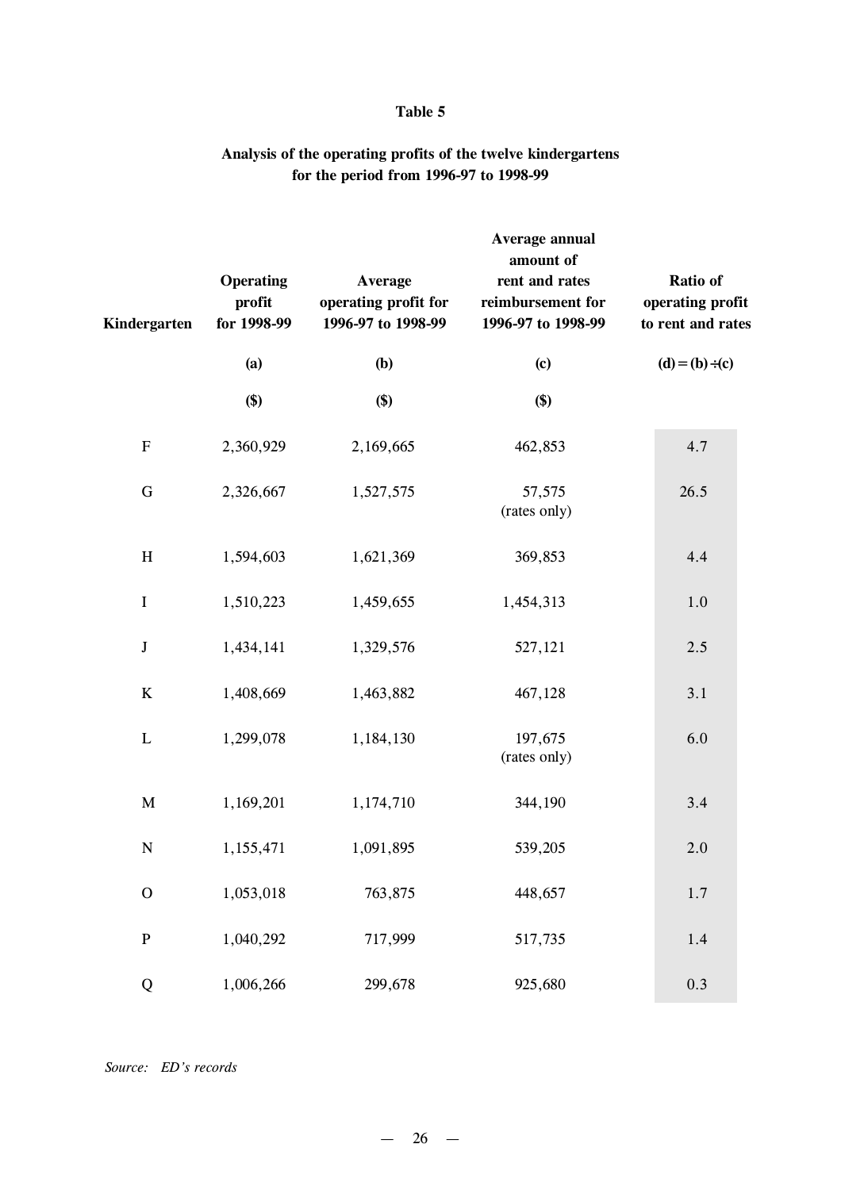# Table 5

## Analysis of the operating profits of the twelve kindergartens for the period from 1996-97 to 1998-99

| Kindergarten | Operating profit for 1998-99 | Average operating profit for 1996-97 to 1998-99 | Average annual amount of rent and rates reimbursement for 1996-97 to 1998-99 | Ratio of operating profit to rent and rates |
|---|---|---|---|---|
| | (a) | (b) | (c) | (d) = (b) ÷ (c) |
| | ($) | ($) | ($) | |
| F | 2,360,929 | 2,169,665 | 462,853 | 4.7 |
| G | 2,326,667 | 1,527,575 | 57,575 (rates only) | 26.5 |
| H | 1,594,603 | 1,621,369 | 369,853 | 4.4 |
| I | 1,510,223 | 1,459,655 | 1,454,313 | 1.0 |
| J | 1,434,141 | 1,329,576 | 527,121 | 2.5 |
| K | 1,408,669 | 1,463,882 | 467,128 | 3.1 |
| L | 1,299,078 | 1,184,130 | 197,675 (rates only) | 6.0 |
| M | 1,169,201 | 1,174,710 | 344,190 | 3.4 |
| N | 1,155,471 | 1,091,895 | 539,205 | 2.0 |
| O | 1,053,018 | 763,875 | 448,657 | 1.7 |
| P | 1,040,292 | 717,999 | 517,735 | 1.4 |
| Q | 1,006,266 | 299,678 | 925,680 | 0.3 |

*Source: ED's records*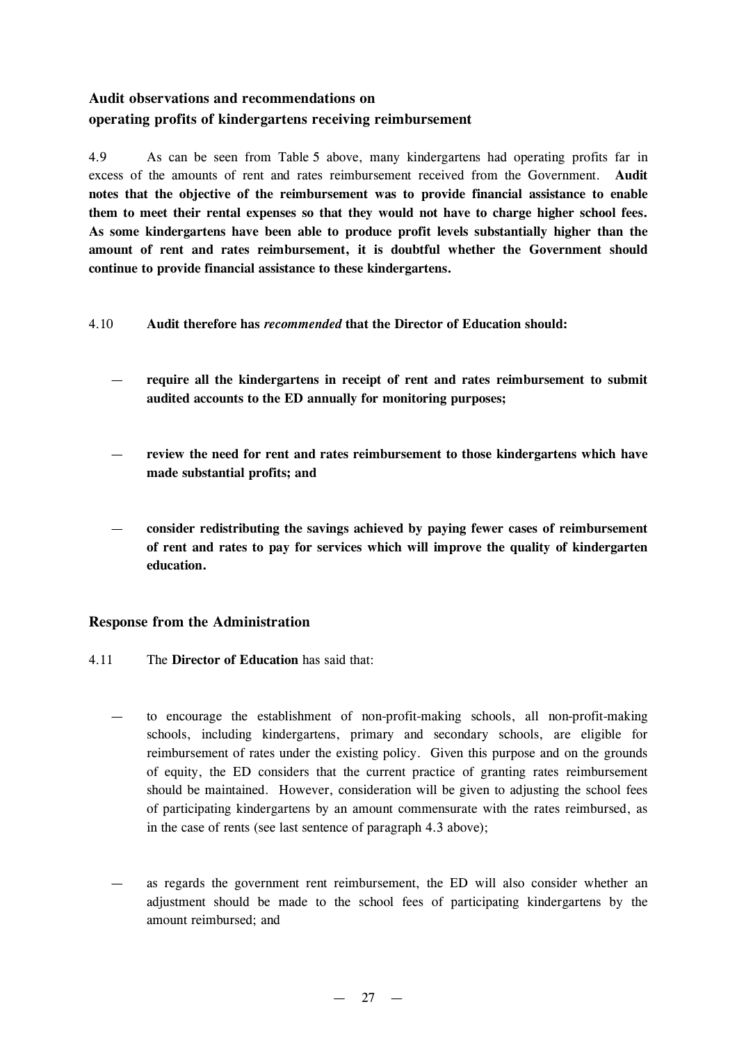## Audit observations and recommendations on operating profits of kindergartens receiving reimbursement

4.9 As can be seen from Table 5 above, many kindergartens had operating profits far in excess of the amounts of rent and rates reimbursement received from the Government. **Audit notes that the objective of the reimbursement was to provide financial assistance to enable them to meet their rental expenses so that they would not have to charge higher school fees. As some kindergartens have been able to produce profit levels substantially higher than the amount of rent and rates reimbursement, it is doubtful whether the Government should continue to provide financial assistance to these kindergartens.**

4.10 **Audit therefore has *recommended* that the Director of Education should:**

— **require all the kindergartens in receipt of rent and rates reimbursement to submit audited accounts to the ED annually for monitoring purposes;**

— **review the need for rent and rates reimbursement to those kindergartens which have made substantial profits; and**

— **consider redistributing the savings achieved by paying fewer cases of reimbursement of rent and rates to pay for services which will improve the quality of kindergarten education.**

## Response from the Administration

4.11 The **Director of Education** has said that:

— to encourage the establishment of non-profit-making schools, all non-profit-making schools, including kindergartens, primary and secondary schools, are eligible for reimbursement of rates under the existing policy. Given this purpose and on the grounds of equity, the ED considers that the current practice of granting rates reimbursement should be maintained. However, consideration will be given to adjusting the school fees of participating kindergartens by an amount commensurate with the rates reimbursed, as in the case of rents (see last sentence of paragraph 4.3 above);

— as regards the government rent reimbursement, the ED will also consider whether an adjustment should be made to the school fees of participating kindergartens by the amount reimbursed; and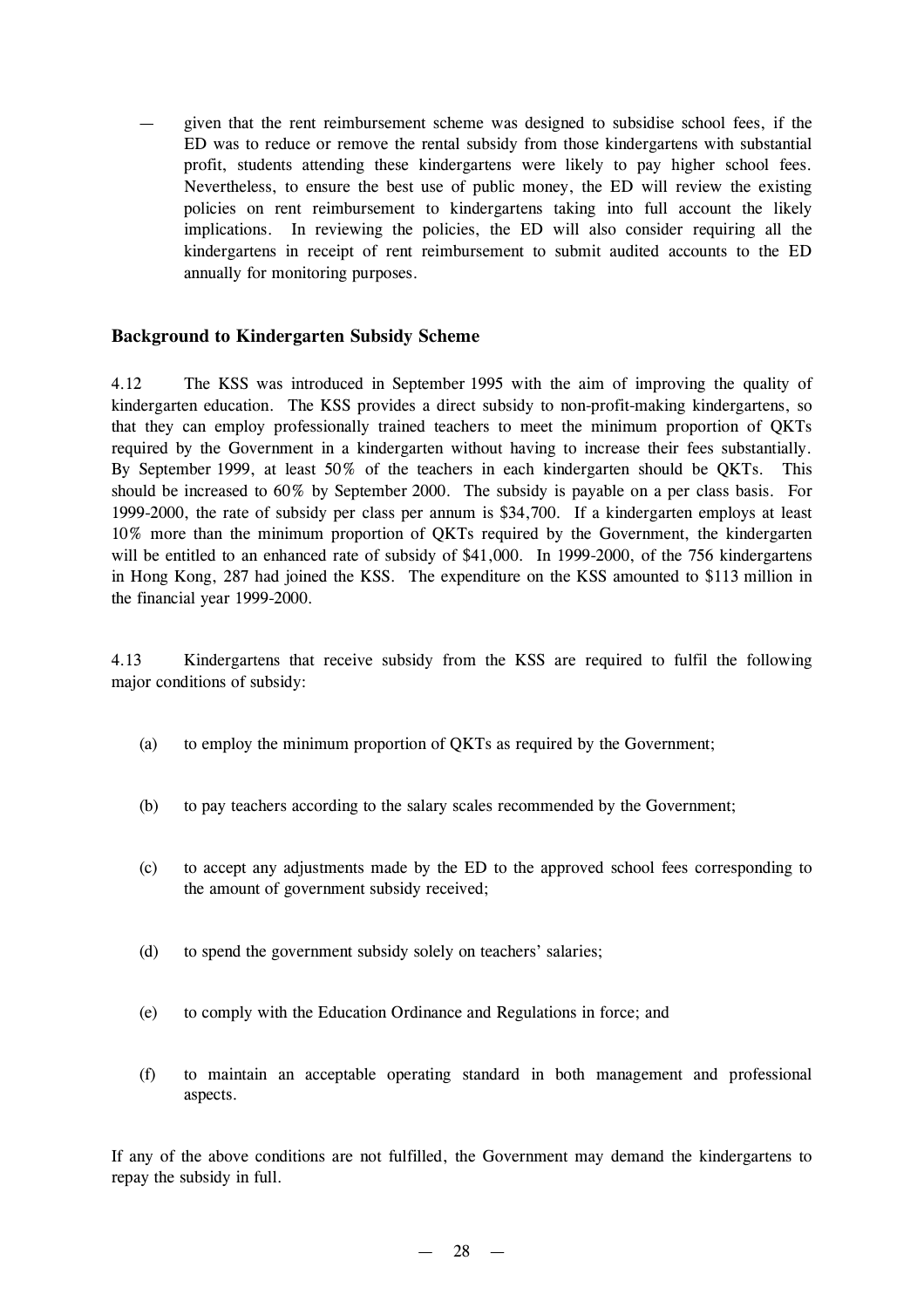— given that the rent reimbursement scheme was designed to subsidise school fees, if the ED was to reduce or remove the rental subsidy from those kindergartens with substantial profit, students attending these kindergartens were likely to pay higher school fees. Nevertheless, to ensure the best use of public money, the ED will review the existing policies on rent reimbursement to kindergartens taking into full account the likely implications. In reviewing the policies, the ED will also consider requiring all the kindergartens in receipt of rent reimbursement to submit audited accounts to the ED annually for monitoring purposes.

### Background to Kindergarten Subsidy Scheme

4.12 The KSS was introduced in September 1995 with the aim of improving the quality of kindergarten education. The KSS provides a direct subsidy to non-profit-making kindergartens, so that they can employ professionally trained teachers to meet the minimum proportion of QKTs required by the Government in a kindergarten without having to increase their fees substantially. By September 1999, at least 50% of the teachers in each kindergarten should be QKTs. This should be increased to 60% by September 2000. The subsidy is payable on a per class basis. For 1999-2000, the rate of subsidy per class per annum is $34,700. If a kindergarten employs at least 10% more than the minimum proportion of QKTs required by the Government, the kindergarten will be entitled to an enhanced rate of subsidy of $41,000. In 1999-2000, of the 756 kindergartens in Hong Kong, 287 had joined the KSS. The expenditure on the KSS amounted to $113 million in the financial year 1999-2000.

4.13 Kindergartens that receive subsidy from the KSS are required to fulfil the following major conditions of subsidy:

(a) to employ the minimum proportion of QKTs as required by the Government;

(b) to pay teachers according to the salary scales recommended by the Government;

(c) to accept any adjustments made by the ED to the approved school fees corresponding to the amount of government subsidy received;

(d) to spend the government subsidy solely on teachers' salaries;

(e) to comply with the Education Ordinance and Regulations in force; and

(f) to maintain an acceptable operating standard in both management and professional aspects.

If any of the above conditions are not fulfilled, the Government may demand the kindergartens to repay the subsidy in full.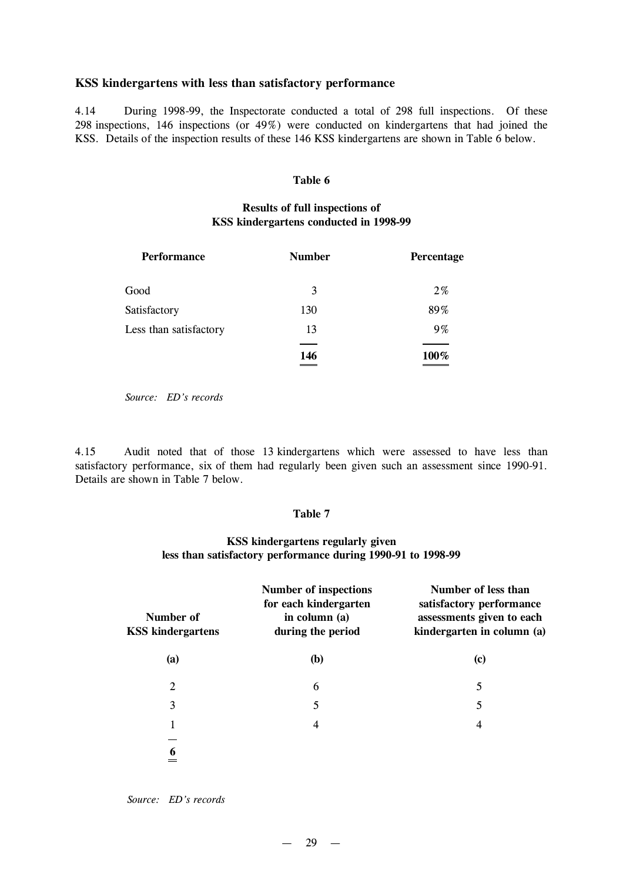### KSS kindergartens with less than satisfactory performance

4.14 During 1998-99, the Inspectorate conducted a total of 298 full inspections. Of these 298 inspections, 146 inspections (or 49%) were conducted on kindergartens that had joined the KSS. Details of the inspection results of these 146 KSS kindergartens are shown in Table 6 below.

**Table 6**

**Results of full inspections of KSS kindergartens conducted in 1998-99**

| Performance | Number | Percentage |
|---|---|---|
| Good | 3 | 2% |
| Satisfactory | 130 | 89% |
| Less than satisfactory | 13 | 9% |
| | **146** | **100%** |

*Source: ED's records*

4.15 Audit noted that of those 13 kindergartens which were assessed to have less than satisfactory performance, six of them had regularly been given such an assessment since 1990-91. Details are shown in Table 7 below.

**Table 7**

**KSS kindergartens regularly given less than satisfactory performance during 1990-91 to 1998-99**

| Number of KSS kindergartens | Number of inspections for each kindergarten in column (a) during the period | Number of less than satisfactory performance assessments given to each kindergarten in column (a) |
|---|---|---|
| **(a)** | **(b)** | **(c)** |
| 2 | 6 | 5 |
| 3 | 5 | 5 |
| 1 | 4 | 4 |
| **6** | | |

*Source: ED's records*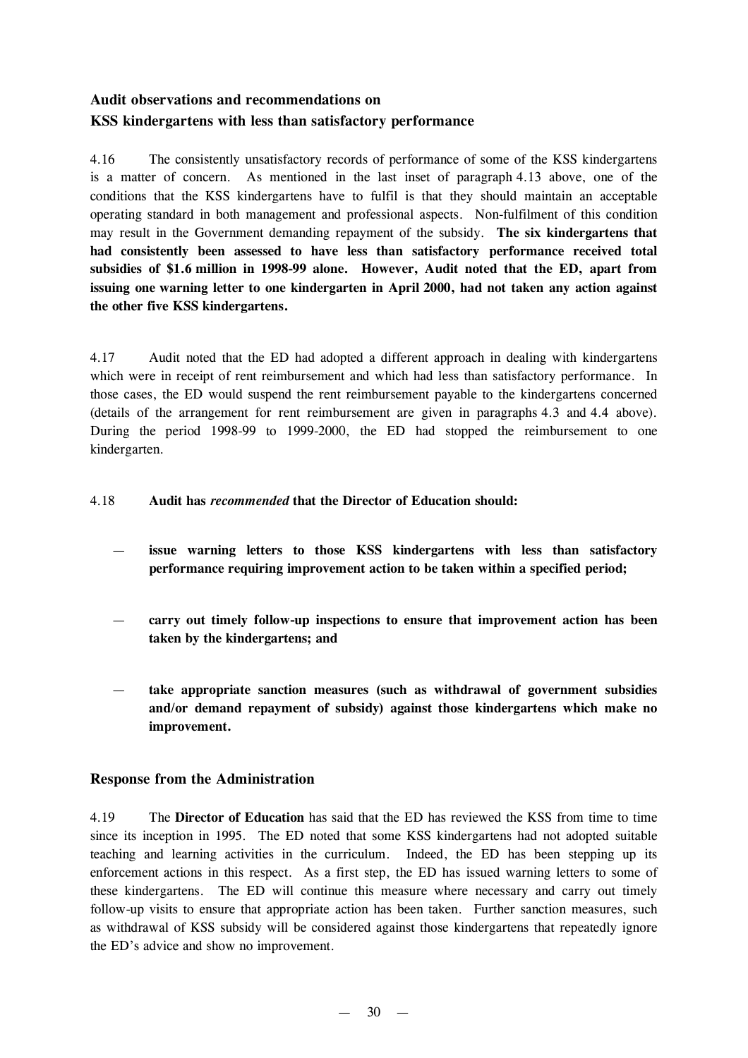### Audit observations and recommendations on KSS kindergartens with less than satisfactory performance

4.16 The consistently unsatisfactory records of performance of some of the KSS kindergartens is a matter of concern. As mentioned in the last inset of paragraph 4.13 above, one of the conditions that the KSS kindergartens have to fulfil is that they should maintain an acceptable operating standard in both management and professional aspects. Non-fulfilment of this condition may result in the Government demanding repayment of the subsidy. **The six kindergartens that had consistently been assessed to have less than satisfactory performance received total subsidies of $1.6 million in 1998-99 alone. However, Audit noted that the ED, apart from issuing one warning letter to one kindergarten in April 2000, had not taken any action against the other five KSS kindergartens.**

4.17 Audit noted that the ED had adopted a different approach in dealing with kindergartens which were in receipt of rent reimbursement and which had less than satisfactory performance. In those cases, the ED would suspend the rent reimbursement payable to the kindergartens concerned (details of the arrangement for rent reimbursement are given in paragraphs 4.3 and 4.4 above). During the period 1998-99 to 1999-2000, the ED had stopped the reimbursement to one kindergarten.

4.18 **Audit has *recommended* that the Director of Education should:**

- **issue warning letters to those KSS kindergartens with less than satisfactory performance requiring improvement action to be taken within a specified period;**

- **carry out timely follow-up inspections to ensure that improvement action has been taken by the kindergartens; and**

- **take appropriate sanction measures (such as withdrawal of government subsidies and/or demand repayment of subsidy) against those kindergartens which make no improvement.**

### Response from the Administration

4.19 The **Director of Education** has said that the ED has reviewed the KSS from time to time since its inception in 1995. The ED noted that some KSS kindergartens had not adopted suitable teaching and learning activities in the curriculum. Indeed, the ED has been stepping up its enforcement actions in this respect. As a first step, the ED has issued warning letters to some of these kindergartens. The ED will continue this measure where necessary and carry out timely follow-up visits to ensure that appropriate action has been taken. Further sanction measures, such as withdrawal of KSS subsidy will be considered against those kindergartens that repeatedly ignore the ED's advice and show no improvement.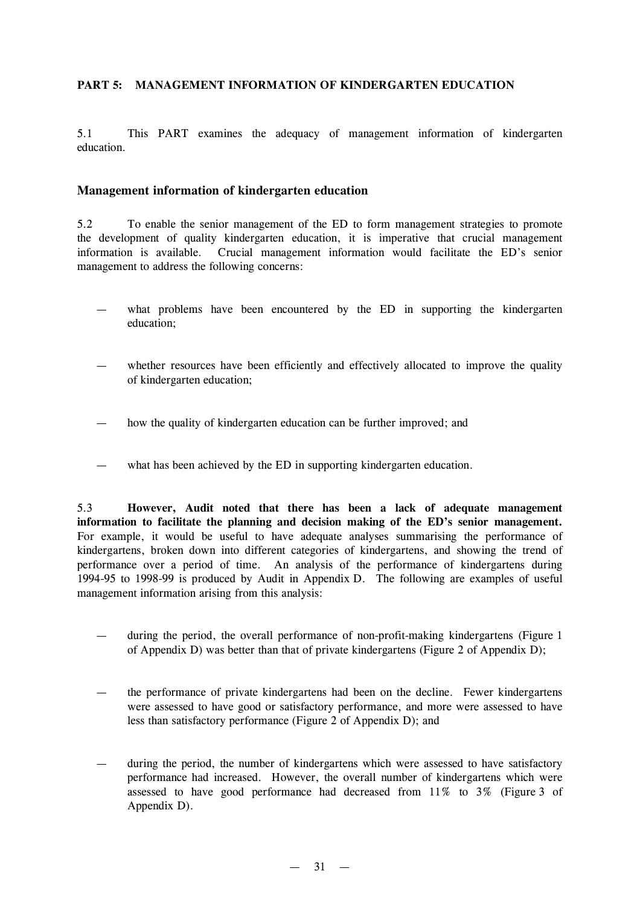## PART 5: MANAGEMENT INFORMATION OF KINDERGARTEN EDUCATION

5.1 This PART examines the adequacy of management information of kindergarten education.

### Management information of kindergarten education

5.2 To enable the senior management of the ED to form management strategies to promote the development of quality kindergarten education, it is imperative that crucial management information is available. Crucial management information would facilitate the ED's senior management to address the following concerns:

- what problems have been encountered by the ED in supporting the kindergarten education;
- whether resources have been efficiently and effectively allocated to improve the quality of kindergarten education;
- how the quality of kindergarten education can be further improved; and
- what has been achieved by the ED in supporting kindergarten education.

5.3 **However, Audit noted that there has been a lack of adequate management information to facilitate the planning and decision making of the ED's senior management.** For example, it would be useful to have adequate analyses summarising the performance of kindergartens, broken down into different categories of kindergartens, and showing the trend of performance over a period of time. An analysis of the performance of kindergartens during 1994-95 to 1998-99 is produced by Audit in Appendix D. The following are examples of useful management information arising from this analysis:

- during the period, the overall performance of non-profit-making kindergartens (Figure 1 of Appendix D) was better than that of private kindergartens (Figure 2 of Appendix D);
- the performance of private kindergartens had been on the decline. Fewer kindergartens were assessed to have good or satisfactory performance, and more were assessed to have less than satisfactory performance (Figure 2 of Appendix D); and
- during the period, the number of kindergartens which were assessed to have satisfactory performance had increased. However, the overall number of kindergartens which were assessed to have good performance had decreased from 11% to 3% (Figure 3 of Appendix D).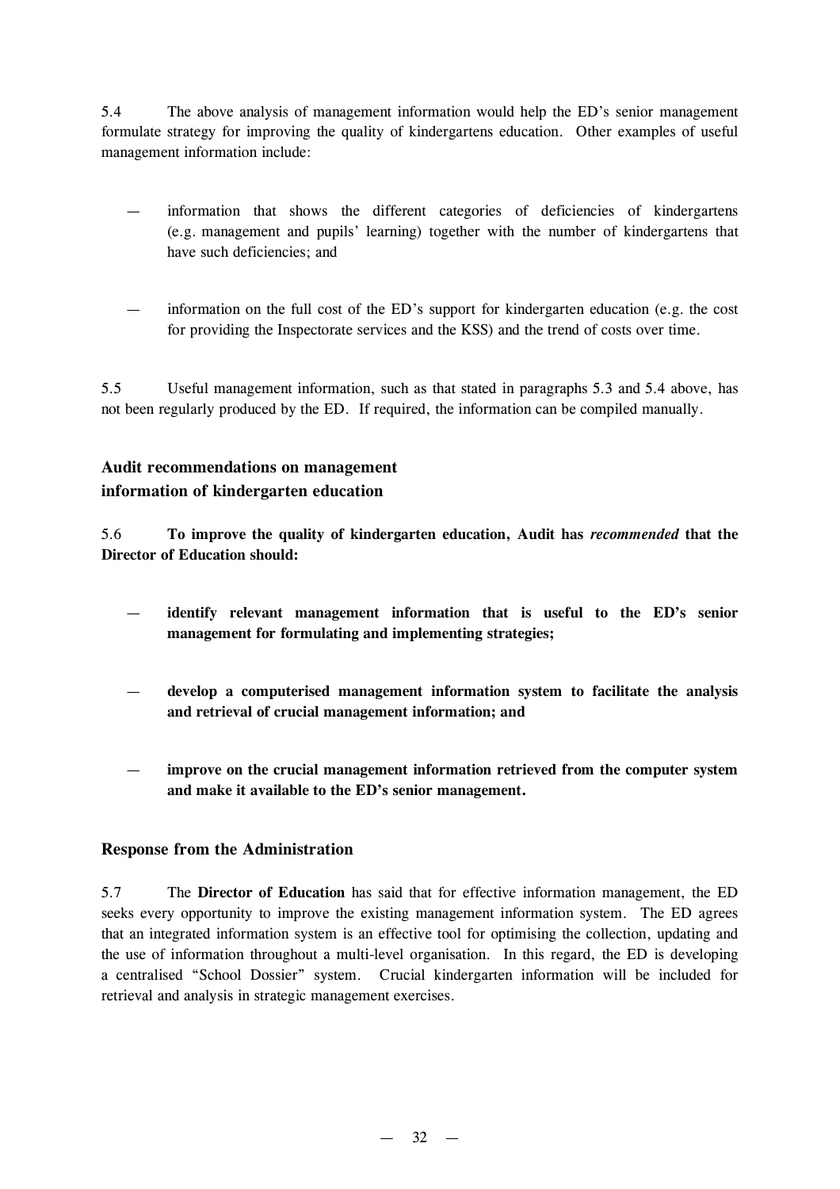5.4 The above analysis of management information would help the ED's senior management formulate strategy for improving the quality of kindergartens education. Other examples of useful management information include:

— information that shows the different categories of deficiencies of kindergartens (e.g. management and pupils' learning) together with the number of kindergartens that have such deficiencies; and

— information on the full cost of the ED's support for kindergarten education (e.g. the cost for providing the Inspectorate services and the KSS) and the trend of costs over time.

5.5 Useful management information, such as that stated in paragraphs 5.3 and 5.4 above, has not been regularly produced by the ED. If required, the information can be compiled manually.

### Audit recommendations on management information of kindergarten education

5.6 **To improve the quality of kindergarten education, Audit has *recommended* that the Director of Education should:**

— **identify relevant management information that is useful to the ED's senior management for formulating and implementing strategies;**

— **develop a computerised management information system to facilitate the analysis and retrieval of crucial management information; and**

— **improve on the crucial management information retrieved from the computer system and make it available to the ED's senior management.**

### Response from the Administration

5.7 The **Director of Education** has said that for effective information management, the ED seeks every opportunity to improve the existing management information system. The ED agrees that an integrated information system is an effective tool for optimising the collection, updating and the use of information throughout a multi-level organisation. In this regard, the ED is developing a centralised "School Dossier" system. Crucial kindergarten information will be included for retrieval and analysis in strategic management exercises.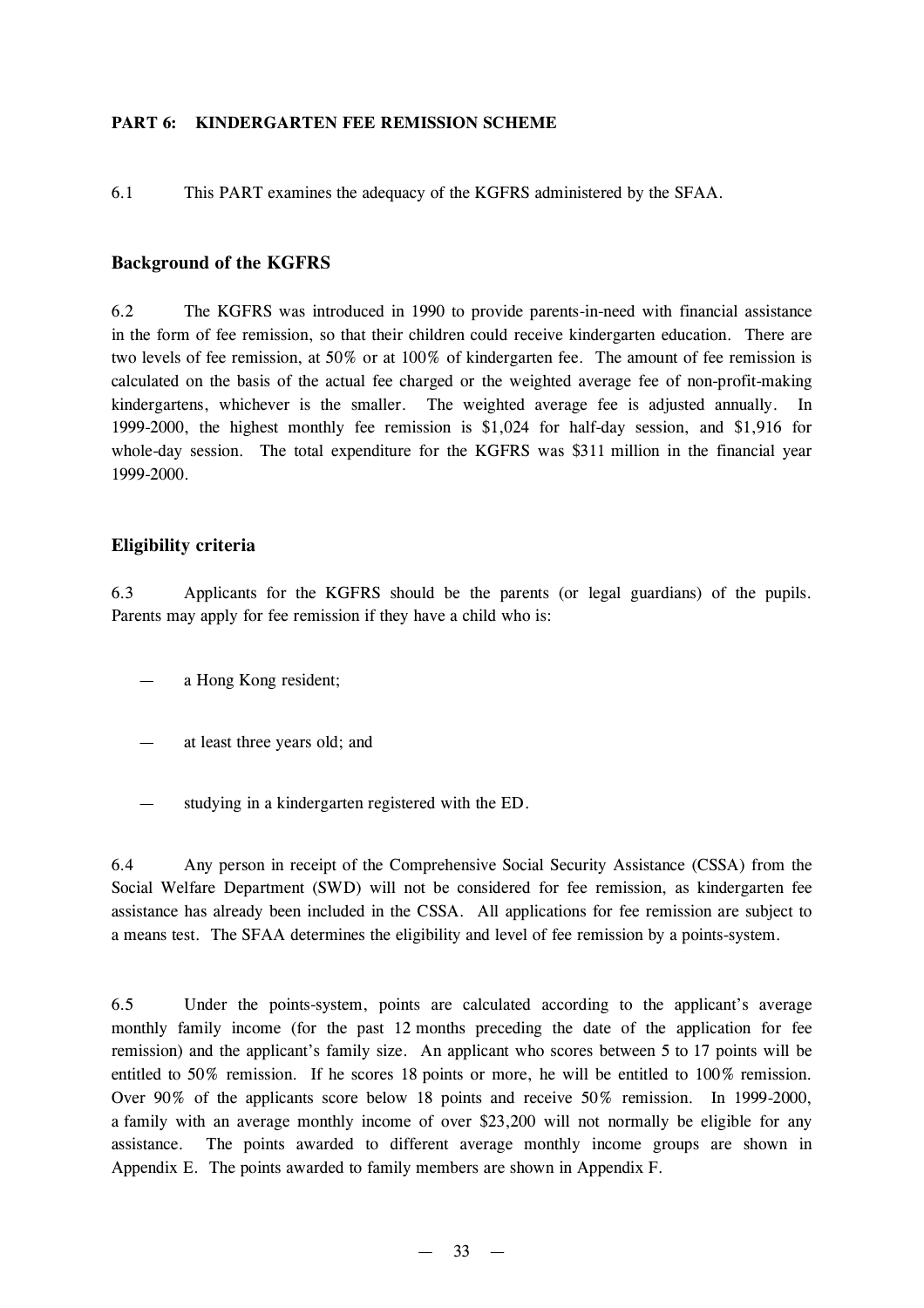**PART 6: KINDERGARTEN FEE REMISSION SCHEME**

6.1 This PART examines the adequacy of the KGFRS administered by the SFAA.

### Background of the KGFRS

6.2 The KGFRS was introduced in 1990 to provide parents-in-need with financial assistance in the form of fee remission, so that their children could receive kindergarten education. There are two levels of fee remission, at 50% or at 100% of kindergarten fee. The amount of fee remission is calculated on the basis of the actual fee charged or the weighted average fee of non-profit-making kindergartens, whichever is the smaller. The weighted average fee is adjusted annually. In 1999-2000, the highest monthly fee remission is $1,024 for half-day session, and $1,916 for whole-day session. The total expenditure for the KGFRS was $311 million in the financial year 1999-2000.

### Eligibility criteria

6.3 Applicants for the KGFRS should be the parents (or legal guardians) of the pupils. Parents may apply for fee remission if they have a child who is:

— a Hong Kong resident;

— at least three years old; and

— studying in a kindergarten registered with the ED.

6.4 Any person in receipt of the Comprehensive Social Security Assistance (CSSA) from the Social Welfare Department (SWD) will not be considered for fee remission, as kindergarten fee assistance has already been included in the CSSA. All applications for fee remission are subject to a means test. The SFAA determines the eligibility and level of fee remission by a points-system.

6.5 Under the points-system, points are calculated according to the applicant's average monthly family income (for the past 12 months preceding the date of the application for fee remission) and the applicant's family size. An applicant who scores between 5 to 17 points will be entitled to 50% remission. If he scores 18 points or more, he will be entitled to 100% remission. Over 90% of the applicants score below 18 points and receive 50% remission. In 1999-2000, a family with an average monthly income of over $23,200 will not normally be eligible for any assistance. The points awarded to different average monthly income groups are shown in Appendix E. The points awarded to family members are shown in Appendix F.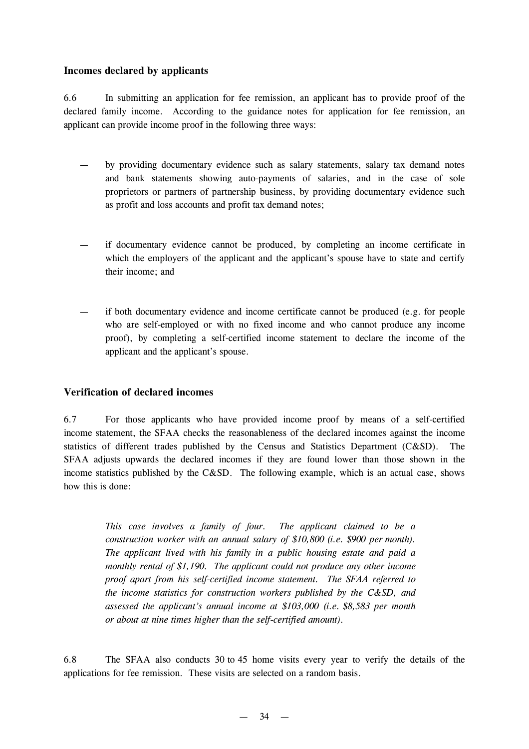### Incomes declared by applicants

6.6 In submitting an application for fee remission, an applicant has to provide proof of the declared family income. According to the guidance notes for application for fee remission, an applicant can provide income proof in the following three ways:

- by providing documentary evidence such as salary statements, salary tax demand notes and bank statements showing auto-payments of salaries, and in the case of sole proprietors or partners of partnership business, by providing documentary evidence such as profit and loss accounts and profit tax demand notes;
- if documentary evidence cannot be produced, by completing an income certificate in which the employers of the applicant and the applicant's spouse have to state and certify their income; and
- if both documentary evidence and income certificate cannot be produced (e.g. for people who are self-employed or with no fixed income and who cannot produce any income proof), by completing a self-certified income statement to declare the income of the applicant and the applicant's spouse.

### Verification of declared incomes

6.7 For those applicants who have provided income proof by means of a self-certified income statement, the SFAA checks the reasonableness of the declared incomes against the income statistics of different trades published by the Census and Statistics Department (C&SD). The SFAA adjusts upwards the declared incomes if they are found lower than those shown in the income statistics published by the C&SD. The following example, which is an actual case, shows how this is done:

> *This case involves a family of four. The applicant claimed to be a construction worker with an annual salary of $10,800 (i.e. $900 per month). The applicant lived with his family in a public housing estate and paid a monthly rental of $1,190. The applicant could not produce any other income proof apart from his self-certified income statement. The SFAA referred to the income statistics for construction workers published by the C&SD, and assessed the applicant's annual income at $103,000 (i.e. $8,583 per month or about at nine times higher than the self-certified amount).*

6.8 The SFAA also conducts 30 to 45 home visits every year to verify the details of the applications for fee remission. These visits are selected on a random basis.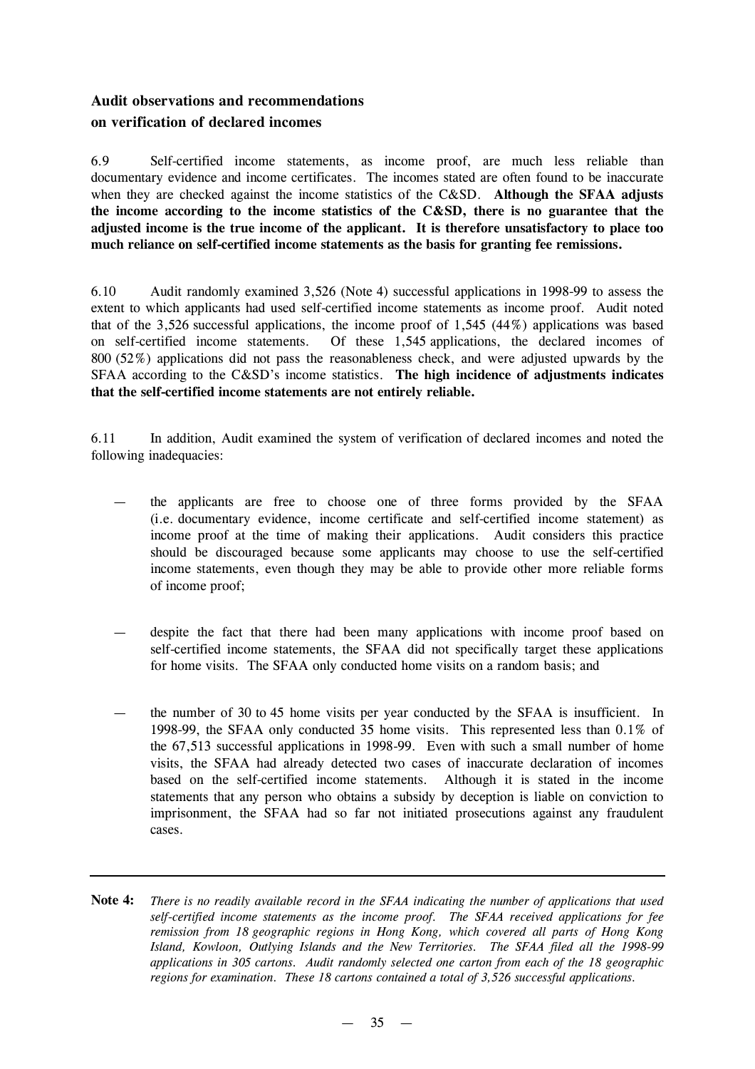### Audit observations and recommendations on verification of declared incomes

6.9 Self-certified income statements, as income proof, are much less reliable than documentary evidence and income certificates. The incomes stated are often found to be inaccurate when they are checked against the income statistics of the C&SD. **Although the SFAA adjusts the income according to the income statistics of the C&SD, there is no guarantee that the adjusted income is the true income of the applicant. It is therefore unsatisfactory to place too much reliance on self-certified income statements as the basis for granting fee remissions.**

6.10 Audit randomly examined 3,526 (Note 4) successful applications in 1998-99 to assess the extent to which applicants had used self-certified income statements as income proof. Audit noted that of the 3,526 successful applications, the income proof of 1,545 (44%) applications was based on self-certified income statements. Of these 1,545 applications, the declared incomes of 800 (52%) applications did not pass the reasonableness check, and were adjusted upwards by the SFAA according to the C&SD's income statistics. **The high incidence of adjustments indicates that the self-certified income statements are not entirely reliable.**

6.11 In addition, Audit examined the system of verification of declared incomes and noted the following inadequacies:

— the applicants are free to choose one of three forms provided by the SFAA (i.e. documentary evidence, income certificate and self-certified income statement) as income proof at the time of making their applications. Audit considers this practice should be discouraged because some applicants may choose to use the self-certified income statements, even though they may be able to provide other more reliable forms of income proof;

— despite the fact that there had been many applications with income proof based on self-certified income statements, the SFAA did not specifically target these applications for home visits. The SFAA only conducted home visits on a random basis; and

— the number of 30 to 45 home visits per year conducted by the SFAA is insufficient. In 1998-99, the SFAA only conducted 35 home visits. This represented less than 0.1% of the 67,513 successful applications in 1998-99. Even with such a small number of home visits, the SFAA had already detected two cases of inaccurate declaration of incomes based on the self-certified income statements. Although it is stated in the income statements that any person who obtains a subsidy by deception is liable on conviction to imprisonment, the SFAA had so far not initiated prosecutions against any fraudulent cases.

---

**Note 4:** *There is no readily available record in the SFAA indicating the number of applications that used self-certified income statements as the income proof. The SFAA received applications for fee remission from 18 geographic regions in Hong Kong, which covered all parts of Hong Kong Island, Kowloon, Outlying Islands and the New Territories. The SFAA filed all the 1998-99 applications in 305 cartons. Audit randomly selected one carton from each of the 18 geographic regions for examination. These 18 cartons contained a total of 3,526 successful applications.*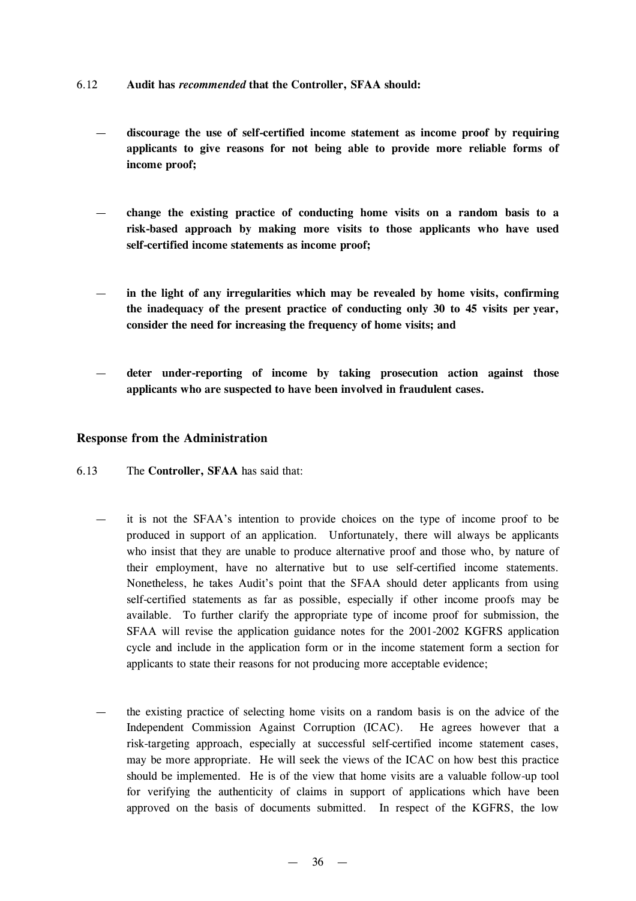6.12 **Audit has *recommended* that the Controller, SFAA should:**

— **discourage the use of self-certified income statement as income proof by requiring applicants to give reasons for not being able to provide more reliable forms of income proof;**

— **change the existing practice of conducting home visits on a random basis to a risk-based approach by making more visits to those applicants who have used self-certified income statements as income proof;**

— **in the light of any irregularities which may be revealed by home visits, confirming the inadequacy of the present practice of conducting only 30 to 45 visits per year, consider the need for increasing the frequency of home visits; and**

— **deter under-reporting of income by taking prosecution action against those applicants who are suspected to have been involved in fraudulent cases.**

### Response from the Administration

6.13 The **Controller, SFAA** has said that:

— it is not the SFAA's intention to provide choices on the type of income proof to be produced in support of an application. Unfortunately, there will always be applicants who insist that they are unable to produce alternative proof and those who, by nature of their employment, have no alternative but to use self-certified income statements. Nonetheless, he takes Audit's point that the SFAA should deter applicants from using self-certified statements as far as possible, especially if other income proofs may be available. To further clarify the appropriate type of income proof for submission, the SFAA will revise the application guidance notes for the 2001-2002 KGFRS application cycle and include in the application form or in the income statement form a section for applicants to state their reasons for not producing more acceptable evidence;

— the existing practice of selecting home visits on a random basis is on the advice of the Independent Commission Against Corruption (ICAC). He agrees however that a risk-targeting approach, especially at successful self-certified income statement cases, may be more appropriate. He will seek the views of the ICAC on how best this practice should be implemented. He is of the view that home visits are a valuable follow-up tool for verifying the authenticity of claims in support of applications which have been approved on the basis of documents submitted. In respect of the KGFRS, the low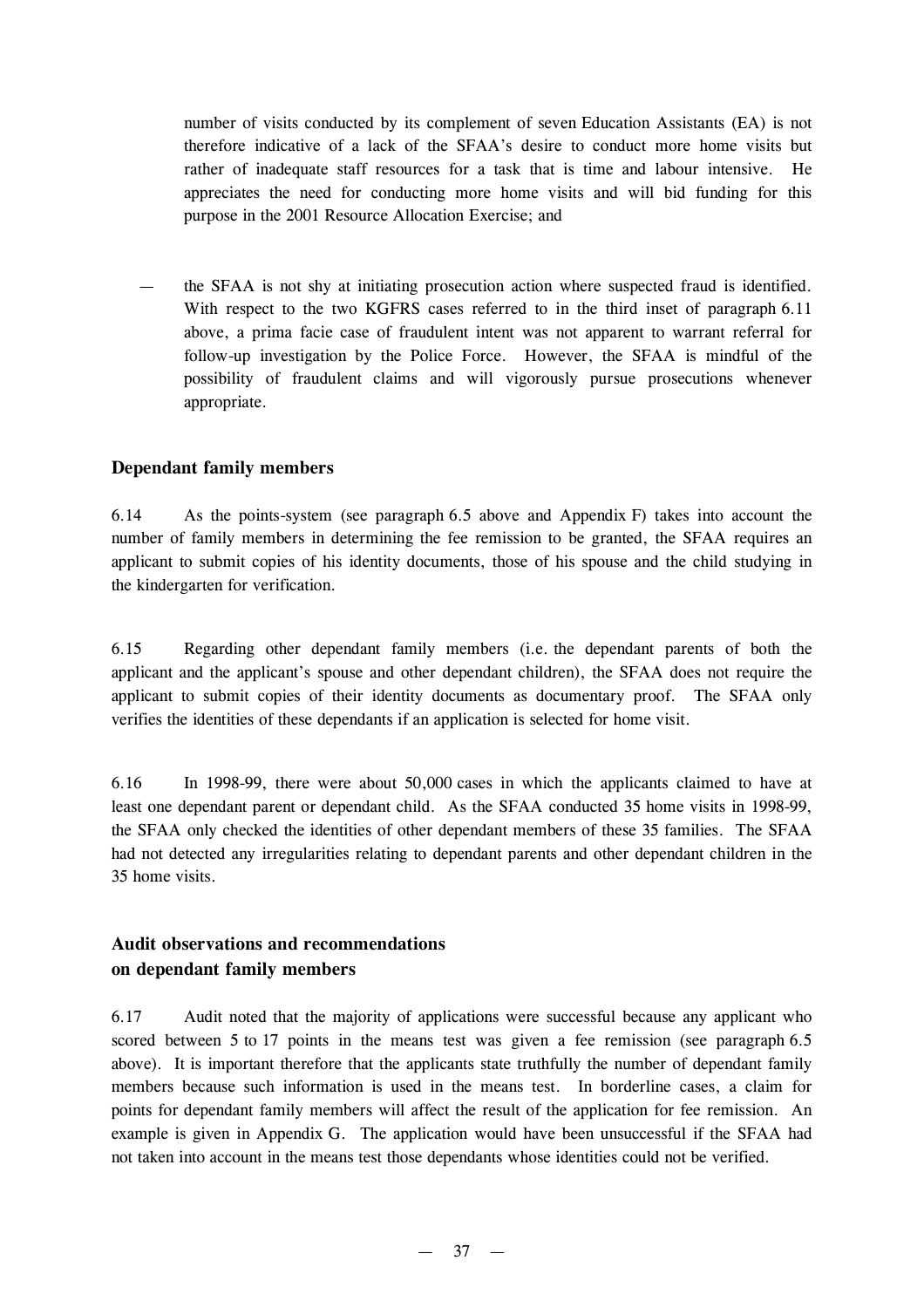number of visits conducted by its complement of seven Education Assistants (EA) is not therefore indicative of a lack of the SFAA's desire to conduct more home visits but rather of inadequate staff resources for a task that is time and labour intensive. He appreciates the need for conducting more home visits and will bid funding for this purpose in the 2001 Resource Allocation Exercise; and

— the SFAA is not shy at initiating prosecution action where suspected fraud is identified. With respect to the two KGFRS cases referred to in the third inset of paragraph 6.11 above, a prima facie case of fraudulent intent was not apparent to warrant referral for follow-up investigation by the Police Force. However, the SFAA is mindful of the possibility of fraudulent claims and will vigorously pursue prosecutions whenever appropriate.

### Dependant family members

6.14 As the points-system (see paragraph 6.5 above and Appendix F) takes into account the number of family members in determining the fee remission to be granted, the SFAA requires an applicant to submit copies of his identity documents, those of his spouse and the child studying in the kindergarten for verification.

6.15 Regarding other dependant family members (i.e. the dependant parents of both the applicant and the applicant's spouse and other dependant children), the SFAA does not require the applicant to submit copies of their identity documents as documentary proof. The SFAA only verifies the identities of these dependants if an application is selected for home visit.

6.16 In 1998-99, there were about 50,000 cases in which the applicants claimed to have at least one dependant parent or dependant child. As the SFAA conducted 35 home visits in 1998-99, the SFAA only checked the identities of other dependant members of these 35 families. The SFAA had not detected any irregularities relating to dependant parents and other dependant children in the 35 home visits.

### Audit observations and recommendations on dependant family members

6.17 Audit noted that the majority of applications were successful because any applicant who scored between 5 to 17 points in the means test was given a fee remission (see paragraph 6.5 above). It is important therefore that the applicants state truthfully the number of dependant family members because such information is used in the means test. In borderline cases, a claim for points for dependant family members will affect the result of the application for fee remission. An example is given in Appendix G. The application would have been unsuccessful if the SFAA had not taken into account in the means test those dependants whose identities could not be verified.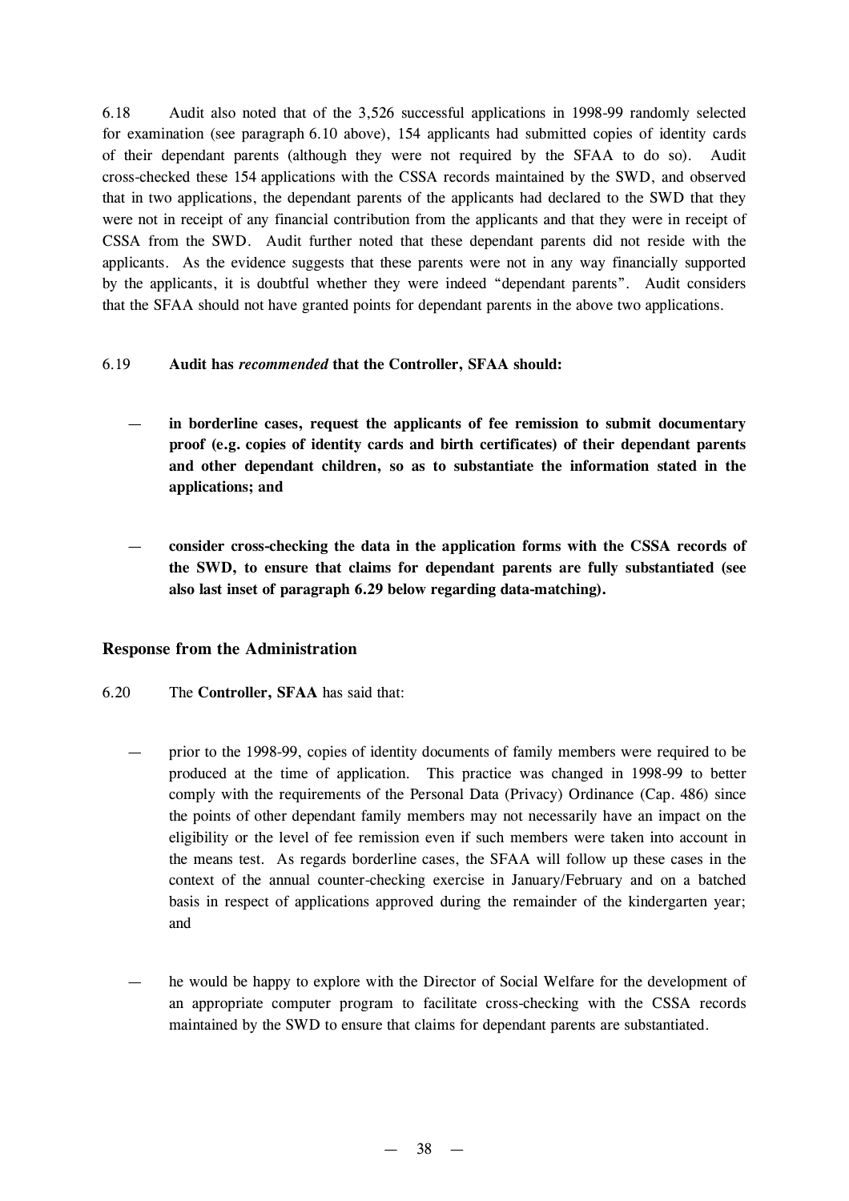6.18 Audit also noted that of the 3,526 successful applications in 1998-99 randomly selected for examination (see paragraph 6.10 above), 154 applicants had submitted copies of identity cards of their dependant parents (although they were not required by the SFAA to do so). Audit cross-checked these 154 applications with the CSSA records maintained by the SWD, and observed that in two applications, the dependant parents of the applicants had declared to the SWD that they were not in receipt of any financial contribution from the applicants and that they were in receipt of CSSA from the SWD. Audit further noted that these dependant parents did not reside with the applicants. As the evidence suggests that these parents were not in any way financially supported by the applicants, it is doubtful whether they were indeed "dependant parents". Audit considers that the SFAA should not have granted points for dependant parents in the above two applications.

6.19 **Audit has *recommended* that the Controller, SFAA should:**

— **in borderline cases, request the applicants of fee remission to submit documentary proof (e.g. copies of identity cards and birth certificates) of their dependant parents and other dependant children, so as to substantiate the information stated in the applications; and**

— **consider cross-checking the data in the application forms with the CSSA records of the SWD, to ensure that claims for dependant parents are fully substantiated (see also last inset of paragraph 6.29 below regarding data-matching).**

### Response from the Administration

6.20 The **Controller, SFAA** has said that:

— prior to the 1998-99, copies of identity documents of family members were required to be produced at the time of application. This practice was changed in 1998-99 to better comply with the requirements of the Personal Data (Privacy) Ordinance (Cap. 486) since the points of other dependant family members may not necessarily have an impact on the eligibility or the level of fee remission even if such members were taken into account in the means test. As regards borderline cases, the SFAA will follow up these cases in the context of the annual counter-checking exercise in January/February and on a batched basis in respect of applications approved during the remainder of the kindergarten year; and

— he would be happy to explore with the Director of Social Welfare for the development of an appropriate computer program to facilitate cross-checking with the CSSA records maintained by the SWD to ensure that claims for dependant parents are substantiated.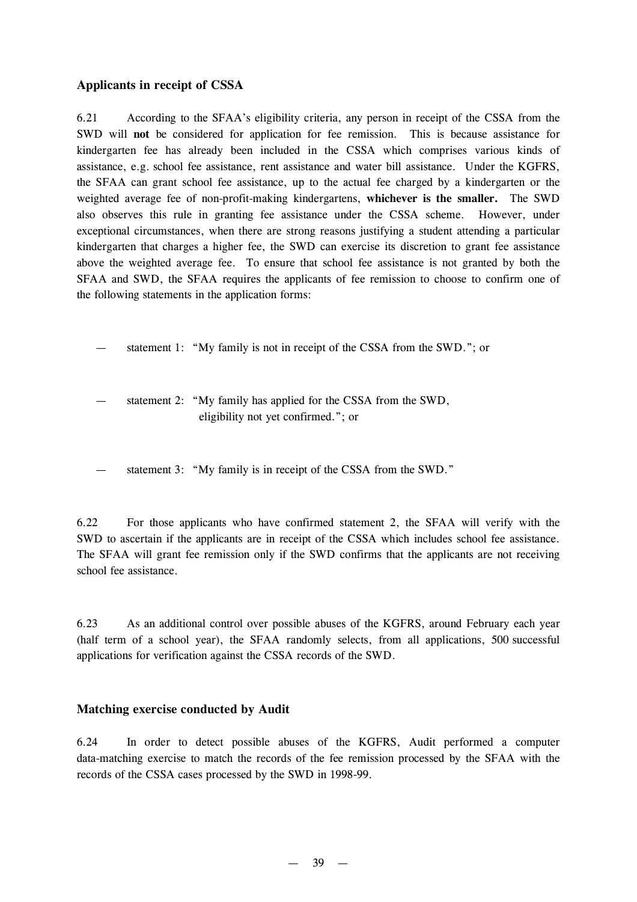### Applicants in receipt of CSSA

6.21 According to the SFAA's eligibility criteria, any person in receipt of the CSSA from the SWD will **not** be considered for application for fee remission. This is because assistance for kindergarten fee has already been included in the CSSA which comprises various kinds of assistance, e.g. school fee assistance, rent assistance and water bill assistance. Under the KGFRS, the SFAA can grant school fee assistance, up to the actual fee charged by a kindergarten or the weighted average fee of non-profit-making kindergartens, **whichever is the smaller.** The SWD also observes this rule in granting fee assistance under the CSSA scheme. However, under exceptional circumstances, when there are strong reasons justifying a student attending a particular kindergarten that charges a higher fee, the SWD can exercise its discretion to grant fee assistance above the weighted average fee. To ensure that school fee assistance is not granted by both the SFAA and SWD, the SFAA requires the applicants of fee remission to choose to confirm one of the following statements in the application forms:

— statement 1: "My family is not in receipt of the CSSA from the SWD."; or

— statement 2: "My family has applied for the CSSA from the SWD, eligibility not yet confirmed."; or

— statement 3: "My family is in receipt of the CSSA from the SWD."

6.22 For those applicants who have confirmed statement 2, the SFAA will verify with the SWD to ascertain if the applicants are in receipt of the CSSA which includes school fee assistance. The SFAA will grant fee remission only if the SWD confirms that the applicants are not receiving school fee assistance.

6.23 As an additional control over possible abuses of the KGFRS, around February each year (half term of a school year), the SFAA randomly selects, from all applications, 500 successful applications for verification against the CSSA records of the SWD.

### Matching exercise conducted by Audit

6.24 In order to detect possible abuses of the KGFRS, Audit performed a computer data-matching exercise to match the records of the fee remission processed by the SFAA with the records of the CSSA cases processed by the SWD in 1998-99.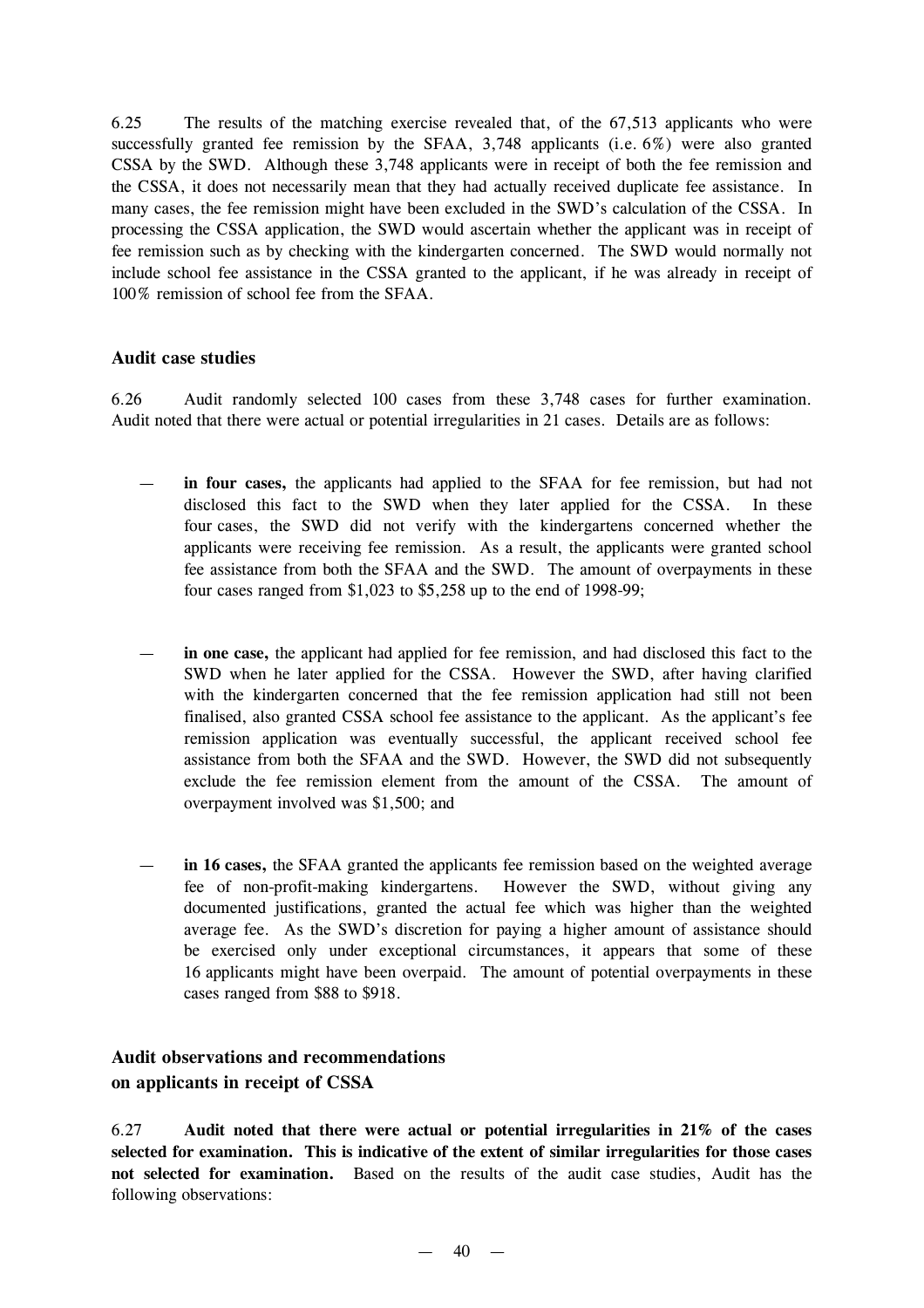6.25 The results of the matching exercise revealed that, of the 67,513 applicants who were successfully granted fee remission by the SFAA, 3,748 applicants (i.e. 6%) were also granted CSSA by the SWD. Although these 3,748 applicants were in receipt of both the fee remission and the CSSA, it does not necessarily mean that they had actually received duplicate fee assistance. In many cases, the fee remission might have been excluded in the SWD's calculation of the CSSA. In processing the CSSA application, the SWD would ascertain whether the applicant was in receipt of fee remission such as by checking with the kindergarten concerned. The SWD would normally not include school fee assistance in the CSSA granted to the applicant, if he was already in receipt of 100% remission of school fee from the SFAA.

### Audit case studies

6.26 Audit randomly selected 100 cases from these 3,748 cases for further examination. Audit noted that there were actual or potential irregularities in 21 cases. Details are as follows:

— **in four cases,** the applicants had applied to the SFAA for fee remission, but had not disclosed this fact to the SWD when they later applied for the CSSA. In these four cases, the SWD did not verify with the kindergartens concerned whether the applicants were receiving fee remission. As a result, the applicants were granted school fee assistance from both the SFAA and the SWD. The amount of overpayments in these four cases ranged from $1,023 to $5,258 up to the end of 1998-99;

— **in one case,** the applicant had applied for fee remission, and had disclosed this fact to the SWD when he later applied for the CSSA. However the SWD, after having clarified with the kindergarten concerned that the fee remission application had still not been finalised, also granted CSSA school fee assistance to the applicant. As the applicant's fee remission application was eventually successful, the applicant received school fee assistance from both the SFAA and the SWD. However, the SWD did not subsequently exclude the fee remission element from the amount of the CSSA. The amount of overpayment involved was $1,500; and

— **in 16 cases,** the SFAA granted the applicants fee remission based on the weighted average fee of non-profit-making kindergartens. However the SWD, without giving any documented justifications, granted the actual fee which was higher than the weighted average fee. As the SWD's discretion for paying a higher amount of assistance should be exercised only under exceptional circumstances, it appears that some of these 16 applicants might have been overpaid. The amount of potential overpayments in these cases ranged from $88 to $918.

### Audit observations and recommendations on applicants in receipt of CSSA

6.27 **Audit noted that there were actual or potential irregularities in 21% of the cases selected for examination. This is indicative of the extent of similar irregularities for those cases not selected for examination.** Based on the results of the audit case studies, Audit has the following observations: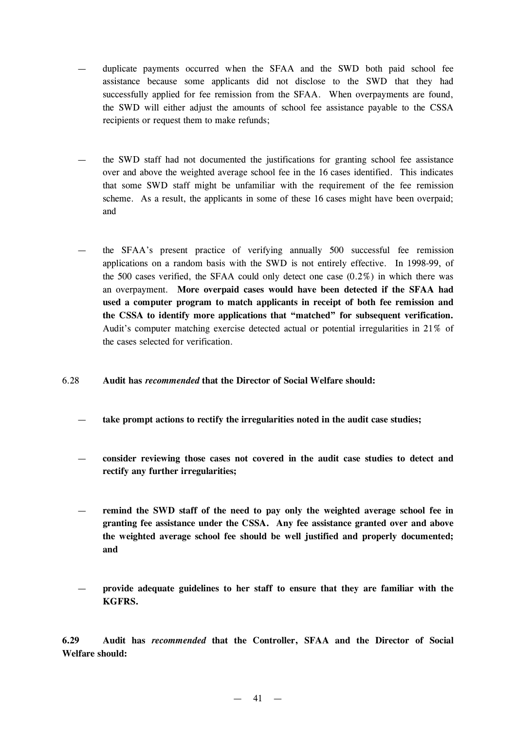- duplicate payments occurred when the SFAA and the SWD both paid school fee assistance because some applicants did not disclose to the SWD that they had successfully applied for fee remission from the SFAA. When overpayments are found, the SWD will either adjust the amounts of school fee assistance payable to the CSSA recipients or request them to make refunds;

- the SWD staff had not documented the justifications for granting school fee assistance over and above the weighted average school fee in the 16 cases identified. This indicates that some SWD staff might be unfamiliar with the requirement of the fee remission scheme. As a result, the applicants in some of these 16 cases might have been overpaid; and

- the SFAA's present practice of verifying annually 500 successful fee remission applications on a random basis with the SWD is not entirely effective. In 1998-99, of the 500 cases verified, the SFAA could only detect one case (0.2%) in which there was an overpayment. **More overpaid cases would have been detected if the SFAA had used a computer program to match applicants in receipt of both fee remission and the CSSA to identify more applications that "matched" for subsequent verification.** Audit's computer matching exercise detected actual or potential irregularities in 21% of the cases selected for verification.

6.28 **Audit has *recommended* that the Director of Social Welfare should:**

- **take prompt actions to rectify the irregularities noted in the audit case studies;**

- **consider reviewing those cases not covered in the audit case studies to detect and rectify any further irregularities;**

- **remind the SWD staff of the need to pay only the weighted average school fee in granting fee assistance under the CSSA. Any fee assistance granted over and above the weighted average school fee should be well justified and properly documented; and**

- **provide adequate guidelines to her staff to ensure that they are familiar with the KGFRS.**

**6.29 Audit has *recommended* that the Controller, SFAA and the Director of Social Welfare should:**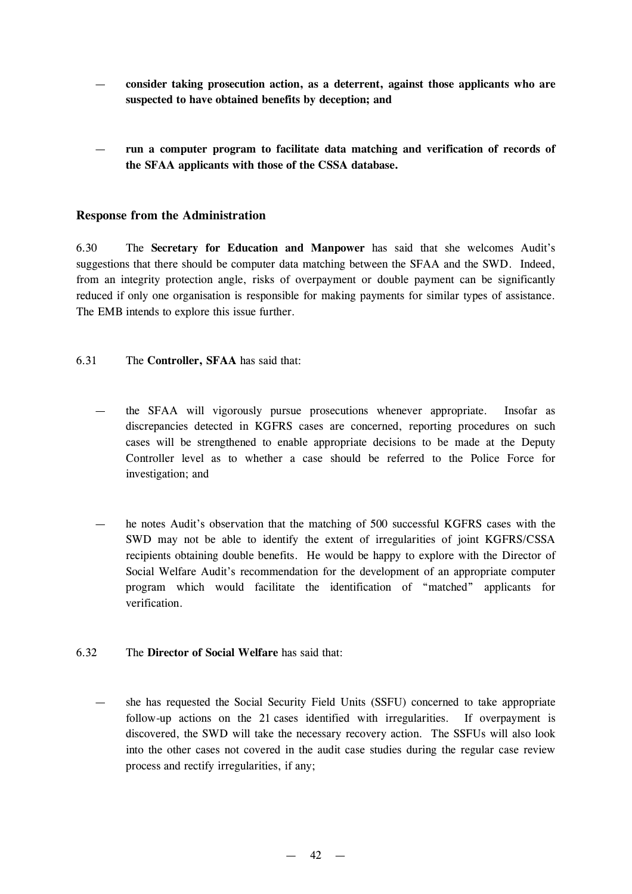- **consider taking prosecution action, as a deterrent, against those applicants who are suspected to have obtained benefits by deception; and**

- **run a computer program to facilitate data matching and verification of records of the SFAA applicants with those of the CSSA database.**

### Response from the Administration

6.30 The **Secretary for Education and Manpower** has said that she welcomes Audit's suggestions that there should be computer data matching between the SFAA and the SWD. Indeed, from an integrity protection angle, risks of overpayment or double payment can be significantly reduced if only one organisation is responsible for making payments for similar types of assistance. The EMB intends to explore this issue further.

6.31 The **Controller, SFAA** has said that:

- the SFAA will vigorously pursue prosecutions whenever appropriate. Insofar as discrepancies detected in KGFRS cases are concerned, reporting procedures on such cases will be strengthened to enable appropriate decisions to be made at the Deputy Controller level as to whether a case should be referred to the Police Force for investigation; and

- he notes Audit's observation that the matching of 500 successful KGFRS cases with the SWD may not be able to identify the extent of irregularities of joint KGFRS/CSSA recipients obtaining double benefits. He would be happy to explore with the Director of Social Welfare Audit's recommendation for the development of an appropriate computer program which would facilitate the identification of "matched" applicants for verification.

6.32 The **Director of Social Welfare** has said that:

- she has requested the Social Security Field Units (SSFU) concerned to take appropriate follow-up actions on the 21 cases identified with irregularities. If overpayment is discovered, the SWD will take the necessary recovery action. The SSFUs will also look into the other cases not covered in the audit case studies during the regular case review process and rectify irregularities, if any;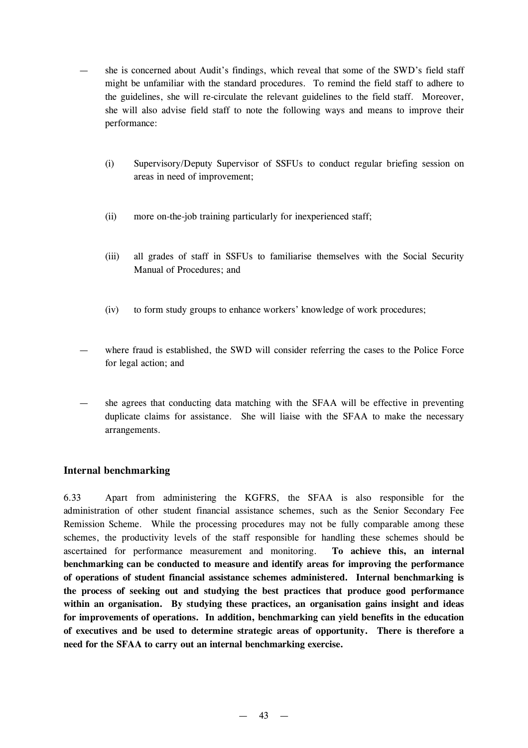— she is concerned about Audit's findings, which reveal that some of the SWD's field staff might be unfamiliar with the standard procedures. To remind the field staff to adhere to the guidelines, she will re-circulate the relevant guidelines to the field staff. Moreover, she will also advise field staff to note the following ways and means to improve their performance:

  (i) Supervisory/Deputy Supervisor of SSFUs to conduct regular briefing session on areas in need of improvement;

  (ii) more on-the-job training particularly for inexperienced staff;

  (iii) all grades of staff in SSFUs to familiarise themselves with the Social Security Manual of Procedures; and

  (iv) to form study groups to enhance workers' knowledge of work procedures;

— where fraud is established, the SWD will consider referring the cases to the Police Force for legal action; and

— she agrees that conducting data matching with the SFAA will be effective in preventing duplicate claims for assistance. She will liaise with the SFAA to make the necessary arrangements.

### Internal benchmarking

6.33 Apart from administering the KGFRS, the SFAA is also responsible for the administration of other student financial assistance schemes, such as the Senior Secondary Fee Remission Scheme. While the processing procedures may not be fully comparable among these schemes, the productivity levels of the staff responsible for handling these schemes should be ascertained for performance measurement and monitoring. **To achieve this, an internal benchmarking can be conducted to measure and identify areas for improving the performance of operations of student financial assistance schemes administered. Internal benchmarking is the process of seeking out and studying the best practices that produce good performance within an organisation. By studying these practices, an organisation gains insight and ideas for improvements of operations. In addition, benchmarking can yield benefits in the education of executives and be used to determine strategic areas of opportunity. There is therefore a need for the SFAA to carry out an internal benchmarking exercise.**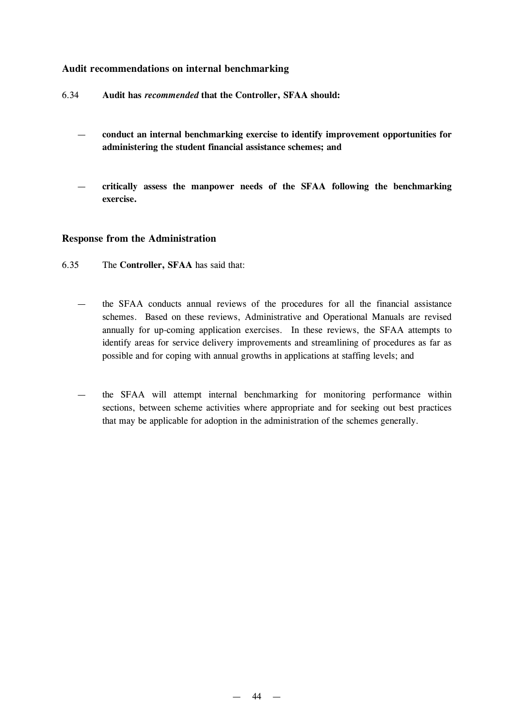### Audit recommendations on internal benchmarking

6.34 **Audit has *recommended* that the Controller, SFAA should:**

- **conduct an internal benchmarking exercise to identify improvement opportunities for administering the student financial assistance schemes; and**

- **critically assess the manpower needs of the SFAA following the benchmarking exercise.**

### Response from the Administration

6.35 The **Controller, SFAA** has said that:

- the SFAA conducts annual reviews of the procedures for all the financial assistance schemes. Based on these reviews, Administrative and Operational Manuals are revised annually for up-coming application exercises. In these reviews, the SFAA attempts to identify areas for service delivery improvements and streamlining of procedures as far as possible and for coping with annual growths in applications at staffing levels; and

- the SFAA will attempt internal benchmarking for monitoring performance within sections, between scheme activities where appropriate and for seeking out best practices that may be applicable for adoption in the administration of the schemes generally.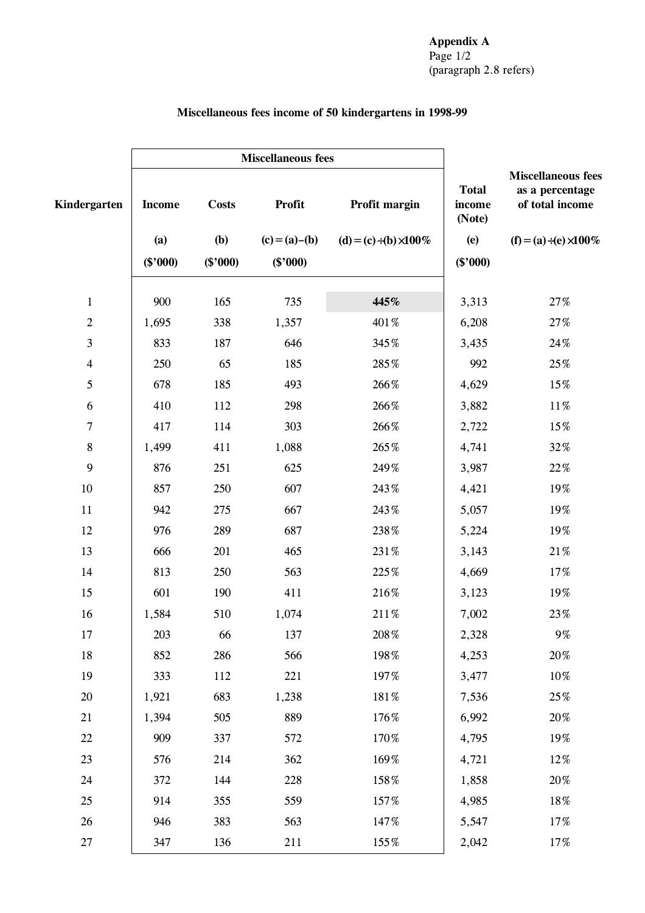Appendix A
Page 1/2
(paragraph 2.8 refers)

## Miscellaneous fees income of 50 kindergartens in 1998-99

| Kindergarten | Miscellaneous fees | | | | Total income (Note) | Miscellaneous fees as a percentage of total income |
|---|---|---|---|---|---|---|
| | Income | Costs | Profit | Profit margin | | |
| | (a) | (b) | (c) = (a)−(b) | (d) = (c) ÷ (b) × 100% | (e) | (f) = (a) ÷ (e) × 100% |
| | ($'000) | ($'000) | ($'000) | | ($'000) | |
| 1 | 900 | 165 | 735 | **445%** | 3,313 | 27% |
| 2 | 1,695 | 338 | 1,357 | 401% | 6,208 | 27% |
| 3 | 833 | 187 | 646 | 345% | 3,435 | 24% |
| 4 | 250 | 65 | 185 | 285% | 992 | 25% |
| 5 | 678 | 185 | 493 | 266% | 4,629 | 15% |
| 6 | 410 | 112 | 298 | 266% | 3,882 | 11% |
| 7 | 417 | 114 | 303 | 266% | 2,722 | 15% |
| 8 | 1,499 | 411 | 1,088 | 265% | 4,741 | 32% |
| 9 | 876 | 251 | 625 | 249% | 3,987 | 22% |
| 10 | 857 | 250 | 607 | 243% | 4,421 | 19% |
| 11 | 942 | 275 | 667 | 243% | 5,057 | 19% |
| 12 | 976 | 289 | 687 | 238% | 5,224 | 19% |
| 13 | 666 | 201 | 465 | 231% | 3,143 | 21% |
| 14 | 813 | 250 | 563 | 225% | 4,669 | 17% |
| 15 | 601 | 190 | 411 | 216% | 3,123 | 19% |
| 16 | 1,584 | 510 | 1,074 | 211% | 7,002 | 23% |
| 17 | 203 | 66 | 137 | 208% | 2,328 | 9% |
| 18 | 852 | 286 | 566 | 198% | 4,253 | 20% |
| 19 | 333 | 112 | 221 | 197% | 3,477 | 10% |
| 20 | 1,921 | 683 | 1,238 | 181% | 7,536 | 25% |
| 21 | 1,394 | 505 | 889 | 176% | 6,992 | 20% |
| 22 | 909 | 337 | 572 | 170% | 4,795 | 19% |
| 23 | 576 | 214 | 362 | 169% | 4,721 | 12% |
| 24 | 372 | 144 | 228 | 158% | 1,858 | 20% |
| 25 | 914 | 355 | 559 | 157% | 4,985 | 18% |
| 26 | 946 | 383 | 563 | 147% | 5,547 | 17% |
| 27 | 347 | 136 | 211 | 155% | 2,042 | 17% |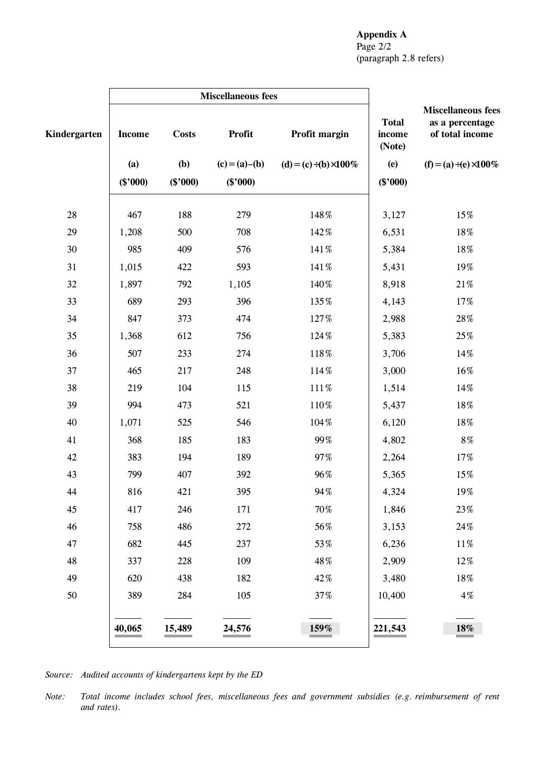**Appendix A**
Page 2/2
(paragraph 2.8 refers)

| Kindergarten | Miscellaneous fees | | | | Total income (Note) | Miscellaneous fees as a percentage of total income |
|---|---|---|---|---|---|---|
| | Income | Costs | Profit | Profit margin | | |
| | (a) | (b) | (c) = (a) − (b) | (d) = (c) ÷ (b) × 100% | (e) | (f) = (a) ÷ (e) × 100% |
| | ($'000) | ($'000) | ($'000) | | ($'000) | |
| 28 | 467 | 188 | 279 | 148% | 3,127 | 15% |
| 29 | 1,208 | 500 | 708 | 142% | 6,531 | 18% |
| 30 | 985 | 409 | 576 | 141% | 5,384 | 18% |
| 31 | 1,015 | 422 | 593 | 141% | 5,431 | 19% |
| 32 | 1,897 | 792 | 1,105 | 140% | 8,918 | 21% |
| 33 | 689 | 293 | 396 | 135% | 4,143 | 17% |
| 34 | 847 | 373 | 474 | 127% | 2,988 | 28% |
| 35 | 1,368 | 612 | 756 | 124% | 5,383 | 25% |
| 36 | 507 | 233 | 274 | 118% | 3,706 | 14% |
| 37 | 465 | 217 | 248 | 114% | 3,000 | 16% |
| 38 | 219 | 104 | 115 | 111% | 1,514 | 14% |
| 39 | 994 | 473 | 521 | 110% | 5,437 | 18% |
| 40 | 1,071 | 525 | 546 | 104% | 6,120 | 18% |
| 41 | 368 | 185 | 183 | 99% | 4,802 | 8% |
| 42 | 383 | 194 | 189 | 97% | 2,264 | 17% |
| 43 | 799 | 407 | 392 | 96% | 5,365 | 15% |
| 44 | 816 | 421 | 395 | 94% | 4,324 | 19% |
| 45 | 417 | 246 | 171 | 70% | 1,846 | 23% |
| 46 | 758 | 486 | 272 | 56% | 3,153 | 24% |
| 47 | 682 | 445 | 237 | 53% | 6,236 | 11% |
| 48 | 337 | 228 | 109 | 48% | 2,909 | 12% |
| 49 | 620 | 438 | 182 | 42% | 3,480 | 18% |
| 50 | 389 | 284 | 105 | 37% | 10,400 | 4% |
| | **40,065** | **15,489** | **24,576** | **159%** | **221,543** | **18%** |

*Source: Audited accounts of kindergartens kept by the ED*

*Note: Total income includes school fees, miscellaneous fees and government subsidies (e.g. reimbursement of rent and rates).*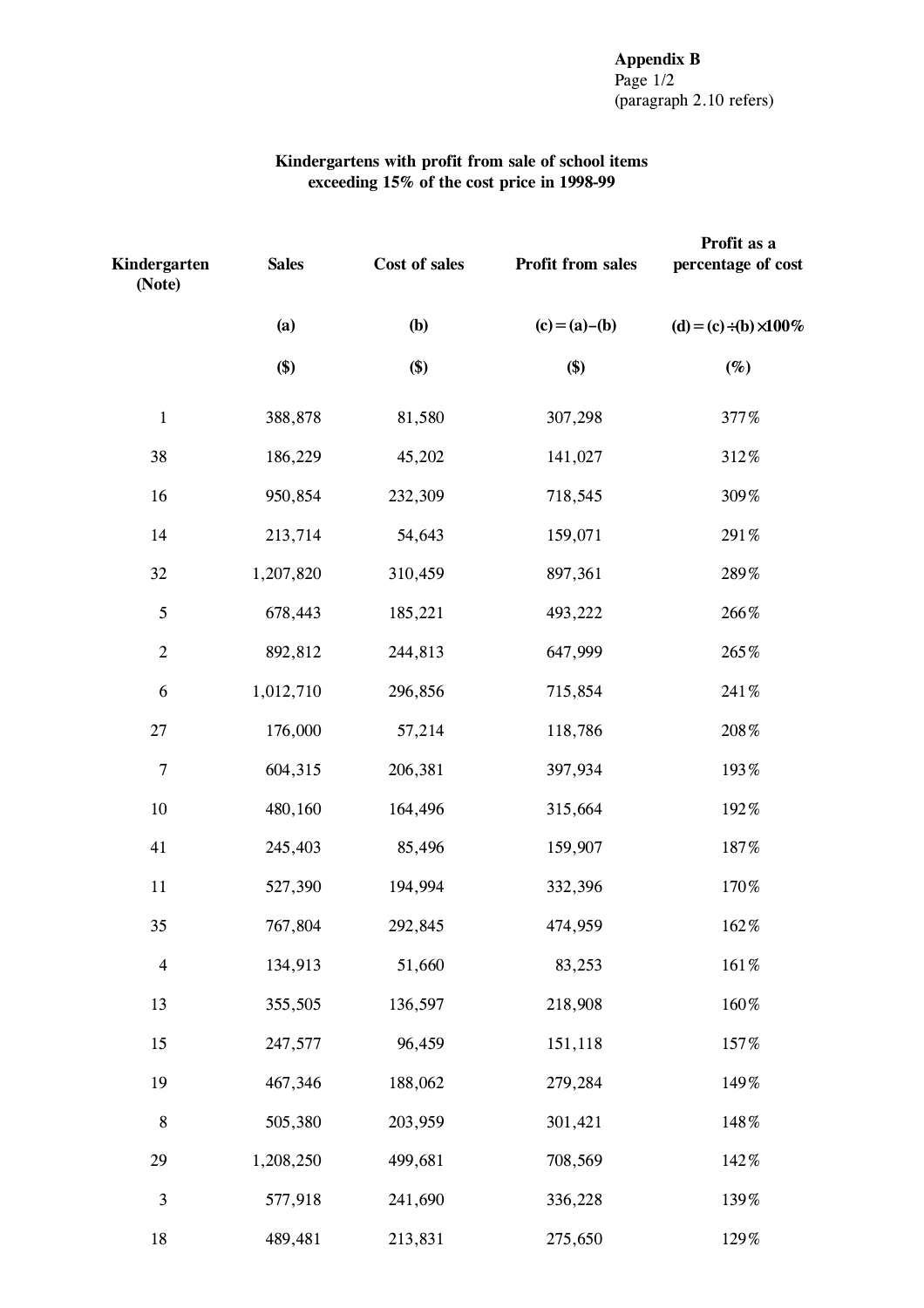**Appendix B**
Page 1/2
(paragraph 2.10 refers)

**Kindergartens with profit from sale of school items exceeding 15% of the cost price in 1998-99**

| Kindergarten (Note) | Sales | Cost of sales | Profit from sales | Profit as a percentage of cost |
|---|---|---|---|---|
| | (a) | (b) | (c) = (a)−(b) | (d) = (c) ÷ (b) × 100% |
| | ($) | ($) | ($) | (%) |
| 1 | 388,878 | 81,580 | 307,298 | 377% |
| 38 | 186,229 | 45,202 | 141,027 | 312% |
| 16 | 950,854 | 232,309 | 718,545 | 309% |
| 14 | 213,714 | 54,643 | 159,071 | 291% |
| 32 | 1,207,820 | 310,459 | 897,361 | 289% |
| 5 | 678,443 | 185,221 | 493,222 | 266% |
| 2 | 892,812 | 244,813 | 647,999 | 265% |
| 6 | 1,012,710 | 296,856 | 715,854 | 241% |
| 27 | 176,000 | 57,214 | 118,786 | 208% |
| 7 | 604,315 | 206,381 | 397,934 | 193% |
| 10 | 480,160 | 164,496 | 315,664 | 192% |
| 41 | 245,403 | 85,496 | 159,907 | 187% |
| 11 | 527,390 | 194,994 | 332,396 | 170% |
| 35 | 767,804 | 292,845 | 474,959 | 162% |
| 4 | 134,913 | 51,660 | 83,253 | 161% |
| 13 | 355,505 | 136,597 | 218,908 | 160% |
| 15 | 247,577 | 96,459 | 151,118 | 157% |
| 19 | 467,346 | 188,062 | 279,284 | 149% |
| 8 | 505,380 | 203,959 | 301,421 | 148% |
| 29 | 1,208,250 | 499,681 | 708,569 | 142% |
| 3 | 577,918 | 241,690 | 336,228 | 139% |
| 18 | 489,481 | 213,831 | 275,650 | 129% |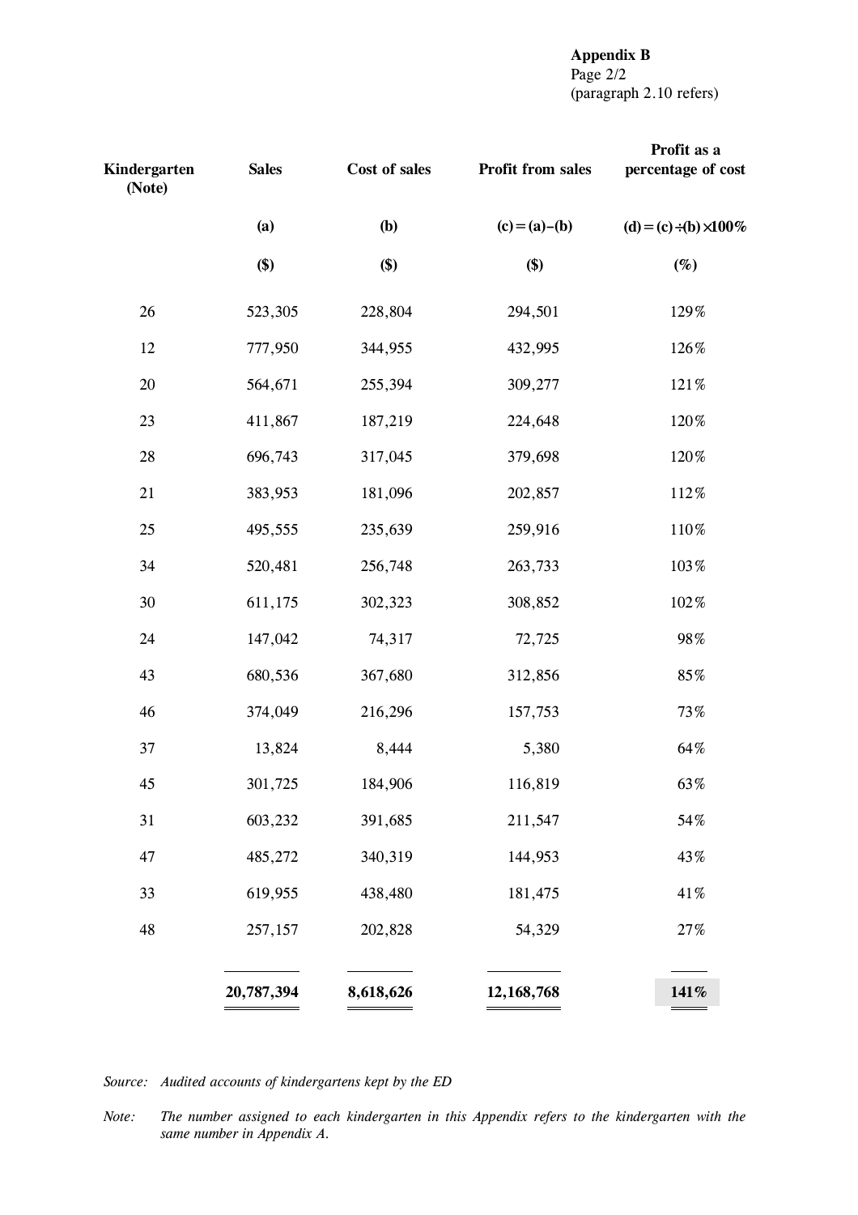**Appendix B**
Page 2/2
(paragraph 2.10 refers)

| Kindergarten (Note) | Sales | Cost of sales | Profit from sales | Profit as a percentage of cost |
|---|---|---|---|---|
| | (a) | (b) | (c) = (a)−(b) | (d) = (c) ÷ (b) × 100% |
| | ($) | ($) | ($) | (%) |
| 26 | 523,305 | 228,804 | 294,501 | 129% |
| 12 | 777,950 | 344,955 | 432,995 | 126% |
| 20 | 564,671 | 255,394 | 309,277 | 121% |
| 23 | 411,867 | 187,219 | 224,648 | 120% |
| 28 | 696,743 | 317,045 | 379,698 | 120% |
| 21 | 383,953 | 181,096 | 202,857 | 112% |
| 25 | 495,555 | 235,639 | 259,916 | 110% |
| 34 | 520,481 | 256,748 | 263,733 | 103% |
| 30 | 611,175 | 302,323 | 308,852 | 102% |
| 24 | 147,042 | 74,317 | 72,725 | 98% |
| 43 | 680,536 | 367,680 | 312,856 | 85% |
| 46 | 374,049 | 216,296 | 157,753 | 73% |
| 37 | 13,824 | 8,444 | 5,380 | 64% |
| 45 | 301,725 | 184,906 | 116,819 | 63% |
| 31 | 603,232 | 391,685 | 211,547 | 54% |
| 47 | 485,272 | 340,319 | 144,953 | 43% |
| 33 | 619,955 | 438,480 | 181,475 | 41% |
| 48 | 257,157 | 202,828 | 54,329 | 27% |
| | **20,787,394** | **8,618,626** | **12,168,768** | **141%** |

*Source: Audited accounts of kindergartens kept by the ED*

*Note: The number assigned to each kindergarten in this Appendix refers to the kindergarten with the same number in Appendix A.*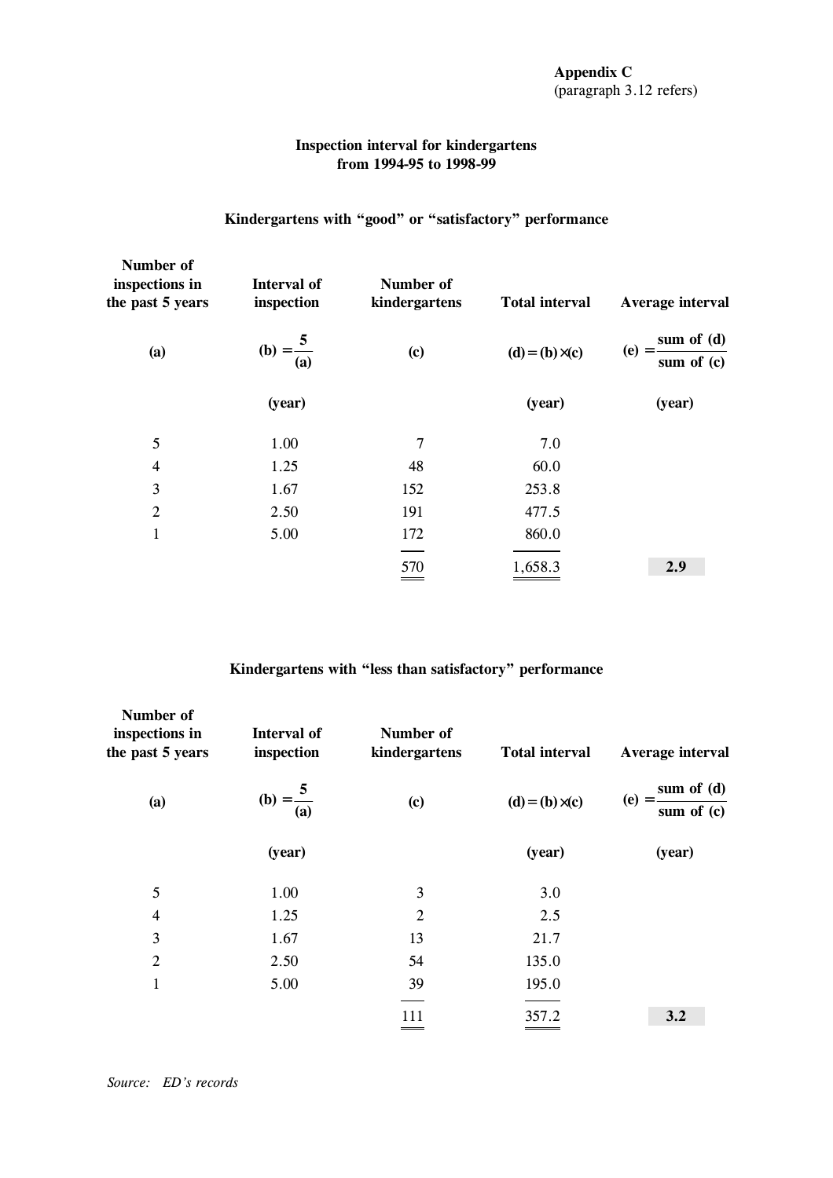**Appendix C**
(paragraph 3.12 refers)

## Inspection interval for kindergartens from 1994-95 to 1998-99

### Kindergartens with "good" or "satisfactory" performance

| Number of inspections in the past 5 years | Interval of inspection | Number of kindergartens | Total interval | Average interval |
|---|---|---|---|---|
| (a) | (b) $= \frac{5}{(a)}$ | (c) | (d) = (b) × (c) | (e) $= \frac{\text{sum of (d)}}{\text{sum of (c)}}$ |
| | (year) | | (year) | (year) |
| 5 | 1.00 | 7 | 7.0 | |
| 4 | 1.25 | 48 | 60.0 | |
| 3 | 1.67 | 152 | 253.8 | |
| 2 | 2.50 | 191 | 477.5 | |
| 1 | 5.00 | 172 | 860.0 | |
| | | 570 | 1,658.3 | **2.9** |

### Kindergartens with "less than satisfactory" performance

| Number of inspections in the past 5 years | Interval of inspection | Number of kindergartens | Total interval | Average interval |
|---|---|---|---|---|
| (a) | (b) $= \frac{5}{(a)}$ | (c) | (d) = (b) × (c) | (e) $= \frac{\text{sum of (d)}}{\text{sum of (c)}}$ |
| | (year) | | (year) | (year) |
| 5 | 1.00 | 3 | 3.0 | |
| 4 | 1.25 | 2 | 2.5 | |
| 3 | 1.67 | 13 | 21.7 | |
| 2 | 2.50 | 54 | 135.0 | |
| 1 | 5.00 | 39 | 195.0 | |
| | | 111 | 357.2 | **3.2** |

*Source: ED's records*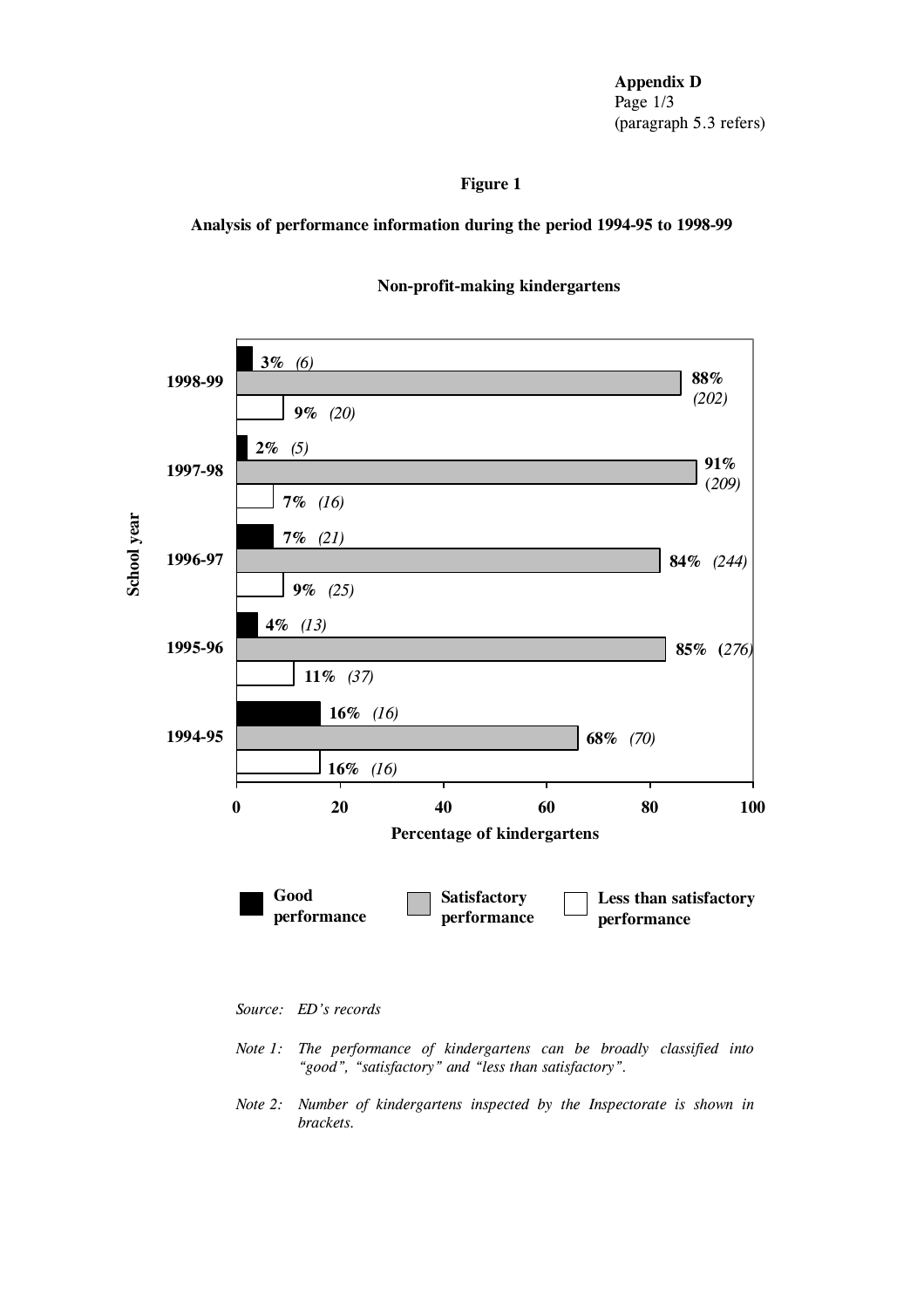**Appendix D**
Page 1/3
(paragraph 5.3 refers)

**Figure 1**

**Analysis of performance information during the period 1994-95 to 1998-99**

**Non-profit-making kindergartens**

| School year | Good performance | Satisfactory performance | Less than satisfactory performance |
|---|---|---|---|
| 1998-99 | **3%** *(6)* | **88%** *(202)* | **9%** *(20)* |
| 1997-98 | **2%** *(5)* | **91%** *(209)* | **7%** *(16)* |
| 1996-97 | **7%** *(21)* | **84%** *(244)* | **9%** *(25)* |
| 1995-96 | **4%** *(13)* | **85%** *(276)* | **11%** *(37)* |
| 1994-95 | **16%** *(16)* | **68%** *(70)* | **16%** *(16)* |

**Percentage of kindergartens**

*Source: ED's records*

*Note 1: The performance of kindergartens can be broadly classified into "good", "satisfactory" and "less than satisfactory".*

*Note 2: Number of kindergartens inspected by the Inspectorate is shown in brackets.*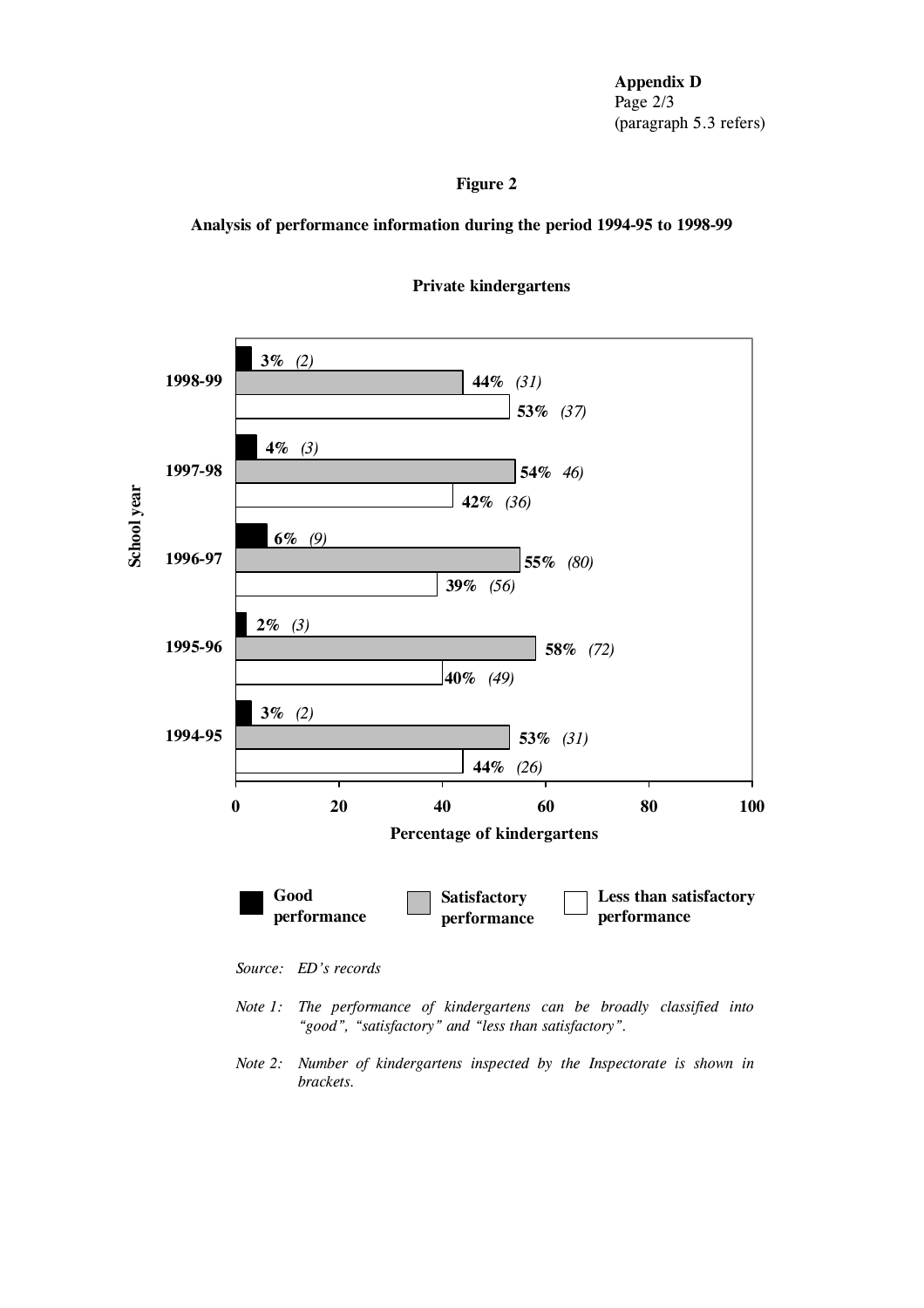**Appendix D**
Page 2/3
(paragraph 5.3 refers)

**Figure 2**

**Analysis of performance information during the period 1994-95 to 1998-99**

**Private kindergartens**

| School year | Good performance | Satisfactory performance | Less than satisfactory performance |
|---|---|---|---|
| 1998-99 | 3% (2) | 44% (31) | 53% (37) |
| 1997-98 | 4% (3) | 54% 46) | 42% (36) |
| 1996-97 | 6% (9) | 55% (80) | 39% (56) |
| 1995-96 | 2% (3) | 58% (72) | 40% (49) |
| 1994-95 | 3% (2) | 53% (31) | 44% (26) |

Percentage of kindergartens

*Source: ED's records*

*Note 1: The performance of kindergartens can be broadly classified into "good", "satisfactory" and "less than satisfactory".*

*Note 2: Number of kindergartens inspected by the Inspectorate is shown in brackets.*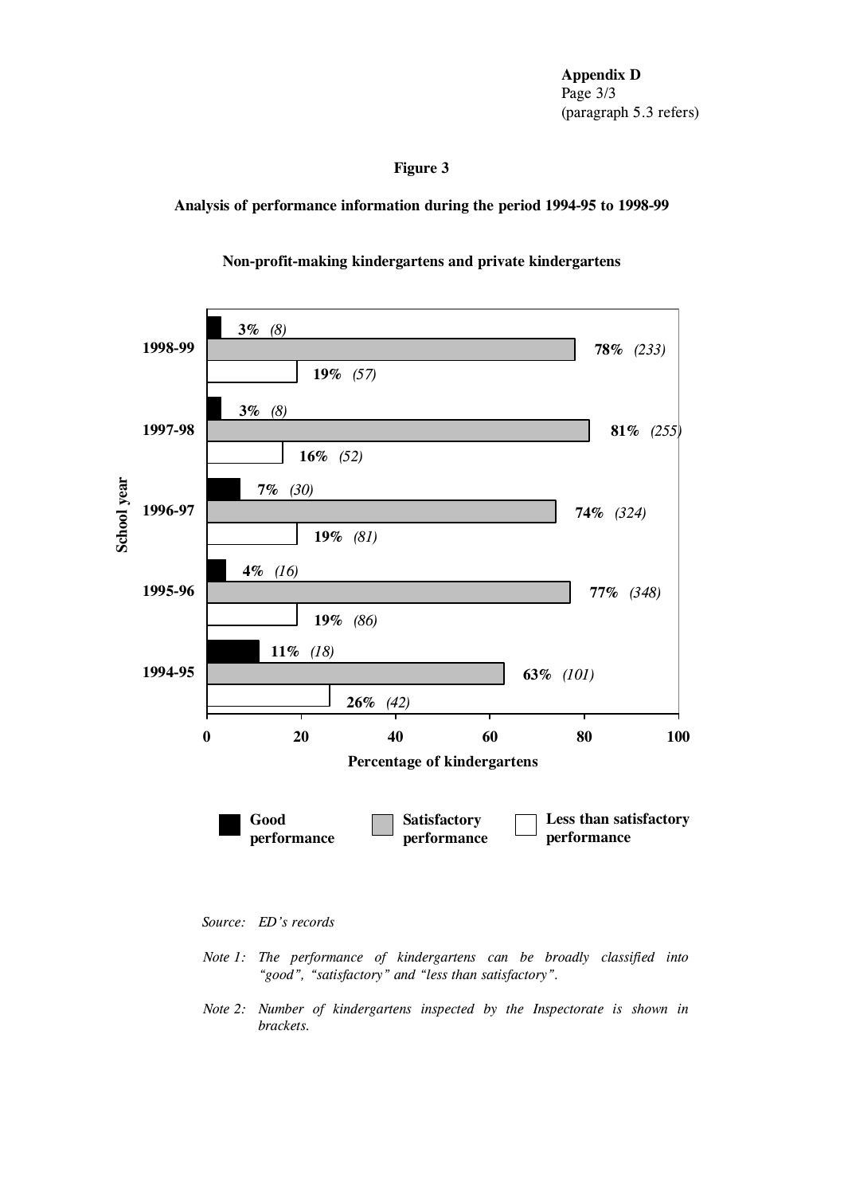**Appendix D**
Page 3/3
(paragraph 5.3 refers)

**Figure 3**

**Analysis of performance information during the period 1994-95 to 1998-99**

**Non-profit-making kindergartens and private kindergartens**

| School year | Good performance | Satisfactory performance | Less than satisfactory performance |
|---|---|---|---|
| 1998-99 | 3% (8) | 78% (233) | 19% (57) |
| 1997-98 | 3% (8) | 81% (255) | 16% (52) |
| 1996-97 | 7% (30) | 74% (324) | 19% (81) |
| 1995-96 | 4% (16) | 77% (348) | 19% (86) |
| 1994-95 | 11% (18) | 63% (101) | 26% (42) |

Percentage of kindergartens

*Source: ED's records*

*Note 1: The performance of kindergartens can be broadly classified into "good", "satisfactory" and "less than satisfactory".*

*Note 2: Number of kindergartens inspected by the Inspectorate is shown in brackets.*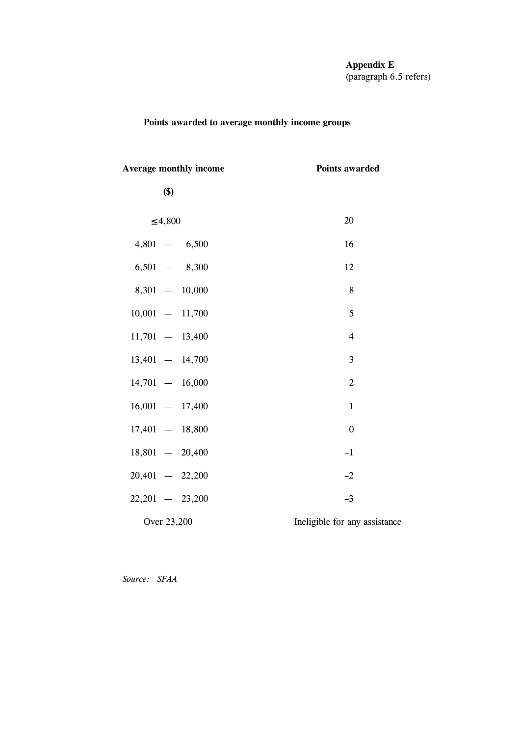**Appendix E**
(paragraph 6.5 refers)

**Points awarded to average monthly income groups**

| **Average monthly income** <br> **($)** | **Points awarded** |
|---|---|
| ≤ 4,800 | 20 |
| 4,801 — 6,500 | 16 |
| 6,501 — 8,300 | 12 |
| 8,301 — 10,000 | 8 |
| 10,001 — 11,700 | 5 |
| 11,701 — 13,400 | 4 |
| 13,401 — 14,700 | 3 |
| 14,701 — 16,000 | 2 |
| 16,001 — 17,400 | 1 |
| 17,401 — 18,800 | 0 |
| 18,801 — 20,400 | –1 |
| 20,401 — 22,200 | –2 |
| 22,201 — 23,200 | –3 |
| Over 23,200 | Ineligible for any assistance |

*Source: SFAA*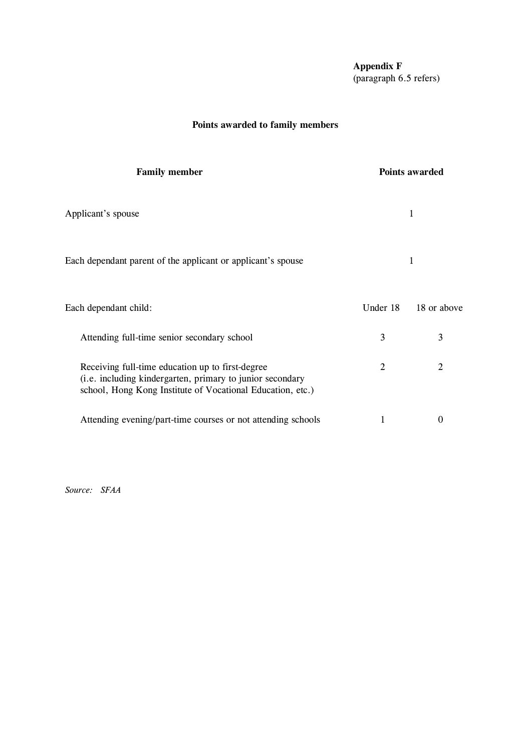**Appendix F**
(paragraph 6.5 refers)

## Points awarded to family members

| Family member | Points awarded | |
|---|---|---|
| Applicant's spouse | 1 | |
| Each dependant parent of the applicant or applicant's spouse | 1 | |
| Each dependant child: | Under 18 | 18 or above |
| Attending full-time senior secondary school | 3 | 3 |
| Receiving full-time education up to first-degree (i.e. including kindergarten, primary to junior secondary school, Hong Kong Institute of Vocational Education, etc.) | 2 | 2 |
| Attending evening/part-time courses or not attending schools | 1 | 0 |

*Source: SFAA*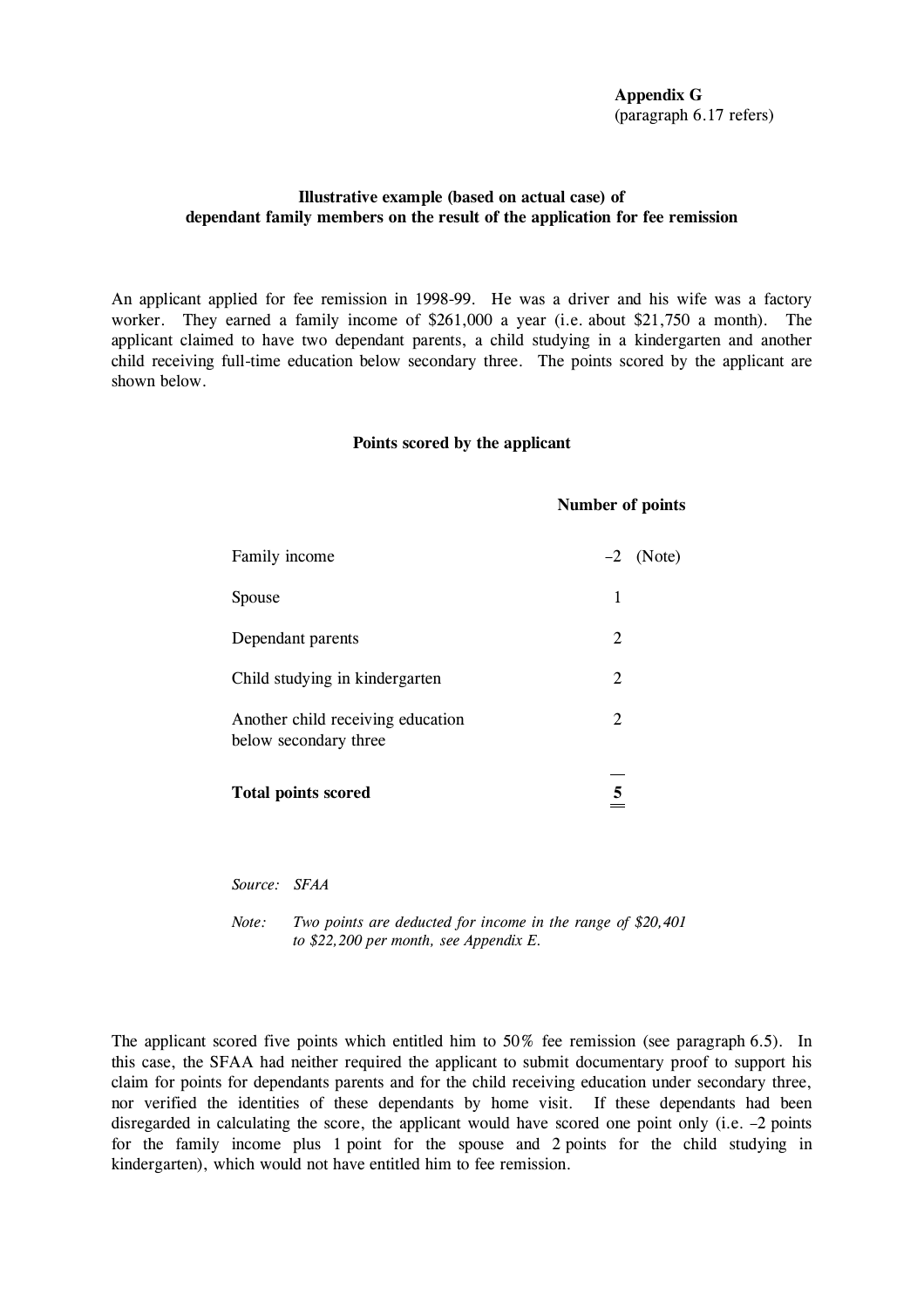**Appendix G**
(paragraph 6.17 refers)

**Illustrative example (based on actual case) of dependant family members on the result of the application for fee remission**

An applicant applied for fee remission in 1998-99. He was a driver and his wife was a factory worker. They earned a family income of $261,000 a year (i.e. about $21,750 a month). The applicant claimed to have two dependant parents, a child studying in a kindergarten and another child receiving full-time education below secondary three. The points scored by the applicant are shown below.

**Points scored by the applicant**

| | **Number of points** |
|---|---|
| Family income | –2 (Note) |
| Spouse | 1 |
| Dependant parents | 2 |
| Child studying in kindergarten | 2 |
| Another child receiving education below secondary three | 2 |
| **Total points scored** | **5** |

*Source: SFAA*

*Note: Two points are deducted for income in the range of $20,401 to $22,200 per month, see Appendix E.*

The applicant scored five points which entitled him to 50% fee remission (see paragraph 6.5). In this case, the SFAA had neither required the applicant to submit documentary proof to support his claim for points for dependants parents and for the child receiving education under secondary three, nor verified the identities of these dependants by home visit. If these dependants had been disregarded in calculating the score, the applicant would have scored one point only (i.e. –2 points for the family income plus 1 point for the spouse and 2 points for the child studying in kindergarten), which would not have entitled him to fee remission.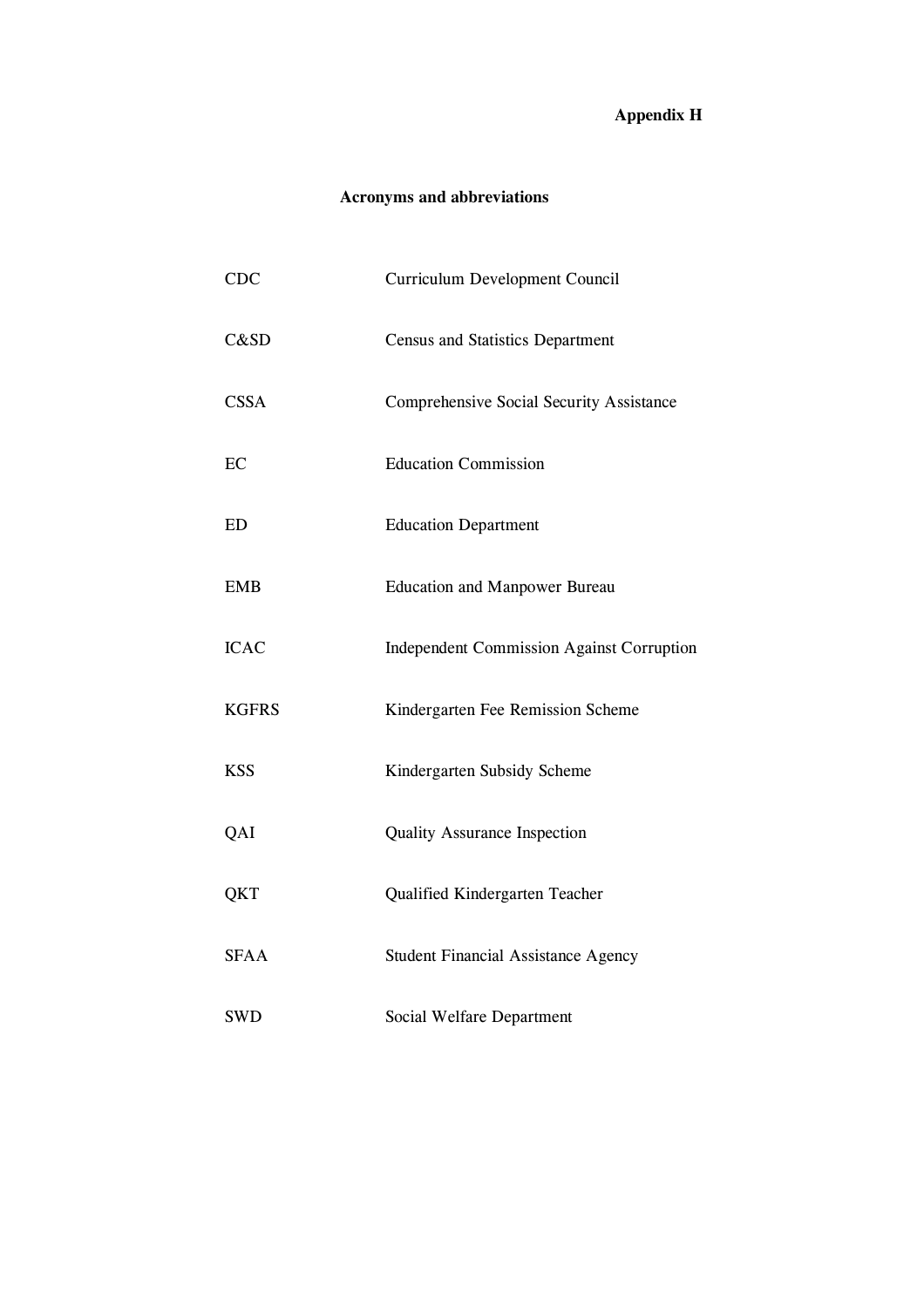**Appendix H**

## Acronyms and abbreviations

| | |
|---|---|
| CDC | Curriculum Development Council |
| C&SD | Census and Statistics Department |
| CSSA | Comprehensive Social Security Assistance |
| EC | Education Commission |
| ED | Education Department |
| EMB | Education and Manpower Bureau |
| ICAC | Independent Commission Against Corruption |
| KGFRS | Kindergarten Fee Remission Scheme |
| KSS | Kindergarten Subsidy Scheme |
| QAI | Quality Assurance Inspection |
| QKT | Qualified Kindergarten Teacher |
| SFAA | Student Financial Assistance Agency |
| SWD | Social Welfare Department |